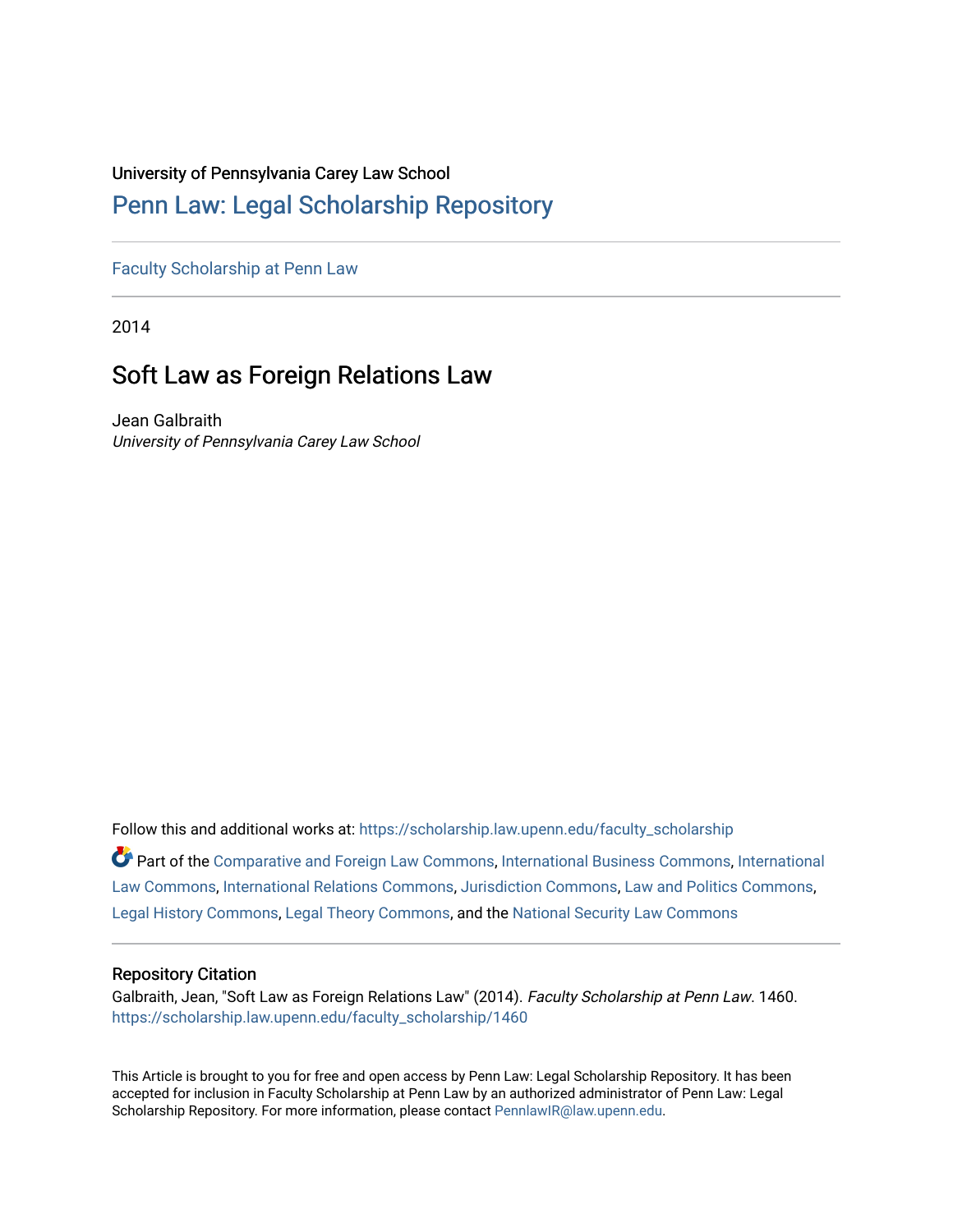University of Pennsylvania Carey Law School

# Penn Law: Legal Scholarship Repository

Faculty Scholarship at Penn Law

2014

## Soft Law as Foreign Relations Law

Jean Galbraith
*University of Pennsylvania Carey Law School*

Follow this and additional works at: https://scholarship.law.upenn.edu/faculty_scholarship

Part of the Comparative and Foreign Law Commons, International Business Commons, International Law Commons, International Relations Commons, Jurisdiction Commons, Law and Politics Commons, Legal History Commons, Legal Theory Commons, and the National Security Law Commons

### Repository Citation

Galbraith, Jean, "Soft Law as Foreign Relations Law" (2014). *Faculty Scholarship at Penn Law*. 1460.
https://scholarship.law.upenn.edu/faculty_scholarship/1460

This Article is brought to you for free and open access by Penn Law: Legal Scholarship Repository. It has been accepted for inclusion in Faculty Scholarship at Penn Law by an authorized administrator of Penn Law: Legal Scholarship Repository. For more information, please contact PennlawIR@law.upenn.edu.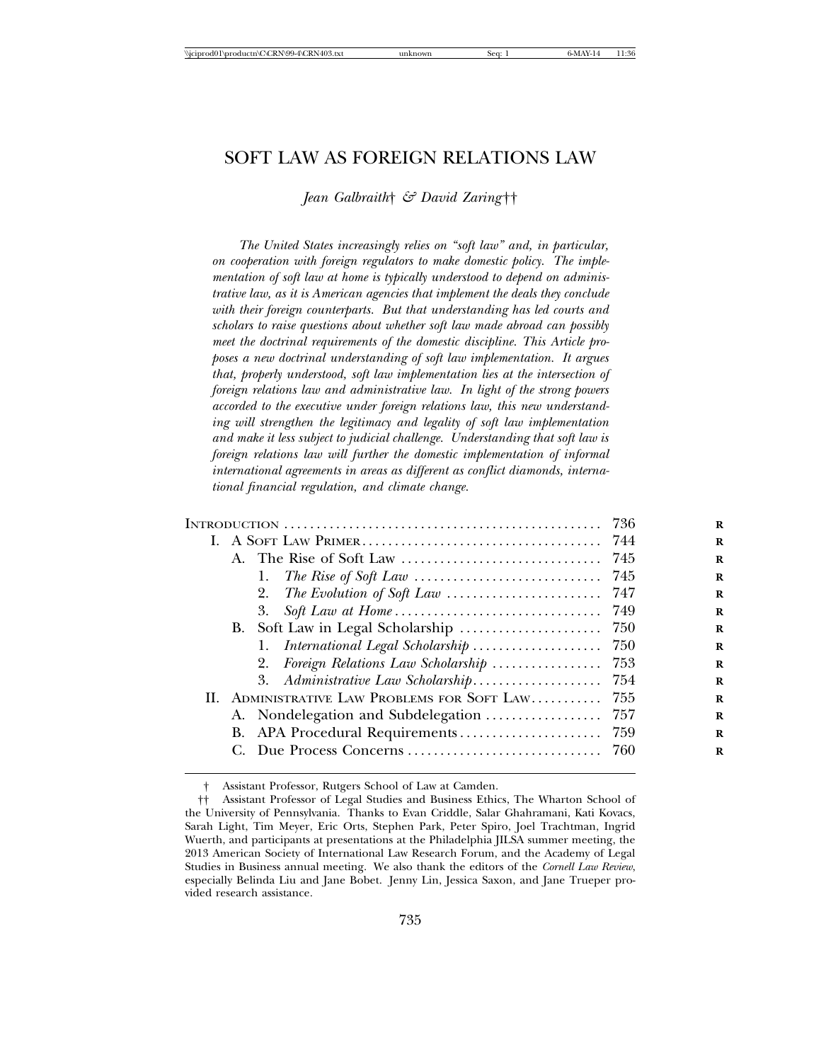# SOFT LAW AS FOREIGN RELATIONS LAW

*Jean Galbraith*† *& David Zaring*††

*The United States increasingly relies on "soft law" and, in particular, on cooperation with foreign regulators to make domestic policy. The implementation of soft law at home is typically understood to depend on administrative law, as it is American agencies that implement the deals they conclude with their foreign counterparts. But that understanding has led courts and scholars to raise questions about whether soft law made abroad can possibly meet the doctrinal requirements of the domestic discipline. This Article proposes a new doctrinal understanding of soft law implementation. It argues that, properly understood, soft law implementation lies at the intersection of foreign relations law and administrative law. In light of the strong powers accorded to the executive under foreign relations law, this new understanding will strengthen the legitimacy and legality of soft law implementation and make it less subject to judicial challenge. Understanding that soft law is foreign relations law will further the domestic implementation of informal international agreements in areas as different as conflict diamonds, international financial regulation, and climate change.*

INTRODUCTION .......... 736
I. A SOFT LAW PRIMER .......... 744
  A. The Rise of Soft Law .......... 745
    1. *The Rise of Soft Law* .......... 745
    2. *The Evolution of Soft Law* .......... 747
    3. *Soft Law at Home* .......... 749
  B. Soft Law in Legal Scholarship .......... 750
    1. *International Legal Scholarship* .......... 750
    2. *Foreign Relations Law Scholarship* .......... 753
    3. *Administrative Law Scholarship* .......... 754
II. ADMINISTRATIVE LAW PROBLEMS FOR SOFT LAW .......... 755
  A. Nondelegation and Subdelegation .......... 757
  B. APA Procedural Requirements .......... 759
  C. Due Process Concerns .......... 760

† Assistant Professor, Rutgers School of Law at Camden.

†† Assistant Professor of Legal Studies and Business Ethics, The Wharton School of the University of Pennsylvania. Thanks to Evan Criddle, Salar Ghahramani, Kati Kovacs, Sarah Light, Tim Meyer, Eric Orts, Stephen Park, Peter Spiro, Joel Trachtman, Ingrid Wuerth, and participants at presentations at the Philadelphia JILSA summer meeting, the 2013 American Society of International Law Research Forum, and the Academy of Legal Studies in Business annual meeting. We also thank the editors of the *Cornell Law Review*, especially Belinda Liu and Jane Bobet. Jenny Lin, Jessica Saxon, and Jane Trueper provided research assistance.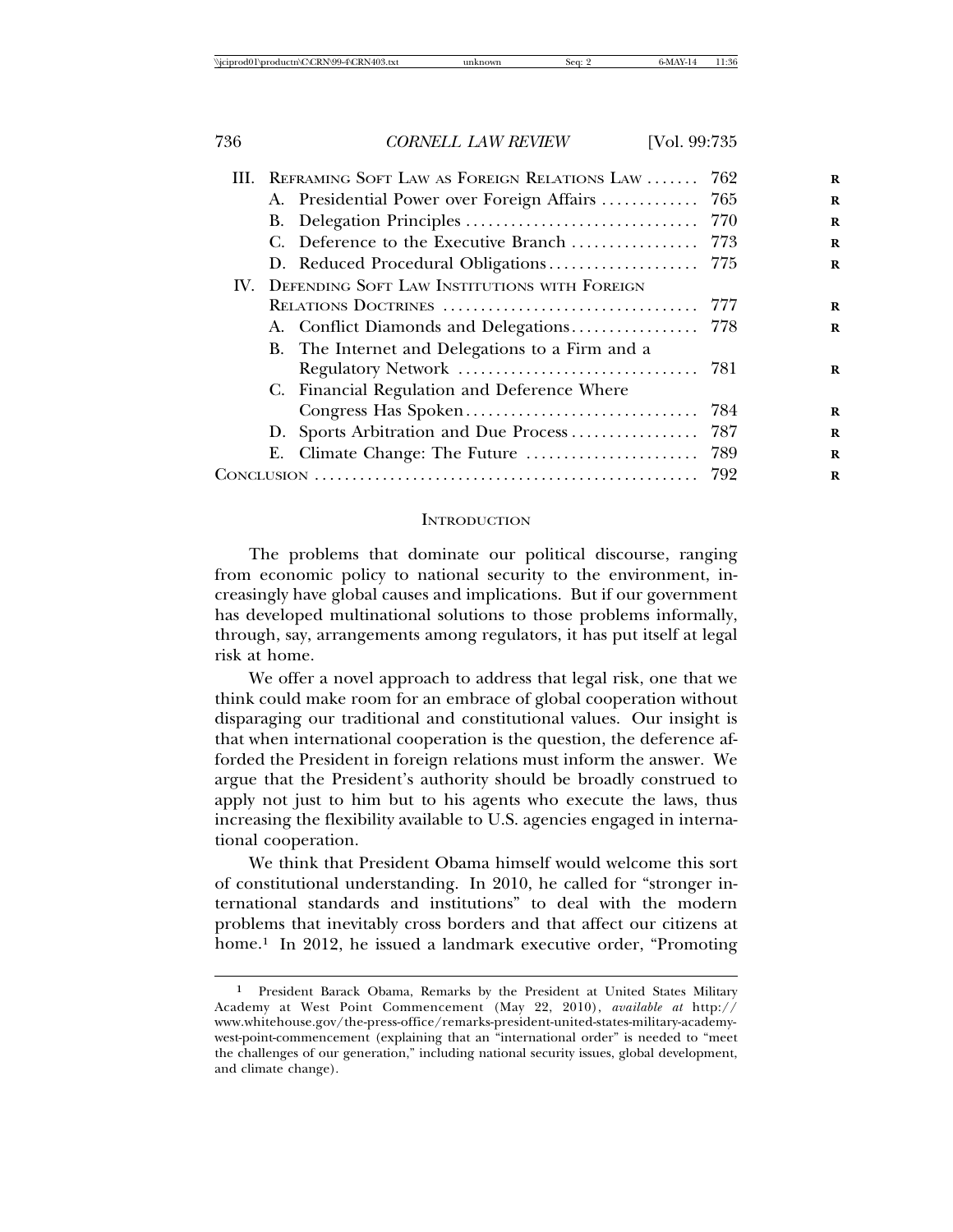| | | |
|---|---|---|
| III. | REFRAMING SOFT LAW AS FOREIGN RELATIONS LAW | 762 |
| | A. Presidential Power over Foreign Affairs | 765 |
| | B. Delegation Principles | 770 |
| | C. Deference to the Executive Branch | 773 |
| | D. Reduced Procedural Obligations | 775 |
| IV. | DEFENDING SOFT LAW INSTITUTIONS WITH FOREIGN RELATIONS DOCTRINES | 777 |
| | A. Conflict Diamonds and Delegations | 778 |
| | B. The Internet and Delegations to a Firm and a Regulatory Network | 781 |
| | C. Financial Regulation and Deference Where Congress Has Spoken | 784 |
| | D. Sports Arbitration and Due Process | 787 |
| | E. Climate Change: The Future | 789 |
| CONCLUSION | | 792 |

## INTRODUCTION

The problems that dominate our political discourse, ranging from economic policy to national security to the environment, increasingly have global causes and implications. But if our government has developed multinational solutions to those problems informally, through, say, arrangements among regulators, it has put itself at legal risk at home.

We offer a novel approach to address that legal risk, one that we think could make room for an embrace of global cooperation without disparaging our traditional and constitutional values. Our insight is that when international cooperation is the question, the deference afforded the President in foreign relations must inform the answer. We argue that the President's authority should be broadly construed to apply not just to him but to his agents who execute the laws, thus increasing the flexibility available to U.S. agencies engaged in international cooperation.

We think that President Obama himself would welcome this sort of constitutional understanding. In 2010, he called for "stronger international standards and institutions" to deal with the modern problems that inevitably cross borders and that affect our citizens at home.[1] In 2012, he issued a landmark executive order, "Promoting

[1] President Barack Obama, Remarks by the President at United States Military Academy at West Point Commencement (May 22, 2010), *available at* http://www.whitehouse.gov/the-press-office/remarks-president-united-states-military-academy-west-point-commencement (explaining that an "international order" is needed to "meet the challenges of our generation," including national security issues, global development, and climate change).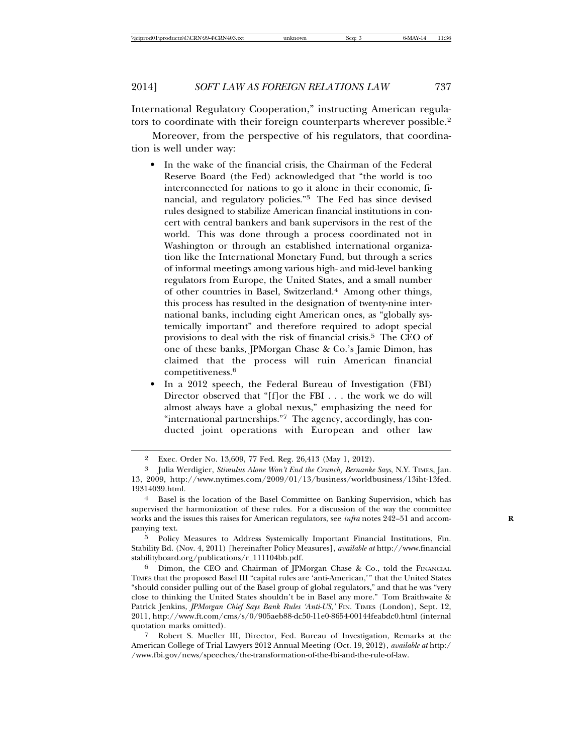International Regulatory Cooperation," instructing American regulators to coordinate with their foreign counterparts wherever possible.[2]

Moreover, from the perspective of his regulators, that coordination is well under way:

- In the wake of the financial crisis, the Chairman of the Federal Reserve Board (the Fed) acknowledged that "the world is too interconnected for nations to go it alone in their economic, financial, and regulatory policies."[3] The Fed has since devised rules designed to stabilize American financial institutions in concert with central bankers and bank supervisors in the rest of the world. This was done through a process coordinated not in Washington or through an established international organization like the International Monetary Fund, but through a series of informal meetings among various high- and mid-level banking regulators from Europe, the United States, and a small number of other countries in Basel, Switzerland.[4] Among other things, this process has resulted in the designation of twenty-nine international banks, including eight American ones, as "globally systemically important" and therefore required to adopt special provisions to deal with the risk of financial crisis.[5] The CEO of one of these banks, JPMorgan Chase & Co.'s Jamie Dimon, has claimed that the process will ruin American financial competitiveness.[6]
- In a 2012 speech, the Federal Bureau of Investigation (FBI) Director observed that "[f]or the FBI . . . the work we do will almost always have a global nexus," emphasizing the need for "international partnerships."[7] The agency, accordingly, has conducted joint operations with European and other law

---

2 Exec. Order No. 13,609, 77 Fed. Reg. 26,413 (May 1, 2012).

3 Julia Werdigier, *Stimulus Alone Won't End the Crunch, Bernanke Says*, N.Y. TIMES, Jan. 13, 2009, http://www.nytimes.com/2009/01/13/business/worldbusiness/13iht-13fed.19314039.html.

4 Basel is the location of the Basel Committee on Banking Supervision, which has supervised the harmonization of these rules. For a discussion of the way the committee works and the issues this raises for American regulators, see *infra* notes 242–51 and accompanying text.

5 Policy Measures to Address Systemically Important Financial Institutions, Fin. Stability Bd. (Nov. 4, 2011) [hereinafter Policy Measures], *available at* http://www.financialstabilityboard.org/publications/r_111104bb.pdf.

6 Dimon, the CEO and Chairman of JPMorgan Chase & Co., told the FINANCIAL TIMES that the proposed Basel III "capital rules are 'anti-American,'" that the United States "should consider pulling out of the Basel group of global regulators," and that he was "very close to thinking the United States shouldn't be in Basel any more." Tom Braithwaite & Patrick Jenkins, *JPMorgan Chief Says Bank Rules 'Anti-US,'* FIN. TIMES (London), Sept. 12, 2011, http://www.ft.com/cms/s/0/905aeb88-dc50-11e0-8654-00144feabdc0.html (internal quotation marks omitted).

7 Robert S. Mueller III, Director, Fed. Bureau of Investigation, Remarks at the American College of Trial Lawyers 2012 Annual Meeting (Oct. 19, 2012), *available at* http://www.fbi.gov/news/speeches/the-transformation-of-the-fbi-and-the-rule-of-law.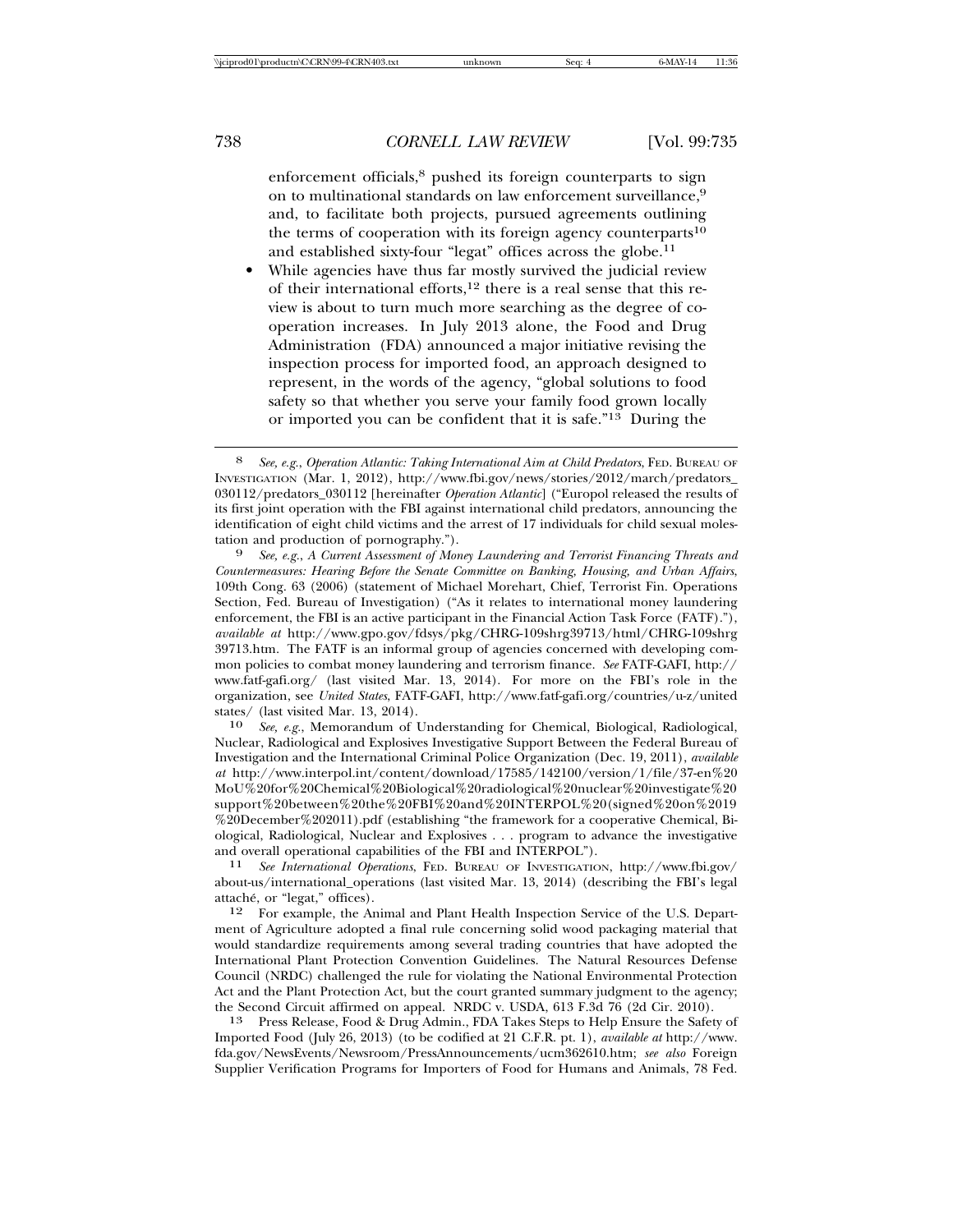enforcement officials,[8] pushed its foreign counterparts to sign on to multinational standards on law enforcement surveillance,[9] and, to facilitate both projects, pursued agreements outlining the terms of cooperation with its foreign agency counterparts[10] and established sixty-four "legat" offices across the globe.[11]

- While agencies have thus far mostly survived the judicial review of their international efforts,[12] there is a real sense that this review is about to turn much more searching as the degree of cooperation increases. In July 2013 alone, the Food and Drug Administration (FDA) announced a major initiative revising the inspection process for imported food, an approach designed to represent, in the words of the agency, "global solutions to food safety so that whether you serve your family food grown locally or imported you can be confident that it is safe."[13] During the

---

8 *See, e.g.*, *Operation Atlantic: Taking International Aim at Child Predators*, FED. BUREAU OF INVESTIGATION (Mar. 1, 2012), http://www.fbi.gov/news/stories/2012/march/predators_030112/predators_030112 [hereinafter *Operation Atlantic*] ("Europol released the results of its first joint operation with the FBI against international child predators, announcing the identification of eight child victims and the arrest of 17 individuals for child sexual molestation and production of pornography.").

9 *See, e.g.*, *A Current Assessment of Money Laundering and Terrorist Financing Threats and Countermeasures: Hearing Before the Senate Committee on Banking, Housing, and Urban Affairs*, 109th Cong. 63 (2006) (statement of Michael Morehart, Chief, Terrorist Fin. Operations Section, Fed. Bureau of Investigation) ("As it relates to international money laundering enforcement, the FBI is an active participant in the Financial Action Task Force (FATF)."), *available at* http://www.gpo.gov/fdsys/pkg/CHRG-109shrg39713/html/CHRG-109shrg39713.htm. The FATF is an informal group of agencies concerned with developing common policies to combat money laundering and terrorism finance. *See* FATF-GAFI, http://www.fatf-gafi.org/ (last visited Mar. 13, 2014). For more on the FBI's role in the organization, see *United States*, FATF-GAFI, http://www.fatf-gafi.org/countries/u-z/unitedstates/ (last visited Mar. 13, 2014).

10 *See, e.g.*, Memorandum of Understanding for Chemical, Biological, Radiological, Nuclear, Radiological and Explosives Investigative Support Between the Federal Bureau of Investigation and the International Criminal Police Organization (Dec. 19, 2011), *available at* http://www.interpol.int/content/download/17585/142100/version/1/file/37-en%20MoU%20for%20Chemical%20Biological%20radiological%20nuclear%20investigate%20support%20between%20the%20FBI%20and%20INTERPOL%20(signed%20on%2019%20December%202011).pdf (establishing "the framework for a cooperative Chemical, Biological, Radiological, Nuclear and Explosives . . . program to advance the investigative and overall operational capabilities of the FBI and INTERPOL").

11 *See International Operations*, FED. BUREAU OF INVESTIGATION, http://www.fbi.gov/about-us/international_operations (last visited Mar. 13, 2014) (describing the FBI's legal attaché, or "legat," offices).

12 For example, the Animal and Plant Health Inspection Service of the U.S. Department of Agriculture adopted a final rule concerning solid wood packaging material that would standardize requirements among several trading countries that have adopted the International Plant Protection Convention Guidelines. The Natural Resources Defense Council (NRDC) challenged the rule for violating the National Environmental Protection Act and the Plant Protection Act, but the court granted summary judgment to the agency; the Second Circuit affirmed on appeal. NRDC v. USDA, 613 F.3d 76 (2d Cir. 2010).

13 Press Release, Food & Drug Admin., FDA Takes Steps to Help Ensure the Safety of Imported Food (July 26, 2013) (to be codified at 21 C.F.R. pt. 1), *available at* http://www.fda.gov/NewsEvents/Newsroom/PressAnnouncements/ucm362610.htm; *see also* Foreign Supplier Verification Programs for Importers of Food for Humans and Animals, 78 Fed.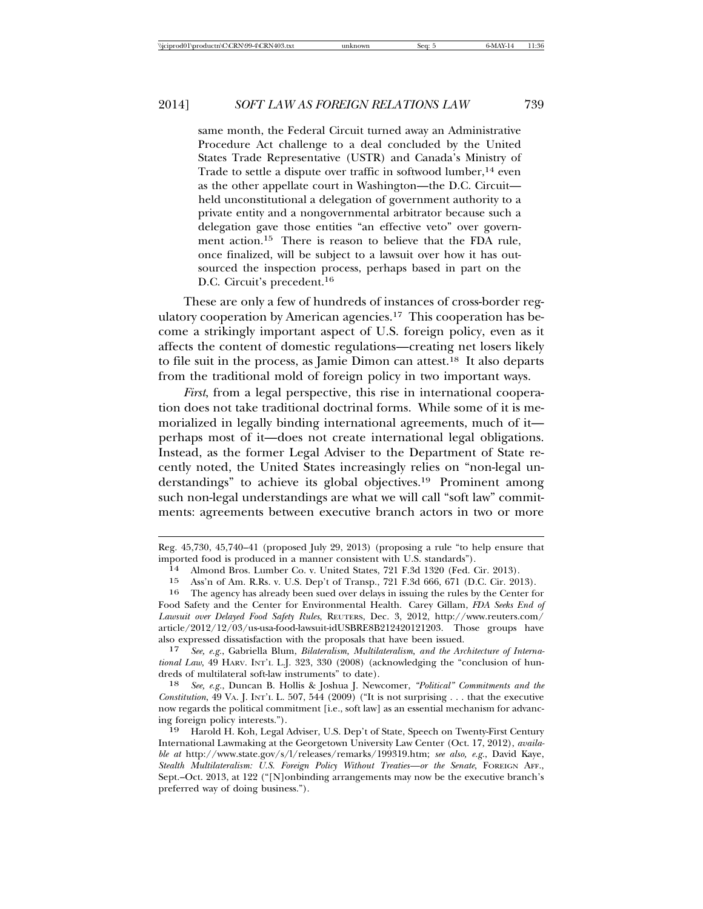same month, the Federal Circuit turned away an Administrative Procedure Act challenge to a deal concluded by the United States Trade Representative (USTR) and Canada's Ministry of Trade to settle a dispute over traffic in softwood lumber,[14] even as the other appellate court in Washington—the D.C. Circuit—held unconstitutional a delegation of government authority to a private entity and a nongovernmental arbitrator because such a delegation gave those entities "an effective veto" over government action.[15] There is reason to believe that the FDA rule, once finalized, will be subject to a lawsuit over how it has outsourced the inspection process, perhaps based in part on the D.C. Circuit's precedent.[16]

These are only a few of hundreds of instances of cross-border regulatory cooperation by American agencies.[17] This cooperation has become a strikingly important aspect of U.S. foreign policy, even as it affects the content of domestic regulations—creating net losers likely to file suit in the process, as Jamie Dimon can attest.[18] It also departs from the traditional mold of foreign policy in two important ways.

*First*, from a legal perspective, this rise in international cooperation does not take traditional doctrinal forms. While some of it is memorialized in legally binding international agreements, much of it—perhaps most of it—does not create international legal obligations. Instead, as the former Legal Adviser to the Department of State recently noted, the United States increasingly relies on "non-legal understandings" to achieve its global objectives.[19] Prominent among such non-legal understandings are what we will call "soft law" commitments: agreements between executive branch actors in two or more

---

Reg. 45,730, 45,740–41 (proposed July 29, 2013) (proposing a rule "to help ensure that imported food is produced in a manner consistent with U.S. standards").

14 Almond Bros. Lumber Co. v. United States, 721 F.3d 1320 (Fed. Cir. 2013).

15 Ass'n of Am. R.Rs. v. U.S. Dep't of Transp., 721 F.3d 666, 671 (D.C. Cir. 2013).

16 The agency has already been sued over delays in issuing the rules by the Center for Food Safety and the Center for Environmental Health. Carey Gillam, *FDA Seeks End of Lawsuit over Delayed Food Safety Rules*, REUTERS, Dec. 3, 2012, http://www.reuters.com/article/2012/12/03/us-usa-food-lawsuit-idUSBRE8B212420121203. Those groups have also expressed dissatisfaction with the proposals that have been issued.

17 *See, e.g.*, Gabriella Blum, *Bilateralism, Multilateralism, and the Architecture of International Law*, 49 HARV. INT'L L.J. 323, 330 (2008) (acknowledging the "conclusion of hundreds of multilateral soft-law instruments" to date).

18 *See, e.g.*, Duncan B. Hollis & Joshua J. Newcomer, *"Political" Commitments and the Constitution*, 49 VA. J. INT'L L. 507, 544 (2009) ("It is not surprising . . . that the executive now regards the political commitment [i.e., soft law] as an essential mechanism for advancing foreign policy interests.").

19 Harold H. Koh, Legal Adviser, U.S. Dep't of State, Speech on Twenty-First Century International Lawmaking at the Georgetown University Law Center (Oct. 17, 2012), *available at* http://www.state.gov/s/l/releases/remarks/199319.htm; *see also, e.g.*, David Kaye, *Stealth Multilateralism: U.S. Foreign Policy Without Treaties—or the Senate*, FOREIGN AFF., Sept.–Oct. 2013, at 122 ("[N]onbinding arrangements may now be the executive branch's preferred way of doing business.").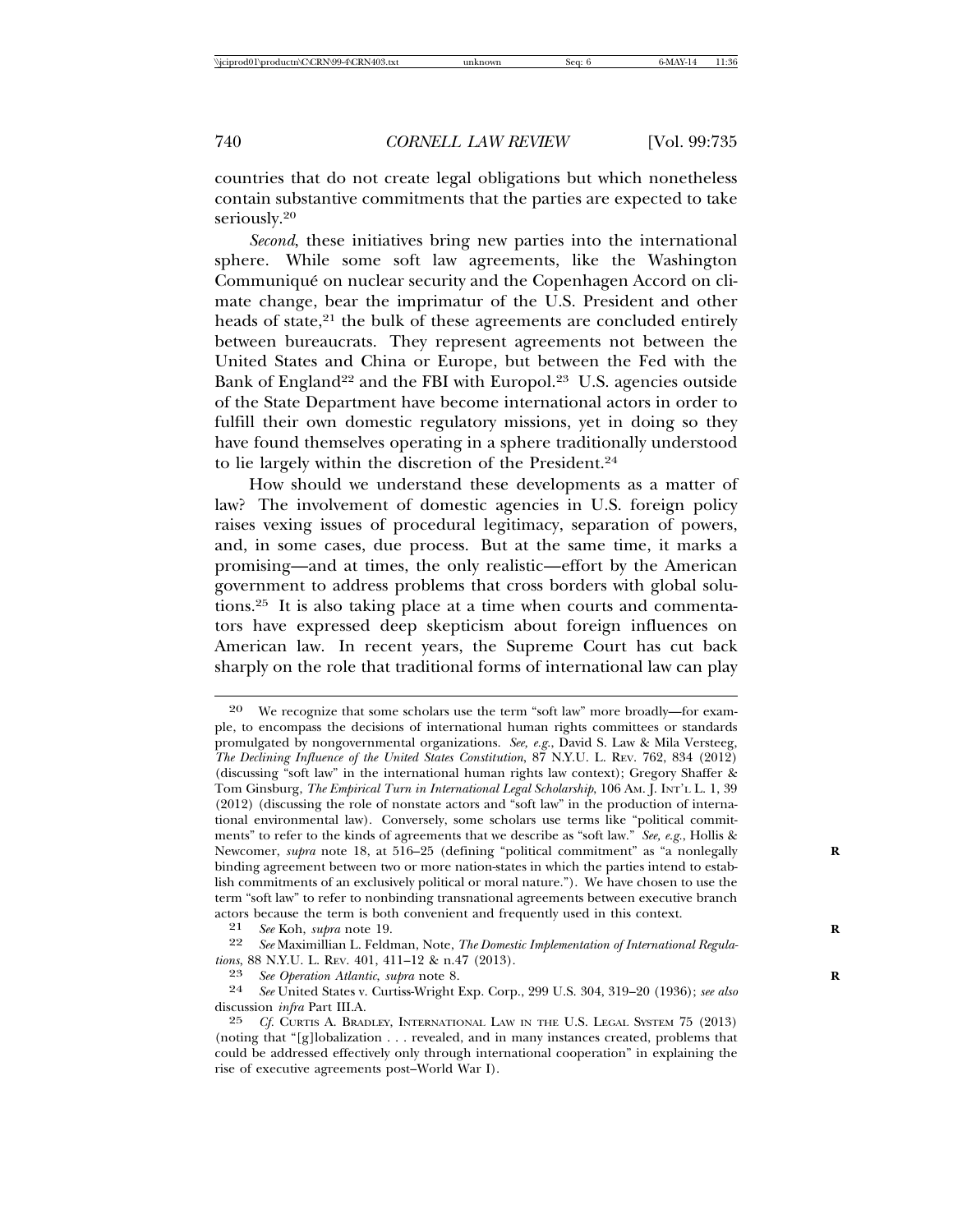countries that do not create legal obligations but which nonetheless contain substantive commitments that the parties are expected to take seriously.[20]

*Second*, these initiatives bring new parties into the international sphere. While some soft law agreements, like the Washington Communiqué on nuclear security and the Copenhagen Accord on climate change, bear the imprimatur of the U.S. President and other heads of state,[21] the bulk of these agreements are concluded entirely between bureaucrats. They represent agreements not between the United States and China or Europe, but between the Fed with the Bank of England[22] and the FBI with Europol.[23] U.S. agencies outside of the State Department have become international actors in order to fulfill their own domestic regulatory missions, yet in doing so they have found themselves operating in a sphere traditionally understood to lie largely within the discretion of the President.[24]

How should we understand these developments as a matter of law? The involvement of domestic agencies in U.S. foreign policy raises vexing issues of procedural legitimacy, separation of powers, and, in some cases, due process. But at the same time, it marks a promising—and at times, the only realistic—effort by the American government to address problems that cross borders with global solutions.[25] It is also taking place at a time when courts and commentators have expressed deep skepticism about foreign influences on American law. In recent years, the Supreme Court has cut back sharply on the role that traditional forms of international law can play

---

[20] We recognize that some scholars use the term "soft law" more broadly—for example, to encompass the decisions of international human rights committees or standards promulgated by nongovernmental organizations. *See, e.g.*, David S. Law & Mila Versteeg, *The Declining Influence of the United States Constitution*, 87 N.Y.U. L. REV. 762, 834 (2012) (discussing "soft law" in the international human rights law context); Gregory Shaffer & Tom Ginsburg, *The Empirical Turn in International Legal Scholarship*, 106 AM. J. INT'L L. 1, 39 (2012) (discussing the role of nonstate actors and "soft law" in the production of international environmental law). Conversely, some scholars use terms like "political commitments" to refer to the kinds of agreements that we describe as "soft law." *See, e.g.*, Hollis & Newcomer, *supra* note 18, at 516–25 (defining "political commitment" as "a nonlegally binding agreement between two or more nation-states in which the parties intend to establish commitments of an exclusively political or moral nature."). We have chosen to use the term "soft law" to refer to nonbinding transnational agreements between executive branch actors because the term is both convenient and frequently used in this context.

[21] *See* Koh, *supra* note 19.

[22] *See* Maximillian L. Feldman, Note, *The Domestic Implementation of International Regulations*, 88 N.Y.U. L. REV. 401, 411–12 & n.47 (2013).

[23] *See Operation Atlantic*, *supra* note 8.

[24] *See* United States v. Curtiss-Wright Exp. Corp., 299 U.S. 304, 319–20 (1936); *see also* discussion *infra* Part III.A.

[25] *Cf.* CURTIS A. BRADLEY, INTERNATIONAL LAW IN THE U.S. LEGAL SYSTEM 75 (2013) (noting that "[g]lobalization . . . revealed, and in many instances created, problems that could be addressed effectively only through international cooperation" in explaining the rise of executive agreements post–World War I).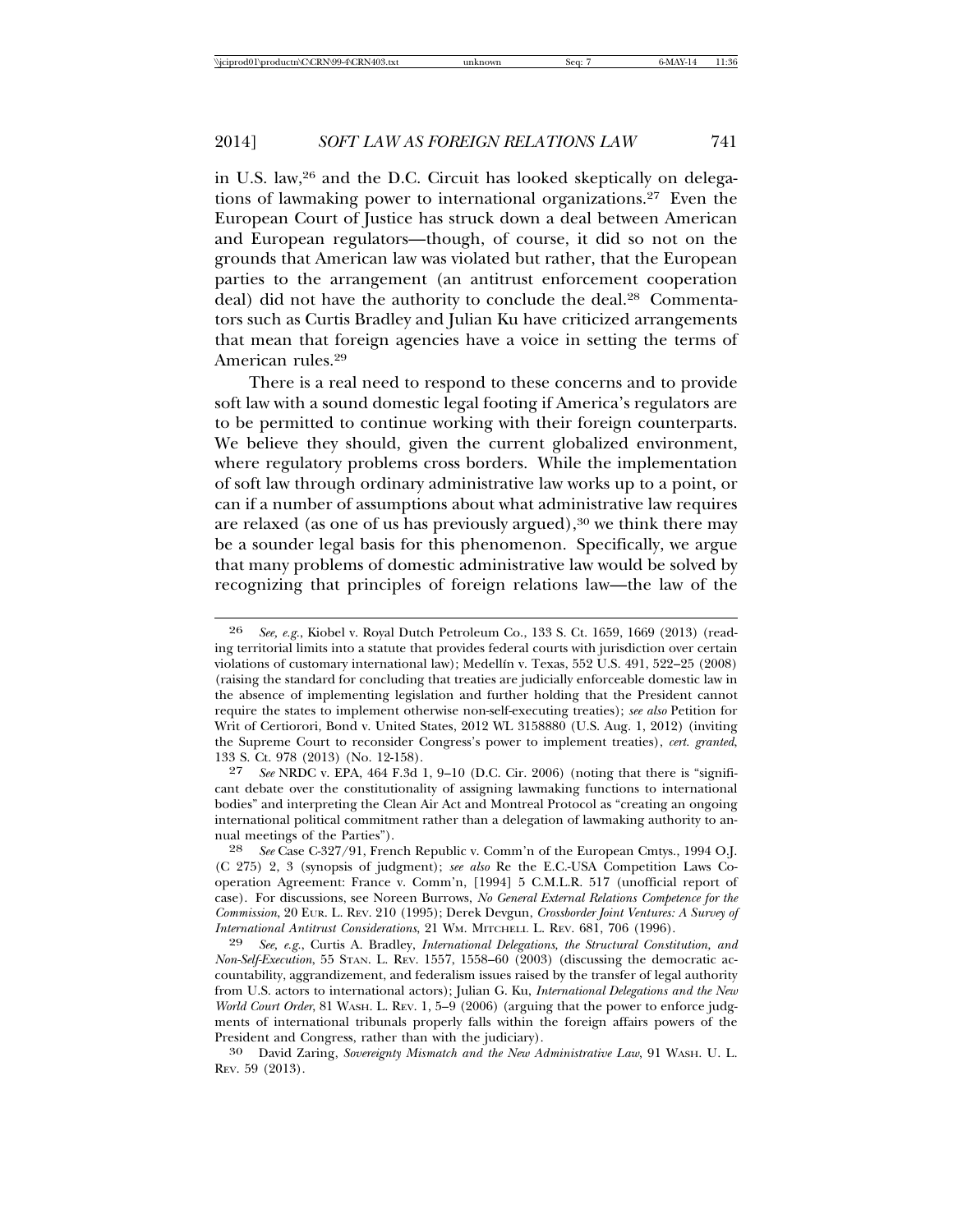in U.S. law,[26] and the D.C. Circuit has looked skeptically on delegations of lawmaking power to international organizations.[27] Even the European Court of Justice has struck down a deal between American and European regulators—though, of course, it did so not on the grounds that American law was violated but rather, that the European parties to the arrangement (an antitrust enforcement cooperation deal) did not have the authority to conclude the deal.[28] Commentators such as Curtis Bradley and Julian Ku have criticized arrangements that mean that foreign agencies have a voice in setting the terms of American rules.[29]

There is a real need to respond to these concerns and to provide soft law with a sound domestic legal footing if America's regulators are to be permitted to continue working with their foreign counterparts. We believe they should, given the current globalized environment, where regulatory problems cross borders. While the implementation of soft law through ordinary administrative law works up to a point, or can if a number of assumptions about what administrative law requires are relaxed (as one of us has previously argued),[30] we think there may be a sounder legal basis for this phenomenon. Specifically, we argue that many problems of domestic administrative law would be solved by recognizing that principles of foreign relations law—the law of the

---

26 *See, e.g.*, Kiobel v. Royal Dutch Petroleum Co., 133 S. Ct. 1659, 1669 (2013) (reading territorial limits into a statute that provides federal courts with jurisdiction over certain violations of customary international law); Medellín v. Texas, 552 U.S. 491, 522–25 (2008) (raising the standard for concluding that treaties are judicially enforceable domestic law in the absence of implementing legislation and further holding that the President cannot require the states to implement otherwise non-self-executing treaties); *see also* Petition for Writ of Certiorori, Bond v. United States, 2012 WL 3158880 (U.S. Aug. 1, 2012) (inviting the Supreme Court to reconsider Congress's power to implement treaties), *cert. granted*, 133 S. Ct. 978 (2013) (No. 12-158).

27 *See* NRDC v. EPA, 464 F.3d 1, 9–10 (D.C. Cir. 2006) (noting that there is "significant debate over the constitutionality of assigning lawmaking functions to international bodies" and interpreting the Clean Air Act and Montreal Protocol as "creating an ongoing international political commitment rather than a delegation of lawmaking authority to annual meetings of the Parties").

28 *See* Case C-327/91, French Republic v. Comm'n of the European Cmtys., 1994 O.J. (C 275) 2, 3 (synopsis of judgment); *see also* Re the E.C.-USA Competition Laws Co-operation Agreement: France v. Comm'n, [1994] 5 C.M.L.R. 517 (unofficial report of case). For discussions, see Noreen Burrows, *No General External Relations Competence for the Commission*, 20 EUR. L. REV. 210 (1995); Derek Devgun, *Crossborder Joint Ventures: A Survey of International Antitrust Considerations*, 21 WM. MITCHELL L. REV. 681, 706 (1996).

29 *See, e.g.*, Curtis A. Bradley, *International Delegations, the Structural Constitution, and Non-Self-Execution*, 55 STAN. L. REV. 1557, 1558–60 (2003) (discussing the democratic accountability, aggrandizement, and federalism issues raised by the transfer of legal authority from U.S. actors to international actors); Julian G. Ku, *International Delegations and the New World Court Order*, 81 WASH. L. REV. 1, 5–9 (2006) (arguing that the power to enforce judgments of international tribunals properly falls within the foreign affairs powers of the President and Congress, rather than with the judiciary).

30 David Zaring, *Sovereignty Mismatch and the New Administrative Law*, 91 WASH. U. L. REV. 59 (2013).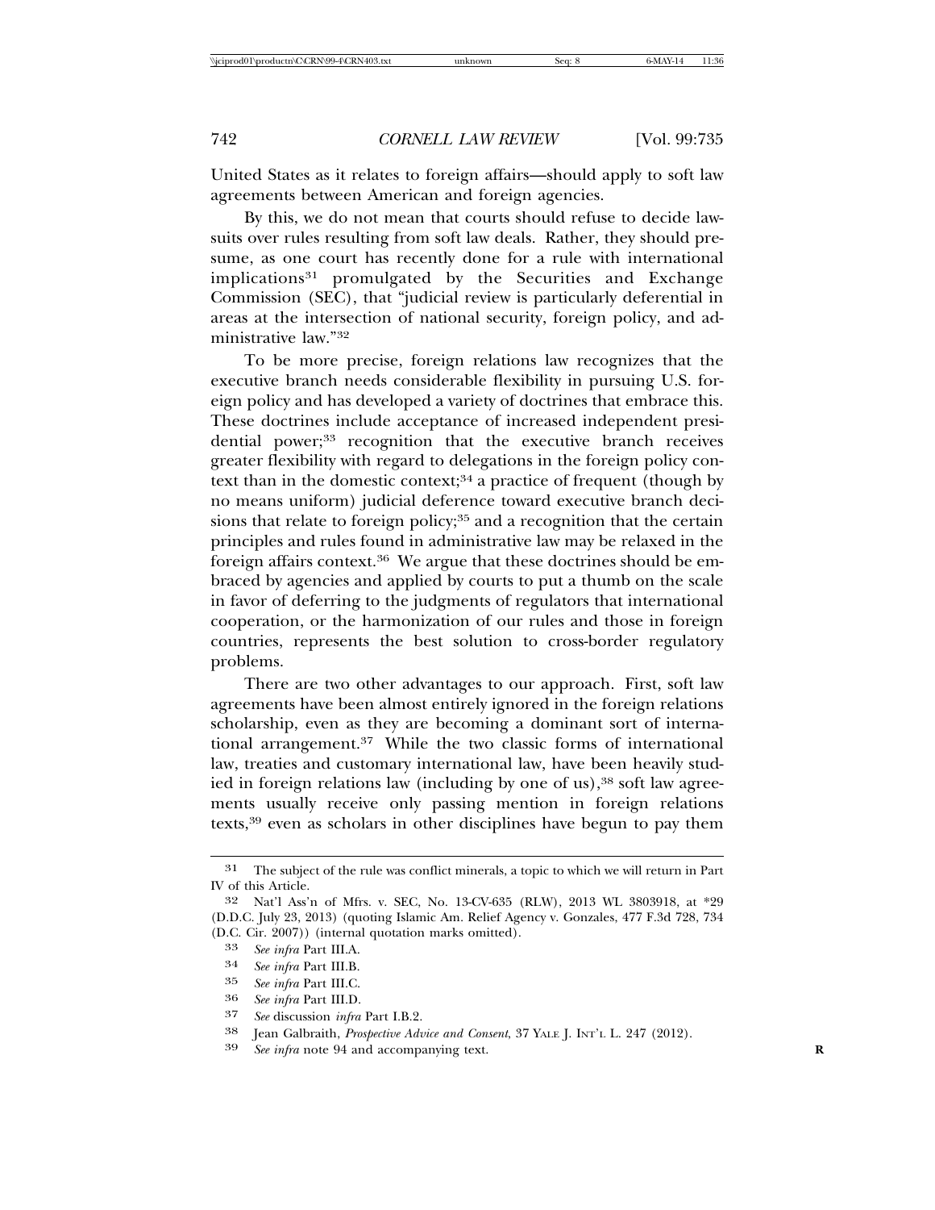United States as it relates to foreign affairs—should apply to soft law agreements between American and foreign agencies.

By this, we do not mean that courts should refuse to decide lawsuits over rules resulting from soft law deals. Rather, they should presume, as one court has recently done for a rule with international implications[31] promulgated by the Securities and Exchange Commission (SEC), that "judicial review is particularly deferential in areas at the intersection of national security, foreign policy, and administrative law."[32]

To be more precise, foreign relations law recognizes that the executive branch needs considerable flexibility in pursuing U.S. foreign policy and has developed a variety of doctrines that embrace this. These doctrines include acceptance of increased independent presidential power;[33] recognition that the executive branch receives greater flexibility with regard to delegations in the foreign policy context than in the domestic context;[34] a practice of frequent (though by no means uniform) judicial deference toward executive branch decisions that relate to foreign policy;[35] and a recognition that the certain principles and rules found in administrative law may be relaxed in the foreign affairs context.[36] We argue that these doctrines should be embraced by agencies and applied by courts to put a thumb on the scale in favor of deferring to the judgments of regulators that international cooperation, or the harmonization of our rules and those in foreign countries, represents the best solution to cross-border regulatory problems.

There are two other advantages to our approach. First, soft law agreements have been almost entirely ignored in the foreign relations scholarship, even as they are becoming a dominant sort of international arrangement.[37] While the two classic forms of international law, treaties and customary international law, have been heavily studied in foreign relations law (including by one of us),[38] soft law agreements usually receive only passing mention in foreign relations texts,[39] even as scholars in other disciplines have begun to pay them

---

31 The subject of the rule was conflict minerals, a topic to which we will return in Part IV of this Article.

32 Nat'l Ass'n of Mfrs. v. SEC, No. 13-CV-635 (RLW), 2013 WL 3803918, at *29 (D.D.C. July 23, 2013) (quoting Islamic Am. Relief Agency v. Gonzales, 477 F.3d 728, 734 (D.C. Cir. 2007)) (internal quotation marks omitted).

33 *See infra* Part III.A.

34 *See infra* Part III.B.

35 *See infra* Part III.C.

36 *See infra* Part III.D.

37 *See* discussion *infra* Part I.B.2.

38 Jean Galbraith, *Prospective Advice and Consent*, 37 YALE J. INT'L L. 247 (2012).

39 *See infra* note 94 and accompanying text.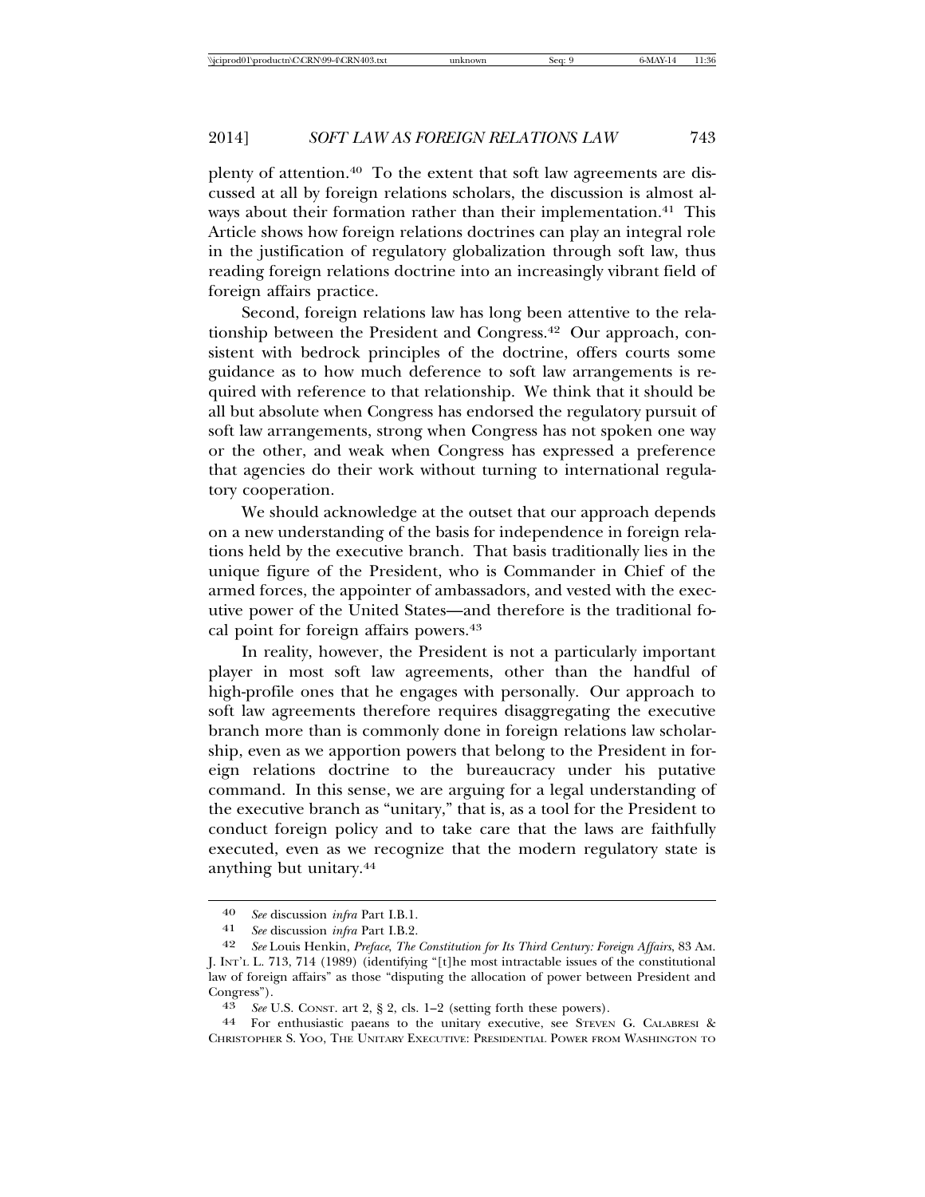plenty of attention.[40] To the extent that soft law agreements are discussed at all by foreign relations scholars, the discussion is almost always about their formation rather than their implementation.[41] This Article shows how foreign relations doctrines can play an integral role in the justification of regulatory globalization through soft law, thus reading foreign relations doctrine into an increasingly vibrant field of foreign affairs practice.

Second, foreign relations law has long been attentive to the relationship between the President and Congress.[42] Our approach, consistent with bedrock principles of the doctrine, offers courts some guidance as to how much deference to soft law arrangements is required with reference to that relationship. We think that it should be all but absolute when Congress has endorsed the regulatory pursuit of soft law arrangements, strong when Congress has not spoken one way or the other, and weak when Congress has expressed a preference that agencies do their work without turning to international regulatory cooperation.

We should acknowledge at the outset that our approach depends on a new understanding of the basis for independence in foreign relations held by the executive branch. That basis traditionally lies in the unique figure of the President, who is Commander in Chief of the armed forces, the appointer of ambassadors, and vested with the executive power of the United States—and therefore is the traditional focal point for foreign affairs powers.[43]

In reality, however, the President is not a particularly important player in most soft law agreements, other than the handful of high-profile ones that he engages with personally. Our approach to soft law agreements therefore requires disaggregating the executive branch more than is commonly done in foreign relations law scholarship, even as we apportion powers that belong to the President in foreign relations doctrine to the bureaucracy under his putative command. In this sense, we are arguing for a legal understanding of the executive branch as "unitary," that is, as a tool for the President to conduct foreign policy and to take care that the laws are faithfully executed, even as we recognize that the modern regulatory state is anything but unitary.[44]

---

40 *See* discussion *infra* Part I.B.1.

41 *See* discussion *infra* Part I.B.2.

42 *See* Louis Henkin, *Preface*, *The Constitution for Its Third Century: Foreign Affairs*, 83 AM. J. INT'L L. 713, 714 (1989) (identifying "[t]he most intractable issues of the constitutional law of foreign affairs" as those "disputing the allocation of power between President and Congress").

43 *See* U.S. CONST. art 2, § 2, cls. 1–2 (setting forth these powers).

44 For enthusiastic paeans to the unitary executive, see STEVEN G. CALABRESI & CHRISTOPHER S. YOO, THE UNITARY EXECUTIVE: PRESIDENTIAL POWER FROM WASHINGTON TO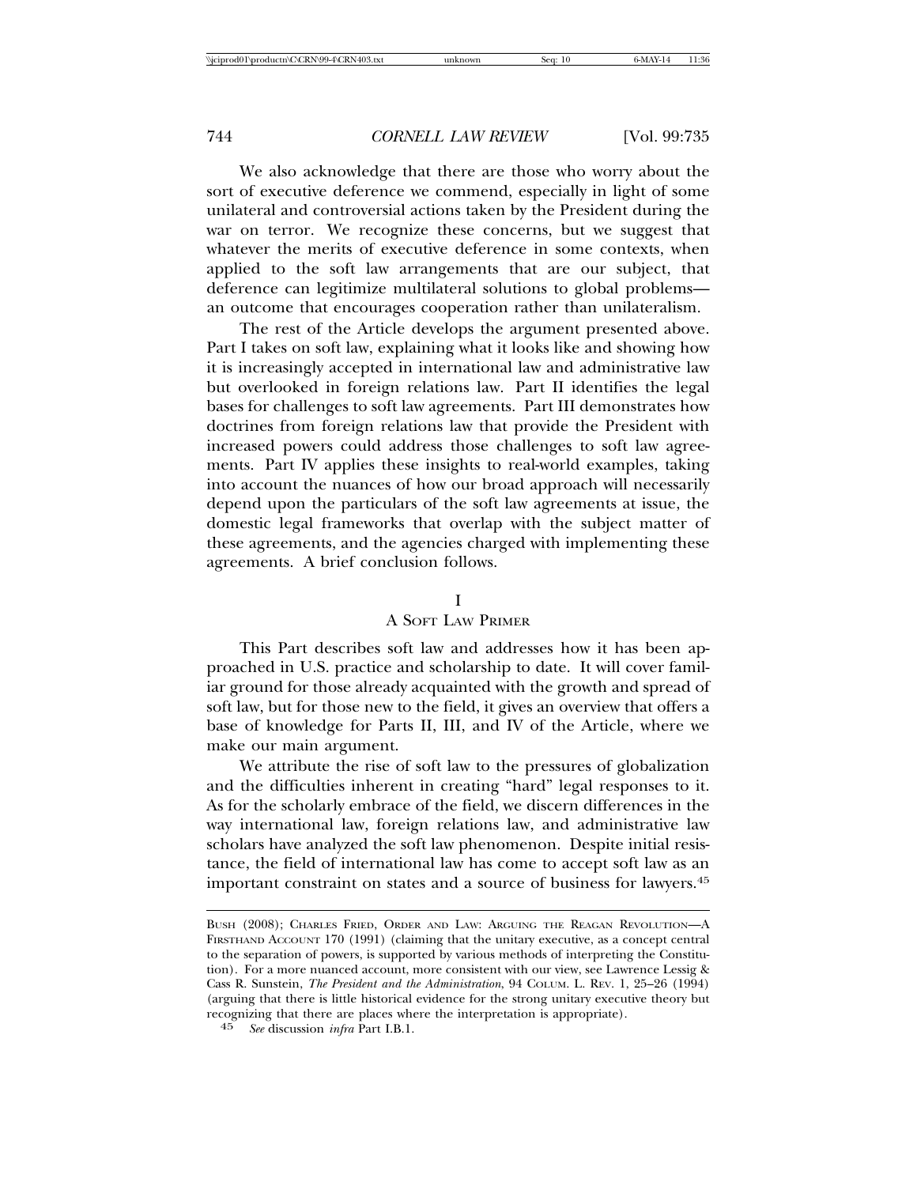We also acknowledge that there are those who worry about the sort of executive deference we commend, especially in light of some unilateral and controversial actions taken by the President during the war on terror. We recognize these concerns, but we suggest that whatever the merits of executive deference in some contexts, when applied to the soft law arrangements that are our subject, that deference can legitimize multilateral solutions to global problems—an outcome that encourages cooperation rather than unilateralism.

The rest of the Article develops the argument presented above. Part I takes on soft law, explaining what it looks like and showing how it is increasingly accepted in international law and administrative law but overlooked in foreign relations law. Part II identifies the legal bases for challenges to soft law agreements. Part III demonstrates how doctrines from foreign relations law that provide the President with increased powers could address those challenges to soft law agreements. Part IV applies these insights to real-world examples, taking into account the nuances of how our broad approach will necessarily depend upon the particulars of the soft law agreements at issue, the domestic legal frameworks that overlap with the subject matter of these agreements, and the agencies charged with implementing these agreements. A brief conclusion follows.

# I
## A Soft Law Primer

This Part describes soft law and addresses how it has been approached in U.S. practice and scholarship to date. It will cover familiar ground for those already acquainted with the growth and spread of soft law, but for those new to the field, it gives an overview that offers a base of knowledge for Parts II, III, and IV of the Article, where we make our main argument.

We attribute the rise of soft law to the pressures of globalization and the difficulties inherent in creating "hard" legal responses to it. As for the scholarly embrace of the field, we discern differences in the way international law, foreign relations law, and administrative law scholars have analyzed the soft law phenomenon. Despite initial resistance, the field of international law has come to accept soft law as an important constraint on states and a source of business for lawyers.[45]

---

BUSH (2008); CHARLES FRIED, ORDER AND LAW: ARGUING THE REAGAN REVOLUTION—A FIRSTHAND ACCOUNT 170 (1991) (claiming that the unitary executive, as a concept central to the separation of powers, is supported by various methods of interpreting the Constitution). For a more nuanced account, more consistent with our view, see Lawrence Lessig & Cass R. Sunstein, *The President and the Administration*, 94 COLUM. L. REV. 1, 25–26 (1994) (arguing that there is little historical evidence for the strong unitary executive theory but recognizing that there are places where the interpretation is appropriate).

[45] *See* discussion *infra* Part I.B.1.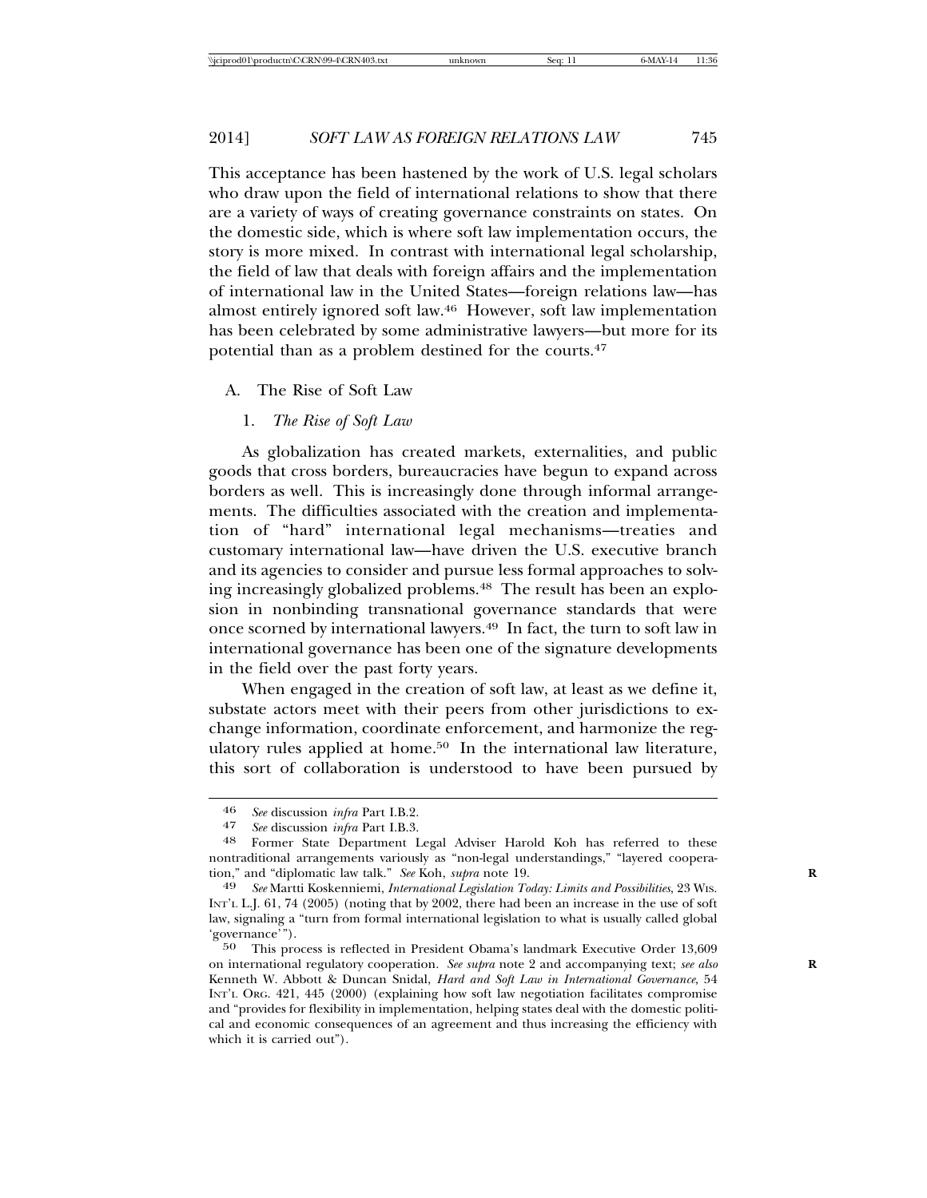This acceptance has been hastened by the work of U.S. legal scholars who draw upon the field of international relations to show that there are a variety of ways of creating governance constraints on states. On the domestic side, which is where soft law implementation occurs, the story is more mixed. In contrast with international legal scholarship, the field of law that deals with foreign affairs and the implementation of international law in the United States—foreign relations law—has almost entirely ignored soft law.[46] However, soft law implementation has been celebrated by some administrative lawyers—but more for its potential than as a problem destined for the courts.[47]

## A. The Rise of Soft Law

### 1. *The Rise of Soft Law*

As globalization has created markets, externalities, and public goods that cross borders, bureaucracies have begun to expand across borders as well. This is increasingly done through informal arrangements. The difficulties associated with the creation and implementation of "hard" international legal mechanisms—treaties and customary international law—have driven the U.S. executive branch and its agencies to consider and pursue less formal approaches to solving increasingly globalized problems.[48] The result has been an explosion in nonbinding transnational governance standards that were once scorned by international lawyers.[49] In fact, the turn to soft law in international governance has been one of the signature developments in the field over the past forty years.

When engaged in the creation of soft law, at least as we define it, substate actors meet with their peers from other jurisdictions to exchange information, coordinate enforcement, and harmonize the regulatory rules applied at home.[50] In the international law literature, this sort of collaboration is understood to have been pursued by

---

46 *See* discussion *infra* Part I.B.2.

47 *See* discussion *infra* Part I.B.3.

48 Former State Department Legal Adviser Harold Koh has referred to these nontraditional arrangements variously as "non-legal understandings," "layered cooperation," and "diplomatic law talk." *See* Koh, *supra* note 19.

49 *See* Martti Koskenniemi, *International Legislation Today: Limits and Possibilities*, 23 WIS. INT'L L.J. 61, 74 (2005) (noting that by 2002, there had been an increase in the use of soft law, signaling a "turn from formal international legislation to what is usually called global 'governance'").

50 This process is reflected in President Obama's landmark Executive Order 13,609 on international regulatory cooperation. *See supra* note 2 and accompanying text; *see also* Kenneth W. Abbott & Duncan Snidal, *Hard and Soft Law in International Governance*, 54 INT'L ORG. 421, 445 (2000) (explaining how soft law negotiation facilitates compromise and "provides for flexibility in implementation, helping states deal with the domestic political and economic consequences of an agreement and thus increasing the efficiency with which it is carried out").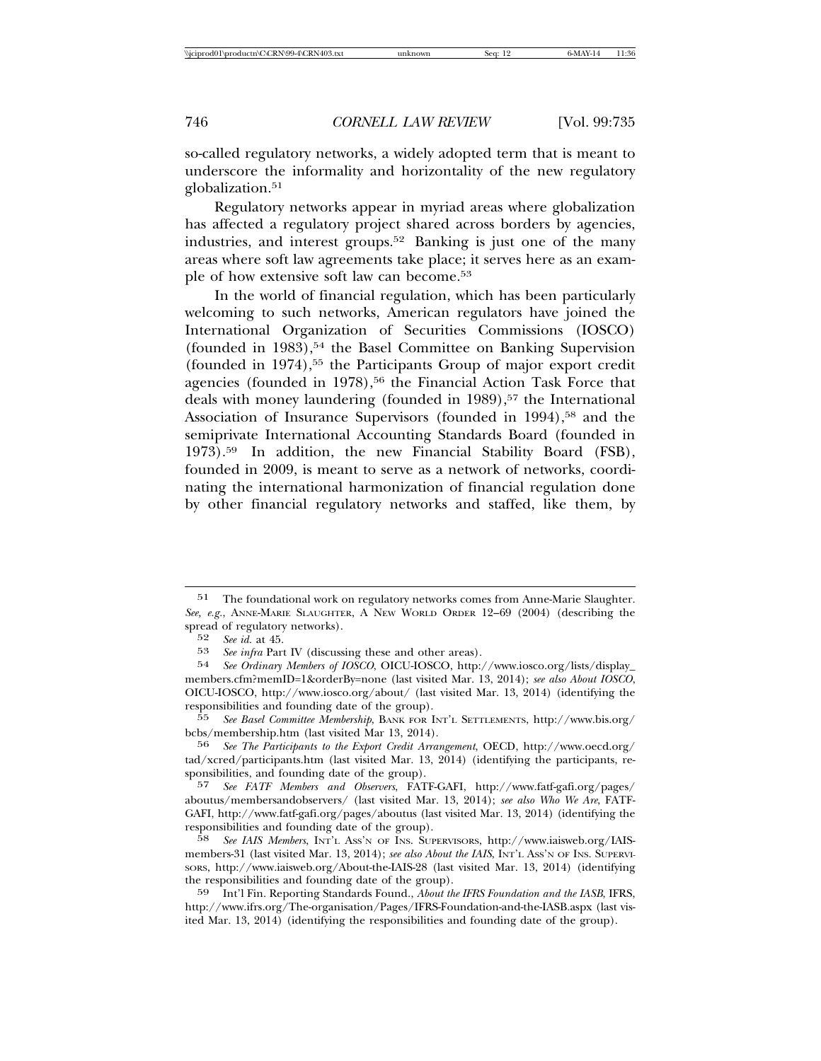so-called regulatory networks, a widely adopted term that is meant to underscore the informality and horizontality of the new regulatory globalization.[51]

Regulatory networks appear in myriad areas where globalization has affected a regulatory project shared across borders by agencies, industries, and interest groups.[52] Banking is just one of the many areas where soft law agreements take place; it serves here as an example of how extensive soft law can become.[53]

In the world of financial regulation, which has been particularly welcoming to such networks, American regulators have joined the International Organization of Securities Commissions (IOSCO) (founded in 1983),[54] the Basel Committee on Banking Supervision (founded in 1974),[55] the Participants Group of major export credit agencies (founded in 1978),[56] the Financial Action Task Force that deals with money laundering (founded in 1989),[57] the International Association of Insurance Supervisors (founded in 1994),[58] and the semiprivate International Accounting Standards Board (founded in 1973).[59] In addition, the new Financial Stability Board (FSB), founded in 2009, is meant to serve as a network of networks, coordinating the international harmonization of financial regulation done by other financial regulatory networks and staffed, like them, by

---

51 The foundational work on regulatory networks comes from Anne-Marie Slaughter. *See, e.g.*, ANNE-MARIE SLAUGHTER, A NEW WORLD ORDER 12–69 (2004) (describing the spread of regulatory networks).

52 *See id.* at 45.

53 *See infra* Part IV (discussing these and other areas).

54 *See Ordinary Members of IOSCO*, OICU-IOSCO, http://www.iosco.org/lists/display_members.cfm?memID=1&orderBy=none (last visited Mar. 13, 2014); *see also About IOSCO*, OICU-IOSCO, http://www.iosco.org/about/ (last visited Mar. 13, 2014) (identifying the responsibilities and founding date of the group).

55 *See Basel Committee Membership*, BANK FOR INT'L SETTLEMENTS, http://www.bis.org/bcbs/membership.htm (last visited Mar 13, 2014).

56 *See The Participants to the Export Credit Arrangement*, OECD, http://www.oecd.org/tad/xcred/participants.htm (last visited Mar. 13, 2014) (identifying the participants, responsibilities, and founding date of the group).

57 *See FATF Members and Observers*, FATF-GAFI, http://www.fatf-gafi.org/pages/aboutus/membersandobservers/ (last visited Mar. 13, 2014); *see also Who We Are*, FATF-GAFI, http://www.fatf-gafi.org/pages/aboutus (last visited Mar. 13, 2014) (identifying the responsibilities and founding date of the group).

58 *See IAIS Members*, INT'L ASS'N OF INS. SUPERVISORS, http://www.iaisweb.org/IAIS-members-31 (last visited Mar. 13, 2014); *see also About the IAIS*, INT'L ASS'N OF INS. SUPERVISORS, http://www.iaisweb.org/About-the-IAIS-28 (last visited Mar. 13, 2014) (identifying the responsibilities and founding date of the group).

59 Int'l Fin. Reporting Standards Found., *About the IFRS Foundation and the IASB*, IFRS, http://www.ifrs.org/The-organisation/Pages/IFRS-Foundation-and-the-IASB.aspx (last visited Mar. 13, 2014) (identifying the responsibilities and founding date of the group).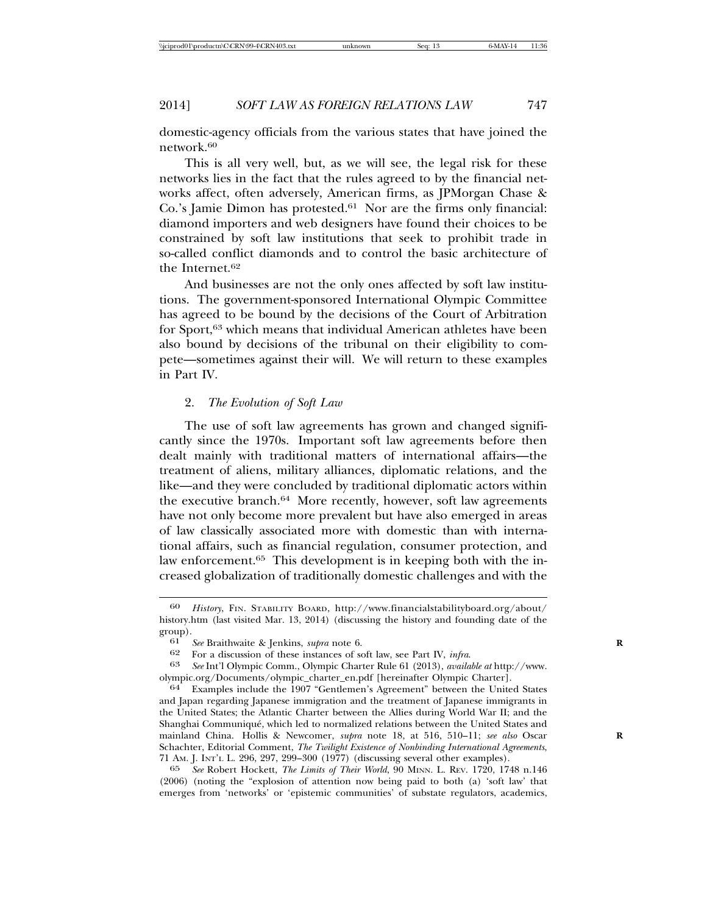domestic-agency officials from the various states that have joined the network.[60]

This is all very well, but, as we will see, the legal risk for these networks lies in the fact that the rules agreed to by the financial networks affect, often adversely, American firms, as JPMorgan Chase & Co.'s Jamie Dimon has protested.[61] Nor are the firms only financial: diamond importers and web designers have found their choices to be constrained by soft law institutions that seek to prohibit trade in so-called conflict diamonds and to control the basic architecture of the Internet.[62]

And businesses are not the only ones affected by soft law institutions. The government-sponsored International Olympic Committee has agreed to be bound by the decisions of the Court of Arbitration for Sport,[63] which means that individual American athletes have been also bound by decisions of the tribunal on their eligibility to compete—sometimes against their will. We will return to these examples in Part IV.

### 2. *The Evolution of Soft Law*

The use of soft law agreements has grown and changed significantly since the 1970s. Important soft law agreements before then dealt mainly with traditional matters of international affairs—the treatment of aliens, military alliances, diplomatic relations, and the like—and they were concluded by traditional diplomatic actors within the executive branch.[64] More recently, however, soft law agreements have not only become more prevalent but have also emerged in areas of law classically associated more with domestic than with international affairs, such as financial regulation, consumer protection, and law enforcement.[65] This development is in keeping both with the increased globalization of traditionally domestic challenges and with the

---

60 *History*, FIN. STABILITY BOARD, http://www.financialstabilityboard.org/about/history.htm (last visited Mar. 13, 2014) (discussing the history and founding date of the group).

61 *See* Braithwaite & Jenkins, *supra* note 6.

62 For a discussion of these instances of soft law, see Part IV, *infra*.

63 *See* Int'l Olympic Comm., Olympic Charter Rule 61 (2013), *available at* http://www.olympic.org/Documents/olympic_charter_en.pdf [hereinafter Olympic Charter].

64 Examples include the 1907 "Gentlemen's Agreement" between the United States and Japan regarding Japanese immigration and the treatment of Japanese immigrants in the United States; the Atlantic Charter between the Allies during World War II; and the Shanghai Communiqué, which led to normalized relations between the United States and mainland China. Hollis & Newcomer, *supra* note 18, at 516, 510–11; *see also* Oscar Schachter, Editorial Comment, *The Twilight Existence of Nonbinding International Agreements*, 71 AM. J. INT'L L. 296, 297, 299–300 (1977) (discussing several other examples).

65 *See* Robert Hockett, *The Limits of Their World*, 90 MINN. L. REV. 1720, 1748 n.146 (2006) (noting the "explosion of attention now being paid to both (a) 'soft law' that emerges from 'networks' or 'epistemic communities' of substate regulators, academics,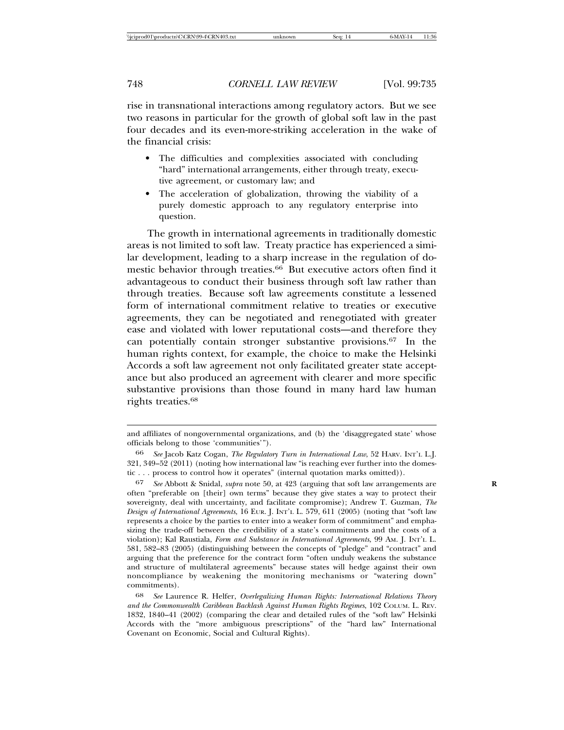rise in transnational interactions among regulatory actors. But we see two reasons in particular for the growth of global soft law in the past four decades and its even-more-striking acceleration in the wake of the financial crisis:

- The difficulties and complexities associated with concluding "hard" international arrangements, either through treaty, executive agreement, or customary law; and
- The acceleration of globalization, throwing the viability of a purely domestic approach to any regulatory enterprise into question.

The growth in international agreements in traditionally domestic areas is not limited to soft law. Treaty practice has experienced a similar development, leading to a sharp increase in the regulation of domestic behavior through treaties.[66] But executive actors often find it advantageous to conduct their business through soft law rather than through treaties. Because soft law agreements constitute a lessened form of international commitment relative to treaties or executive agreements, they can be negotiated and renegotiated with greater ease and violated with lower reputational costs—and therefore they can potentially contain stronger substantive provisions.[67] In the human rights context, for example, the choice to make the Helsinki Accords a soft law agreement not only facilitated greater state acceptance but also produced an agreement with clearer and more specific substantive provisions than those found in many hard law human rights treaties.[68]

---

and affiliates of nongovernmental organizations, and (b) the 'disaggregated state' whose officials belong to those 'communities'").

66 *See* Jacob Katz Cogan, *The Regulatory Turn in International Law*, 52 HARV. INT'L L.J. 321, 349–52 (2011) (noting how international law "is reaching ever further into the domestic . . . process to control how it operates" (internal quotation marks omitted)).

67 *See* Abbott & Snidal, *supra* note 50, at 423 (arguing that soft law arrangements are often "preferable on [their] own terms" because they give states a way to protect their sovereignty, deal with uncertainty, and facilitate compromise); Andrew T. Guzman, *The Design of International Agreements*, 16 EUR. J. INT'L L. 579, 611 (2005) (noting that "soft law represents a choice by the parties to enter into a weaker form of commitment" and emphasizing the trade-off between the credibility of a state's commitments and the costs of a violation); Kal Raustiala, *Form and Substance in International Agreements*, 99 AM. J. INT'L L. 581, 582–83 (2005) (distinguishing between the concepts of "pledge" and "contract" and arguing that the preference for the contract form "often unduly weakens the substance and structure of multilateral agreements" because states will hedge against their own noncompliance by weakening the monitoring mechanisms or "watering down" commitments).

68 *See* Laurence R. Helfer, *Overlegalizing Human Rights: International Relations Theory and the Commonwealth Caribbean Backlash Against Human Rights Regimes*, 102 COLUM. L. REV. 1832, 1840–41 (2002) (comparing the clear and detailed rules of the "soft law" Helsinki Accords with the "more ambiguous prescriptions" of the "hard law" International Covenant on Economic, Social and Cultural Rights).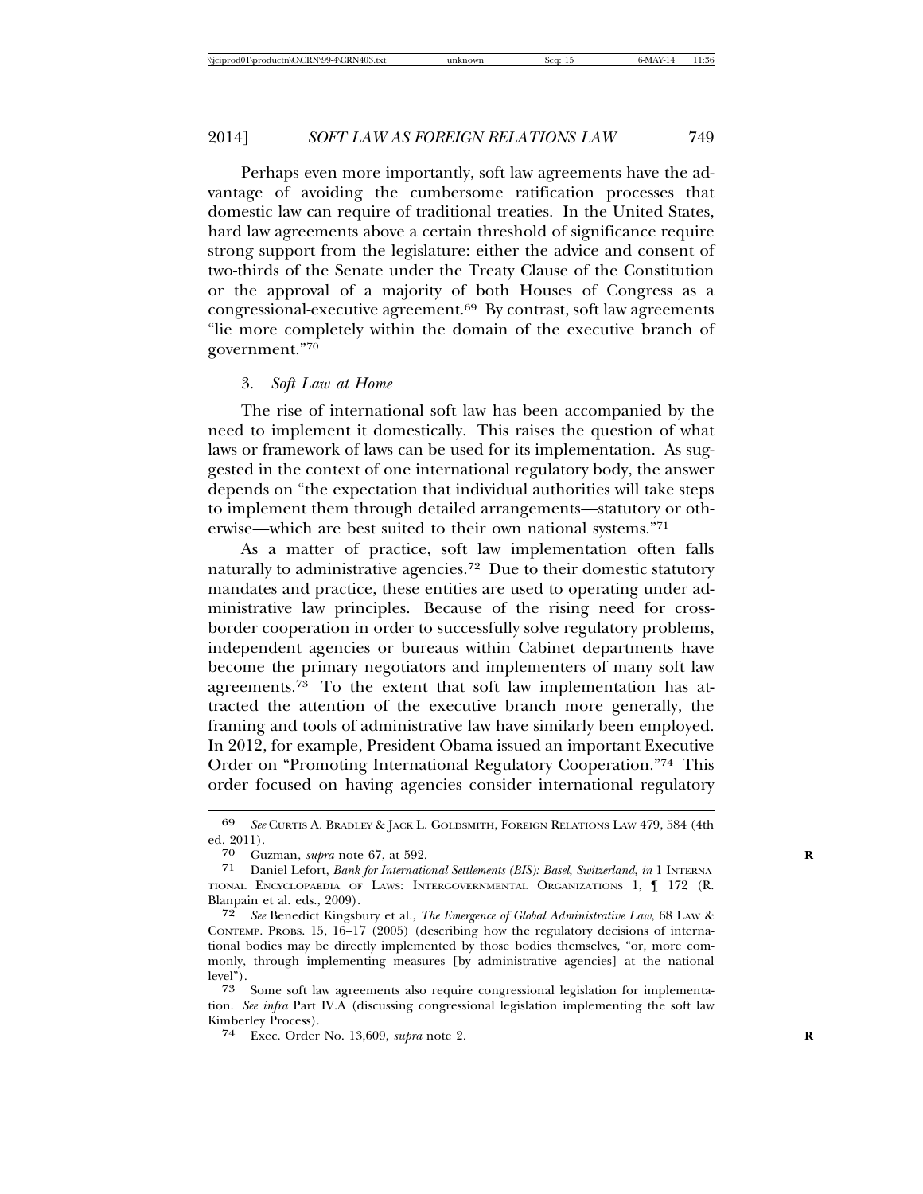Perhaps even more importantly, soft law agreements have the advantage of avoiding the cumbersome ratification processes that domestic law can require of traditional treaties. In the United States, hard law agreements above a certain threshold of significance require strong support from the legislature: either the advice and consent of two-thirds of the Senate under the Treaty Clause of the Constitution or the approval of a majority of both Houses of Congress as a congressional-executive agreement.[69] By contrast, soft law agreements "lie more completely within the domain of the executive branch of government."[70]

### 3. *Soft Law at Home*

The rise of international soft law has been accompanied by the need to implement it domestically. This raises the question of what laws or framework of laws can be used for its implementation. As suggested in the context of one international regulatory body, the answer depends on "the expectation that individual authorities will take steps to implement them through detailed arrangements—statutory or otherwise—which are best suited to their own national systems."[71]

As a matter of practice, soft law implementation often falls naturally to administrative agencies.[72] Due to their domestic statutory mandates and practice, these entities are used to operating under administrative law principles. Because of the rising need for cross-border cooperation in order to successfully solve regulatory problems, independent agencies or bureaus within Cabinet departments have become the primary negotiators and implementers of many soft law agreements.[73] To the extent that soft law implementation has attracted the attention of the executive branch more generally, the framing and tools of administrative law have similarly been employed. In 2012, for example, President Obama issued an important Executive Order on "Promoting International Regulatory Cooperation."[74] This order focused on having agencies consider international regulatory

---

69 *See* Curtis A. Bradley & Jack L. Goldsmith, Foreign Relations Law 479, 584 (4th ed. 2011).

70 Guzman, *supra* note 67, at 592.

71 Daniel Lefort, *Bank for International Settlements (BIS): Basel, Switzerland*, *in* 1 International Encyclopaedia of Laws: Intergovernmental Organizations 1, ¶ 172 (R. Blanpain et al. eds., 2009).

72 *See* Benedict Kingsbury et al., *The Emergence of Global Administrative Law*, 68 Law & Contemp. Probs. 15, 16–17 (2005) (describing how the regulatory decisions of international bodies may be directly implemented by those bodies themselves, "or, more commonly, through implementing measures [by administrative agencies] at the national level").

73 Some soft law agreements also require congressional legislation for implementation. *See infra* Part IV.A (discussing congressional legislation implementing the soft law Kimberley Process).

74 Exec. Order No. 13,609, *supra* note 2.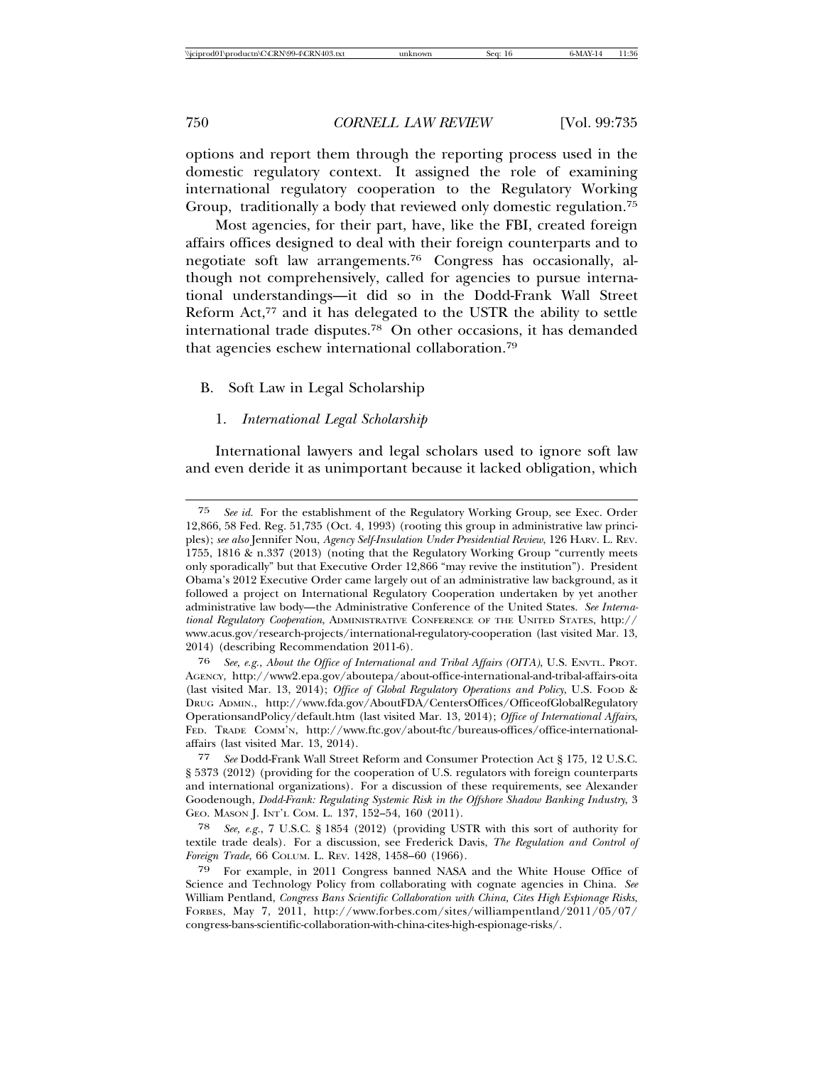options and report them through the reporting process used in the domestic regulatory context. It assigned the role of examining international regulatory cooperation to the Regulatory Working Group, traditionally a body that reviewed only domestic regulation.[75]

Most agencies, for their part, have, like the FBI, created foreign affairs offices designed to deal with their foreign counterparts and to negotiate soft law arrangements.[76] Congress has occasionally, although not comprehensively, called for agencies to pursue international understandings—it did so in the Dodd-Frank Wall Street Reform Act,[77] and it has delegated to the USTR the ability to settle international trade disputes.[78] On other occasions, it has demanded that agencies eschew international collaboration.[79]

## B. Soft Law in Legal Scholarship

### 1. *International Legal Scholarship*

International lawyers and legal scholars used to ignore soft law and even deride it as unimportant because it lacked obligation, which

---

[75] *See id.* For the establishment of the Regulatory Working Group, see Exec. Order 12,866, 58 Fed. Reg. 51,735 (Oct. 4, 1993) (rooting this group in administrative law principles); *see also* Jennifer Nou, *Agency Self-Insulation Under Presidential Review*, 126 HARV. L. REV. 1755, 1816 & n.337 (2013) (noting that the Regulatory Working Group "currently meets only sporadically" but that Executive Order 12,866 "may revive the institution"). President Obama's 2012 Executive Order came largely out of an administrative law background, as it followed a project on International Regulatory Cooperation undertaken by yet another administrative law body—the Administrative Conference of the United States. *See International Regulatory Cooperation*, ADMINISTRATIVE CONFERENCE OF THE UNITED STATES, http://www.acus.gov/research-projects/international-regulatory-cooperation (last visited Mar. 13, 2014) (describing Recommendation 2011-6).

[76] *See, e.g.*, *About the Office of International and Tribal Affairs (OITA)*, U.S. ENVTL. PROT. AGENCY, http://www2.epa.gov/aboutepa/about-office-international-and-tribal-affairs-oita (last visited Mar. 13, 2014); *Office of Global Regulatory Operations and Policy*, U.S. FOOD & DRUG ADMIN., http://www.fda.gov/AboutFDA/CentersOffices/OfficeofGlobalRegulatoryOperationsandPolicy/default.htm (last visited Mar. 13, 2014); *Office of International Affairs*, FED. TRADE COMM'N, http://www.ftc.gov/about-ftc/bureaus-offices/office-international-affairs (last visited Mar. 13, 2014).

[77] *See* Dodd-Frank Wall Street Reform and Consumer Protection Act § 175, 12 U.S.C. § 5373 (2012) (providing for the cooperation of U.S. regulators with foreign counterparts and international organizations). For a discussion of these requirements, see Alexander Goodenough, *Dodd-Frank: Regulating Systemic Risk in the Offshore Shadow Banking Industry*, 3 GEO. MASON J. INT'L COM. L. 137, 152–54, 160 (2011).

[78] *See, e.g.*, 7 U.S.C. § 1854 (2012) (providing USTR with this sort of authority for textile trade deals). For a discussion, see Frederick Davis, *The Regulation and Control of Foreign Trade*, 66 COLUM. L. REV. 1428, 1458–60 (1966).

[79] For example, in 2011 Congress banned NASA and the White House Office of Science and Technology Policy from collaborating with cognate agencies in China. *See* William Pentland, *Congress Bans Scientific Collaboration with China, Cites High Espionage Risks*, FORBES, May 7, 2011, http://www.forbes.com/sites/williampentland/2011/05/07/congress-bans-scientific-collaboration-with-china-cites-high-espionage-risks/.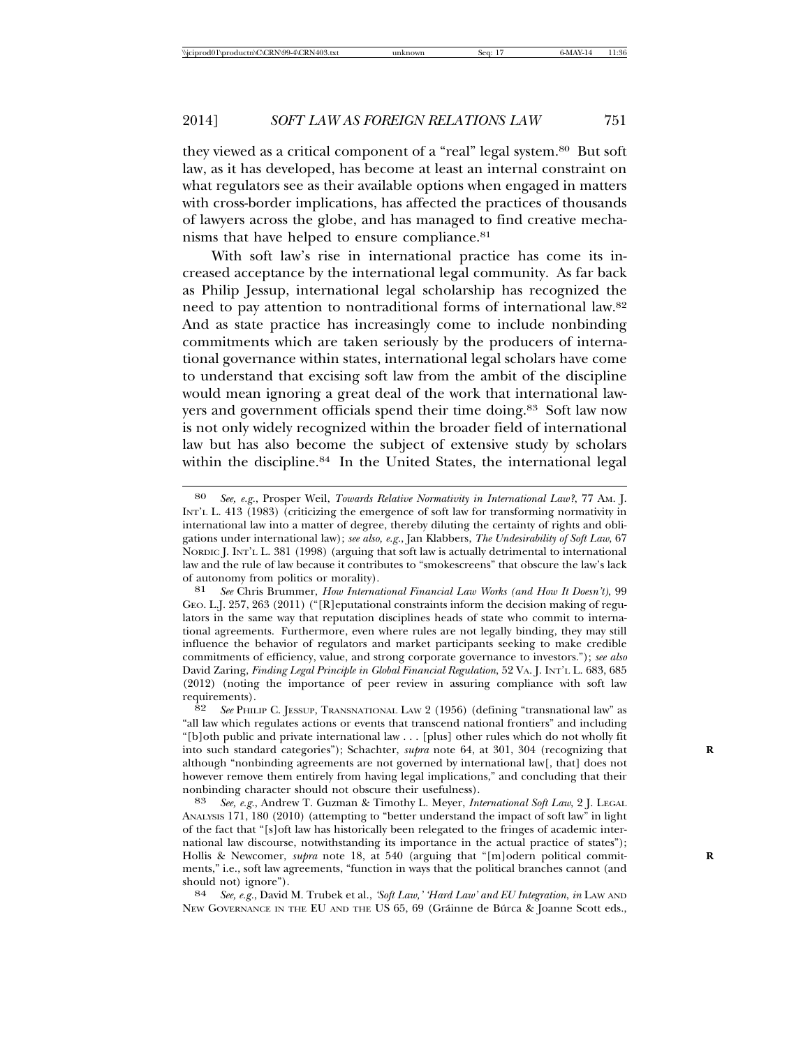they viewed as a critical component of a "real" legal system.[80] But soft law, as it has developed, has become at least an internal constraint on what regulators see as their available options when engaged in matters with cross-border implications, has affected the practices of thousands of lawyers across the globe, and has managed to find creative mechanisms that have helped to ensure compliance.[81]

With soft law's rise in international practice has come its increased acceptance by the international legal community. As far back as Philip Jessup, international legal scholarship has recognized the need to pay attention to nontraditional forms of international law.[82] And as state practice has increasingly come to include nonbinding commitments which are taken seriously by the producers of international governance within states, international legal scholars have come to understand that excising soft law from the ambit of the discipline would mean ignoring a great deal of the work that international lawyers and government officials spend their time doing.[83] Soft law now is not only widely recognized within the broader field of international law but has also become the subject of extensive study by scholars within the discipline.[84] In the United States, the international legal

---

80 *See, e.g.*, Prosper Weil, *Towards Relative Normativity in International Law?*, 77 AM. J. INT'L L. 413 (1983) (criticizing the emergence of soft law for transforming normativity in international law into a matter of degree, thereby diluting the certainty of rights and obligations under international law); *see also, e.g.*, Jan Klabbers, *The Undesirability of Soft Law*, 67 NORDIC J. INT'L L. 381 (1998) (arguing that soft law is actually detrimental to international law and the rule of law because it contributes to "smokescreens" that obscure the law's lack of autonomy from politics or morality).

81 *See* Chris Brummer, *How International Financial Law Works (and How It Doesn't)*, 99 GEO. L.J. 257, 263 (2011) ("[R]eputational constraints inform the decision making of regulators in the same way that reputation disciplines heads of state who commit to international agreements. Furthermore, even where rules are not legally binding, they may still influence the behavior of regulators and market participants seeking to make credible commitments of efficiency, value, and strong corporate governance to investors."); *see also* David Zaring, *Finding Legal Principle in Global Financial Regulation*, 52 VA. J. INT'L L. 683, 685 (2012) (noting the importance of peer review in assuring compliance with soft law requirements).

82 *See* PHILIP C. JESSUP, TRANSNATIONAL LAW 2 (1956) (defining "transnational law" as "all law which regulates actions or events that transcend national frontiers" and including "[b]oth public and private international law . . . [plus] other rules which do not wholly fit into such standard categories"); Schachter, *supra* note 64, at 301, 304 (recognizing that although "nonbinding agreements are not governed by international law[, that] does not however remove them entirely from having legal implications," and concluding that their nonbinding character should not obscure their usefulness).

83 *See, e.g.*, Andrew T. Guzman & Timothy L. Meyer, *International Soft Law*, 2 J. LEGAL ANALYSIS 171, 180 (2010) (attempting to "better understand the impact of soft law" in light of the fact that "[s]oft law has historically been relegated to the fringes of academic international law discourse, notwithstanding its importance in the actual practice of states"); Hollis & Newcomer, *supra* note 18, at 540 (arguing that "[m]odern political commitments," i.e., soft law agreements, "function in ways that the political branches cannot (and should not) ignore").

84 *See, e.g.*, David M. Trubek et al., *'Soft Law,' 'Hard Law' and EU Integration*, *in* LAW AND NEW GOVERNANCE IN THE EU AND THE US 65, 69 (Gráinne de Búrca & Joanne Scott eds.,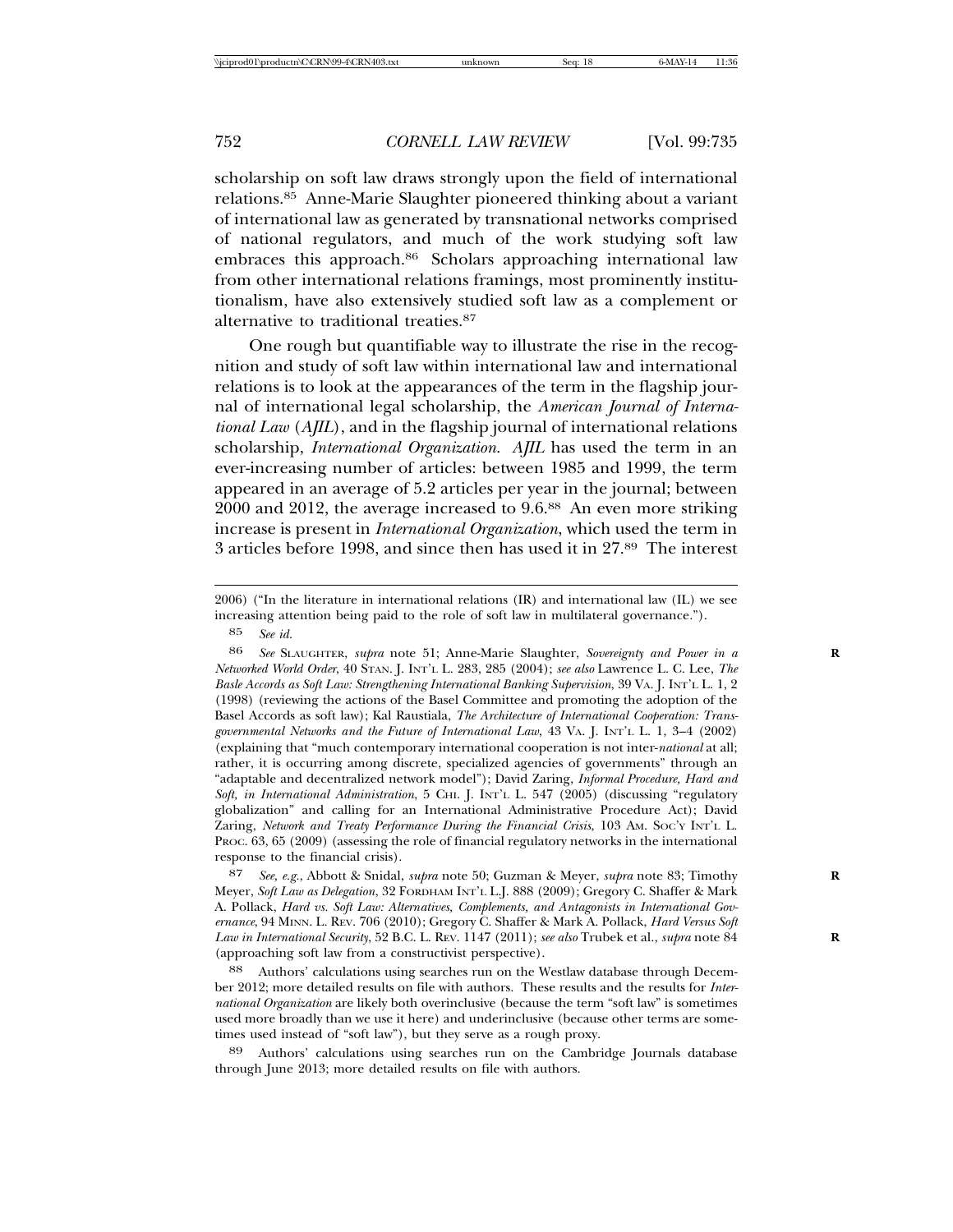scholarship on soft law draws strongly upon the field of international relations.[85] Anne-Marie Slaughter pioneered thinking about a variant of international law as generated by transnational networks comprised of national regulators, and much of the work studying soft law embraces this approach.[86] Scholars approaching international law from other international relations framings, most prominently institutionalism, have also extensively studied soft law as a complement or alternative to traditional treaties.[87]

One rough but quantifiable way to illustrate the rise in the recognition and study of soft law within international law and international relations is to look at the appearances of the term in the flagship journal of international legal scholarship, the *American Journal of International Law* (*AJIL*), and in the flagship journal of international relations scholarship, *International Organization*. *AJIL* has used the term in an ever-increasing number of articles: between 1985 and 1999, the term appeared in an average of 5.2 articles per year in the journal; between 2000 and 2012, the average increased to 9.6.[88] An even more striking increase is present in *International Organization*, which used the term in 3 articles before 1998, and since then has used it in 27.[89] The interest

---

2006) ("In the literature in international relations (IR) and international law (IL) we see increasing attention being paid to the role of soft law in multilateral governance.").

85 *See id.*

86 *See* SLAUGHTER, *supra* note 51; Anne-Marie Slaughter, *Sovereignty and Power in a Networked World Order*, 40 STAN. J. INT'L L. 283, 285 (2004); *see also* Lawrence L. C. Lee, *The Basle Accords as Soft Law: Strengthening International Banking Supervision*, 39 VA. J. INT'L L. 1, 2 (1998) (reviewing the actions of the Basel Committee and promoting the adoption of the Basel Accords as soft law); Kal Raustiala, *The Architecture of International Cooperation: Transgovernmental Networks and the Future of International Law*, 43 VA. J. INT'L L. 1, 3–4 (2002) (explaining that "much contemporary international cooperation is not inter-*national* at all; rather, it is occurring among discrete, specialized agencies of governments" through an "adaptable and decentralized network model"); David Zaring, *Informal Procedure, Hard and Soft, in International Administration*, 5 CHI. J. INT'L L. 547 (2005) (discussing "regulatory globalization" and calling for an International Administrative Procedure Act); David Zaring, *Network and Treaty Performance During the Financial Crisis*, 103 AM. SOC'Y INT'L L. PROC. 63, 65 (2009) (assessing the role of financial regulatory networks in the international response to the financial crisis).

87 *See, e.g.*, Abbott & Snidal, *supra* note 50; Guzman & Meyer, *supra* note 83; Timothy Meyer, *Soft Law as Delegation*, 32 FORDHAM INT'L L.J. 888 (2009); Gregory C. Shaffer & Mark A. Pollack, *Hard vs. Soft Law: Alternatives, Complements, and Antagonists in International Governance*, 94 MINN. L. REV. 706 (2010); Gregory C. Shaffer & Mark A. Pollack, *Hard Versus Soft Law in International Security*, 52 B.C. L. REV. 1147 (2011); *see also* Trubek et al., *supra* note 84 (approaching soft law from a constructivist perspective).

88 Authors' calculations using searches run on the Westlaw database through December 2012; more detailed results on file with authors. These results and the results for *International Organization* are likely both overinclusive (because the term "soft law" is sometimes used more broadly than we use it here) and underinclusive (because other terms are sometimes used instead of "soft law"), but they serve as a rough proxy.

89 Authors' calculations using searches run on the Cambridge Journals database through June 2013; more detailed results on file with authors.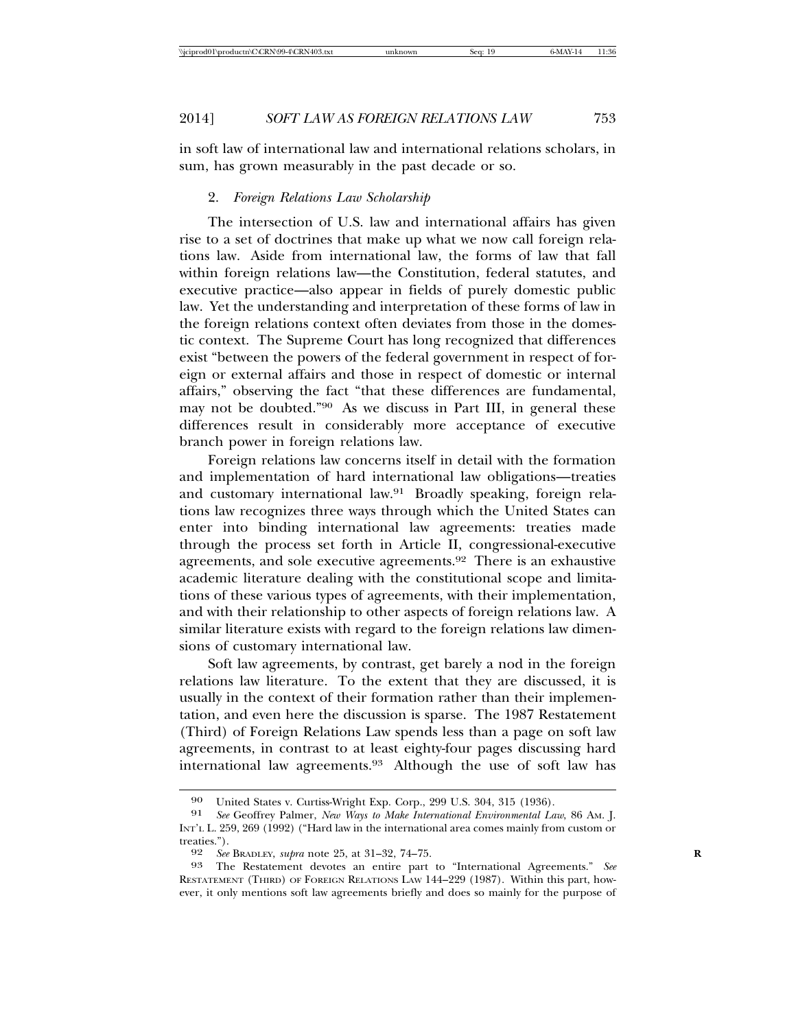in soft law of international law and international relations scholars, in sum, has grown measurably in the past decade or so.

### 2. *Foreign Relations Law Scholarship*

The intersection of U.S. law and international affairs has given rise to a set of doctrines that make up what we now call foreign relations law. Aside from international law, the forms of law that fall within foreign relations law—the Constitution, federal statutes, and executive practice—also appear in fields of purely domestic public law. Yet the understanding and interpretation of these forms of law in the foreign relations context often deviates from those in the domestic context. The Supreme Court has long recognized that differences exist "between the powers of the federal government in respect of foreign or external affairs and those in respect of domestic or internal affairs," observing the fact "that these differences are fundamental, may not be doubted."[90] As we discuss in Part III, in general these differences result in considerably more acceptance of executive branch power in foreign relations law.

Foreign relations law concerns itself in detail with the formation and implementation of hard international law obligations—treaties and customary international law.[91] Broadly speaking, foreign relations law recognizes three ways through which the United States can enter into binding international law agreements: treaties made through the process set forth in Article II, congressional-executive agreements, and sole executive agreements.[92] There is an exhaustive academic literature dealing with the constitutional scope and limitations of these various types of agreements, with their implementation, and with their relationship to other aspects of foreign relations law. A similar literature exists with regard to the foreign relations law dimensions of customary international law.

Soft law agreements, by contrast, get barely a nod in the foreign relations law literature. To the extent that they are discussed, it is usually in the context of their formation rather than their implementation, and even here the discussion is sparse. The 1987 Restatement (Third) of Foreign Relations Law spends less than a page on soft law agreements, in contrast to at least eighty-four pages discussing hard international law agreements.[93] Although the use of soft law has

---

[90] United States v. Curtiss-Wright Exp. Corp., 299 U.S. 304, 315 (1936).

[91] *See* Geoffrey Palmer, *New Ways to Make International Environmental Law*, 86 AM. J. INT'L L. 259, 269 (1992) ("Hard law in the international area comes mainly from custom or treaties.").

[92] *See* BRADLEY, *supra* note 25, at 31–32, 74–75.

[93] The Restatement devotes an entire part to "International Agreements." *See* RESTATEMENT (THIRD) OF FOREIGN RELATIONS LAW 144–229 (1987). Within this part, however, it only mentions soft law agreements briefly and does so mainly for the purpose of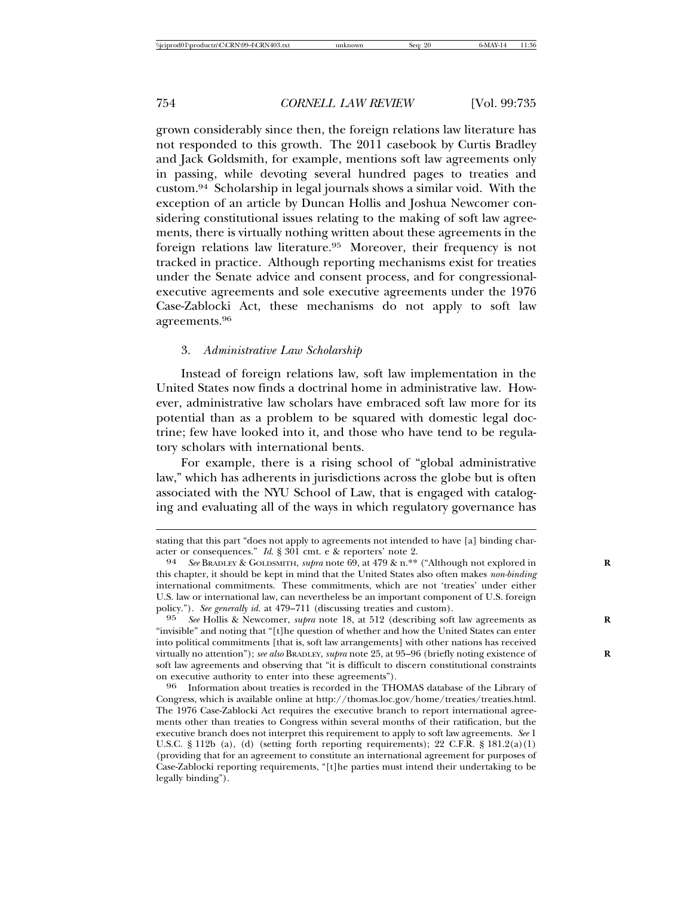grown considerably since then, the foreign relations law literature has not responded to this growth. The 2011 casebook by Curtis Bradley and Jack Goldsmith, for example, mentions soft law agreements only in passing, while devoting several hundred pages to treaties and custom.[94] Scholarship in legal journals shows a similar void. With the exception of an article by Duncan Hollis and Joshua Newcomer considering constitutional issues relating to the making of soft law agreements, there is virtually nothing written about these agreements in the foreign relations law literature.[95] Moreover, their frequency is not tracked in practice. Although reporting mechanisms exist for treaties under the Senate advice and consent process, and for congressional-executive agreements and sole executive agreements under the 1976 Case-Zablocki Act, these mechanisms do not apply to soft law agreements.[96]

### 3. *Administrative Law Scholarship*

Instead of foreign relations law, soft law implementation in the United States now finds a doctrinal home in administrative law. However, administrative law scholars have embraced soft law more for its potential than as a problem to be squared with domestic legal doctrine; few have looked into it, and those who have tend to be regulatory scholars with international bents.

For example, there is a rising school of "global administrative law," which has adherents in jurisdictions across the globe but is often associated with the NYU School of Law, that is engaged with cataloging and evaluating all of the ways in which regulatory governance has

---

stating that this part "does not apply to agreements not intended to have [a] binding character or consequences." *Id.* § 301 cmt. e & reporters' note 2.

94 *See* BRADLEY & GOLDSMITH, *supra* note 69, at 479 & n.** ("Although not explored in this chapter, it should be kept in mind that the United States also often makes *non-binding* international commitments. These commitments, which are not 'treaties' under either U.S. law or international law, can nevertheless be an important component of U.S. foreign policy."). *See generally id.* at 479–711 (discussing treaties and custom).

95 *See* Hollis & Newcomer, *supra* note 18, at 512 (describing soft law agreements as "invisible" and noting that "[t]he question of whether and how the United States can enter into political commitments [that is, soft law arrangements] with other nations has received virtually no attention"); *see also* BRADLEY, *supra* note 25, at 95–96 (briefly noting existence of soft law agreements and observing that "it is difficult to discern constitutional constraints on executive authority to enter into these agreements").

96 Information about treaties is recorded in the THOMAS database of the Library of Congress, which is available online at http://thomas.loc.gov/home/treaties/treaties.html. The 1976 Case-Zablocki Act requires the executive branch to report international agreements other than treaties to Congress within several months of their ratification, but the executive branch does not interpret this requirement to apply to soft law agreements. *See* 1 U.S.C. § 112b (a), (d) (setting forth reporting requirements); 22 C.F.R. § 181.2(a)(1) (providing that for an agreement to constitute an international agreement for purposes of Case-Zablocki reporting requirements, "[t]he parties must intend their undertaking to be legally binding").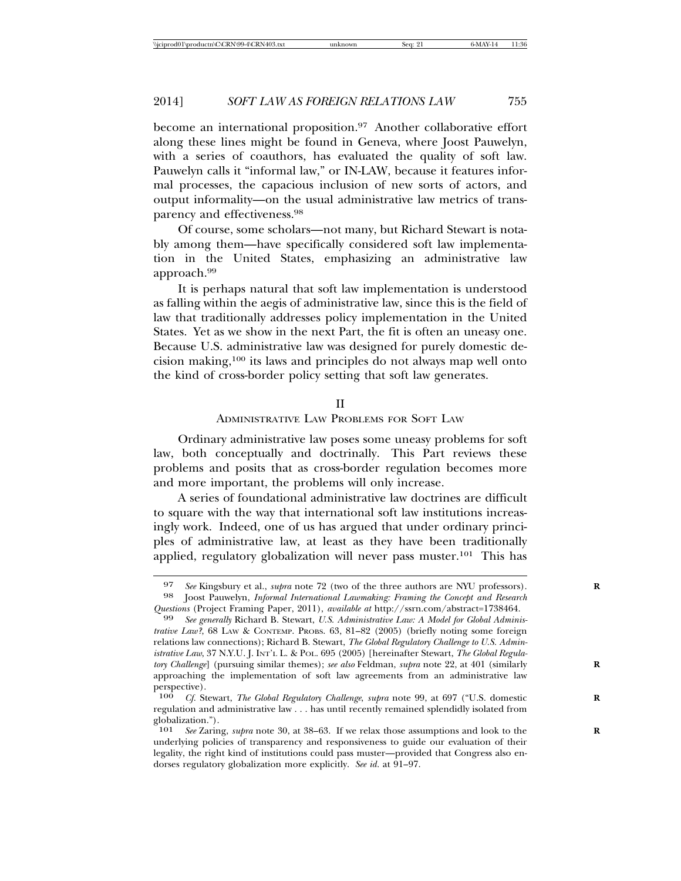become an international proposition.[97] Another collaborative effort along these lines might be found in Geneva, where Joost Pauwelyn, with a series of coauthors, has evaluated the quality of soft law. Pauwelyn calls it "informal law," or IN-LAW, because it features informal processes, the capacious inclusion of new sorts of actors, and output informality—on the usual administrative law metrics of transparency and effectiveness.[98]

Of course, some scholars—not many, but Richard Stewart is notably among them—have specifically considered soft law implementation in the United States, emphasizing an administrative law approach.[99]

It is perhaps natural that soft law implementation is understood as falling within the aegis of administrative law, since this is the field of law that traditionally addresses policy implementation in the United States. Yet as we show in the next Part, the fit is often an uneasy one. Because U.S. administrative law was designed for purely domestic decision making,[100] its laws and principles do not always map well onto the kind of cross-border policy setting that soft law generates.

## II
## Administrative Law Problems for Soft Law

Ordinary administrative law poses some uneasy problems for soft law, both conceptually and doctrinally. This Part reviews these problems and posits that as cross-border regulation becomes more and more important, the problems will only increase.

A series of foundational administrative law doctrines are difficult to square with the way that international soft law institutions increasingly work. Indeed, one of us has argued that under ordinary principles of administrative law, at least as they have been traditionally applied, regulatory globalization will never pass muster.[101] This has

---

[97] *See* Kingsbury et al., *supra* note 72 (two of the three authors are NYU professors).

[98] Joost Pauwelyn, *Informal International Lawmaking: Framing the Concept and Research Questions* (Project Framing Paper, 2011), *available at* http://ssrn.com/abstract=1738464.

[99] *See generally* Richard B. Stewart, *U.S. Administrative Law: A Model for Global Administrative Law?*, 68 LAW & CONTEMP. PROBS. 63, 81–82 (2005) (briefly noting some foreign relations law connections); Richard B. Stewart, *The Global Regulatory Challenge to U.S. Administrative Law*, 37 N.Y.U. J. INT'L L. & POL. 695 (2005) [hereinafter Stewart, *The Global Regulatory Challenge*] (pursuing similar themes); *see also* Feldman, *supra* note 22, at 401 (similarly approaching the implementation of soft law agreements from an administrative law perspective).

[100] *Cf.* Stewart, *The Global Regulatory Challenge*, *supra* note 99, at 697 ("U.S. domestic regulation and administrative law . . . has until recently remained splendidly isolated from globalization.").

[101] *See* Zaring, *supra* note 30, at 38–63. If we relax those assumptions and look to the underlying policies of transparency and responsiveness to guide our evaluation of their legality, the right kind of institutions could pass muster—provided that Congress also endorses regulatory globalization more explicitly. *See id.* at 91–97.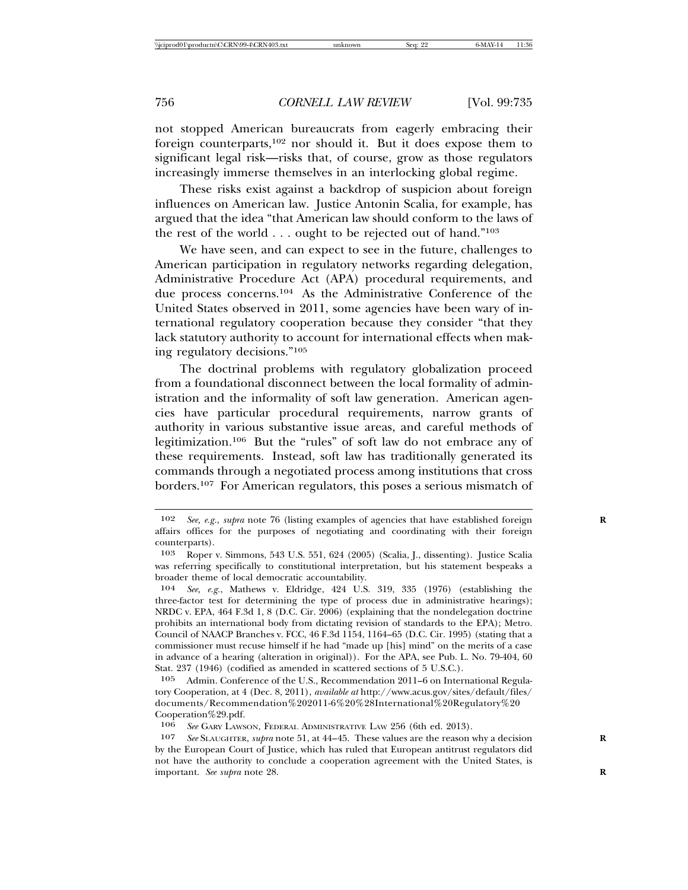not stopped American bureaucrats from eagerly embracing their foreign counterparts,[102] nor should it. But it does expose them to significant legal risk—risks that, of course, grow as those regulators increasingly immerse themselves in an interlocking global regime.

These risks exist against a backdrop of suspicion about foreign influences on American law. Justice Antonin Scalia, for example, has argued that the idea "that American law should conform to the laws of the rest of the world . . . ought to be rejected out of hand."[103]

We have seen, and can expect to see in the future, challenges to American participation in regulatory networks regarding delegation, Administrative Procedure Act (APA) procedural requirements, and due process concerns.[104] As the Administrative Conference of the United States observed in 2011, some agencies have been wary of international regulatory cooperation because they consider "that they lack statutory authority to account for international effects when making regulatory decisions."[105]

The doctrinal problems with regulatory globalization proceed from a foundational disconnect between the local formality of administration and the informality of soft law generation. American agencies have particular procedural requirements, narrow grants of authority in various substantive issue areas, and careful methods of legitimization.[106] But the "rules" of soft law do not embrace any of these requirements. Instead, soft law has traditionally generated its commands through a negotiated process among institutions that cross borders.[107] For American regulators, this poses a serious mismatch of

---

[102] *See, e.g.*, *supra* note 76 (listing examples of agencies that have established foreign affairs offices for the purposes of negotiating and coordinating with their foreign counterparts).

[103] Roper v. Simmons, 543 U.S. 551, 624 (2005) (Scalia, J., dissenting). Justice Scalia was referring specifically to constitutional interpretation, but his statement bespeaks a broader theme of local democratic accountability.

[104] *See, e.g.*, Mathews v. Eldridge, 424 U.S. 319, 335 (1976) (establishing the three-factor test for determining the type of process due in administrative hearings); NRDC v. EPA, 464 F.3d 1, 8 (D.C. Cir. 2006) (explaining that the nondelegation doctrine prohibits an international body from dictating revision of standards to the EPA); Metro. Council of NAACP Branches v. FCC, 46 F.3d 1154, 1164–65 (D.C. Cir. 1995) (stating that a commissioner must recuse himself if he had "made up [his] mind" on the merits of a case in advance of a hearing (alteration in original)). For the APA, see Pub. L. No. 79-404, 60 Stat. 237 (1946) (codified as amended in scattered sections of 5 U.S.C.).

[105] Admin. Conference of the U.S., Recommendation 2011–6 on International Regulatory Cooperation, at 4 (Dec. 8, 2011), *available at* http://www.acus.gov/sites/default/files/documents/Recommendation%202011-6%20%28International%20Regulatory%20Cooperation%29.pdf.

[106] *See* GARY LAWSON, FEDERAL ADMINISTRATIVE LAW 256 (6th ed. 2013).

[107] *See* SLAUGHTER, *supra* note 51, at 44–45. These values are the reason why a decision by the European Court of Justice, which has ruled that European antitrust regulators did not have the authority to conclude a cooperation agreement with the United States, is important. *See supra* note 28.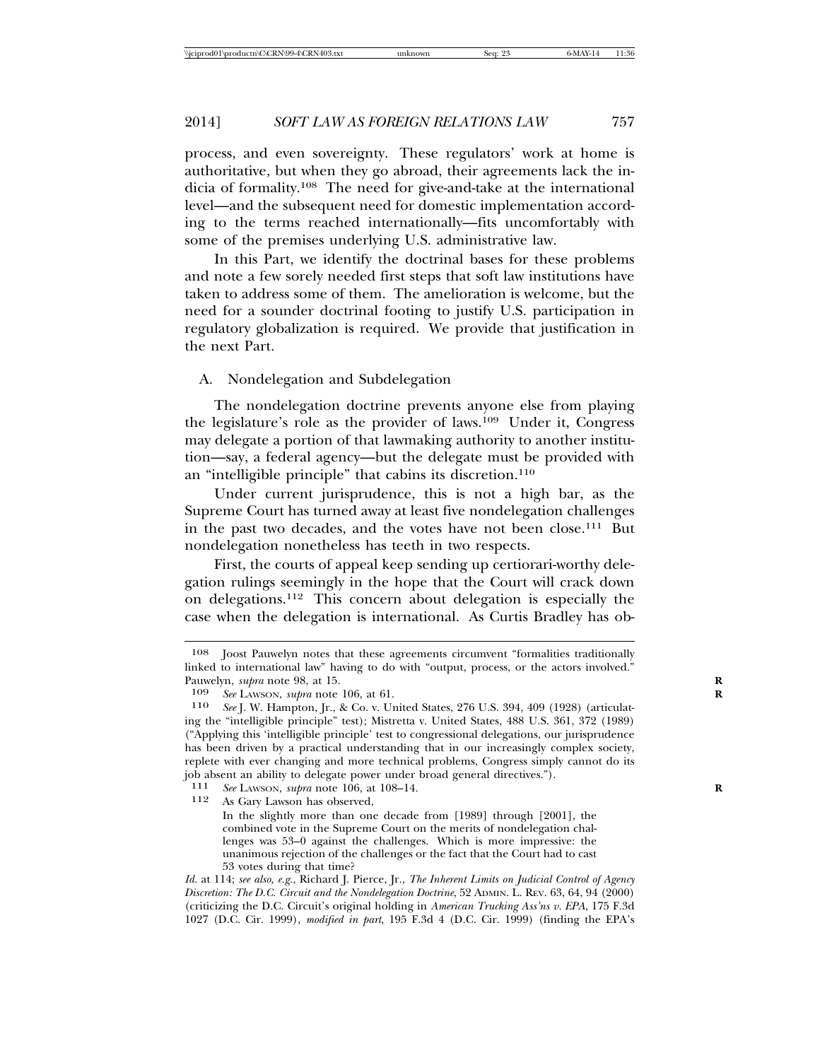process, and even sovereignty. These regulators' work at home is authoritative, but when they go abroad, their agreements lack the indicia of formality.[108] The need for give-and-take at the international level—and the subsequent need for domestic implementation according to the terms reached internationally—fits uncomfortably with some of the premises underlying U.S. administrative law.

In this Part, we identify the doctrinal bases for these problems and note a few sorely needed first steps that soft law institutions have taken to address some of them. The amelioration is welcome, but the need for a sounder doctrinal footing to justify U.S. participation in regulatory globalization is required. We provide that justification in the next Part.

### A. Nondelegation and Subdelegation

The nondelegation doctrine prevents anyone else from playing the legislature's role as the provider of laws.[109] Under it, Congress may delegate a portion of that lawmaking authority to another institution—say, a federal agency—but the delegate must be provided with an "intelligible principle" that cabins its discretion.[110]

Under current jurisprudence, this is not a high bar, as the Supreme Court has turned away at least five nondelegation challenges in the past two decades, and the votes have not been close.[111] But nondelegation nonetheless has teeth in two respects.

First, the courts of appeal keep sending up certiorari-worthy delegation rulings seemingly in the hope that the Court will crack down on delegations.[112] This concern about delegation is especially the case when the delegation is international. As Curtis Bradley has ob-

---

108 Joost Pauwelyn notes that these agreements circumvent "formalities traditionally linked to international law" having to do with "output, process, or the actors involved." Pauwelyn, *supra* note 98, at 15.

109 *See* Lawson, *supra* note 106, at 61.

110 *See* J. W. Hampton, Jr., & Co. v. United States, 276 U.S. 394, 409 (1928) (articulating the "intelligible principle" test); Mistretta v. United States, 488 U.S. 361, 372 (1989) ("Applying this 'intelligible principle' test to congressional delegations, our jurisprudence has been driven by a practical understanding that in our increasingly complex society, replete with ever changing and more technical problems, Congress simply cannot do its job absent an ability to delegate power under broad general directives.").

111 *See* Lawson, *supra* note 106, at 108–14.

112 As Gary Lawson has observed,

> In the slightly more than one decade from [1989] through [2001], the combined vote in the Supreme Court on the merits of nondelegation challenges was 53–0 against the challenges. Which is more impressive: the unanimous rejection of the challenges or the fact that the Court had to cast 53 votes during that time?

*Id.* at 114; *see also, e.g.*, Richard J. Pierce, Jr., *The Inherent Limits on Judicial Control of Agency Discretion: The D.C. Circuit and the Nondelegation Doctrine*, 52 Admin. L. Rev. 63, 64, 94 (2000) (criticizing the D.C. Circuit's original holding in *American Trucking Ass'ns v. EPA*, 175 F.3d 1027 (D.C. Cir. 1999), *modified in part*, 195 F.3d 4 (D.C. Cir. 1999) (finding the EPA's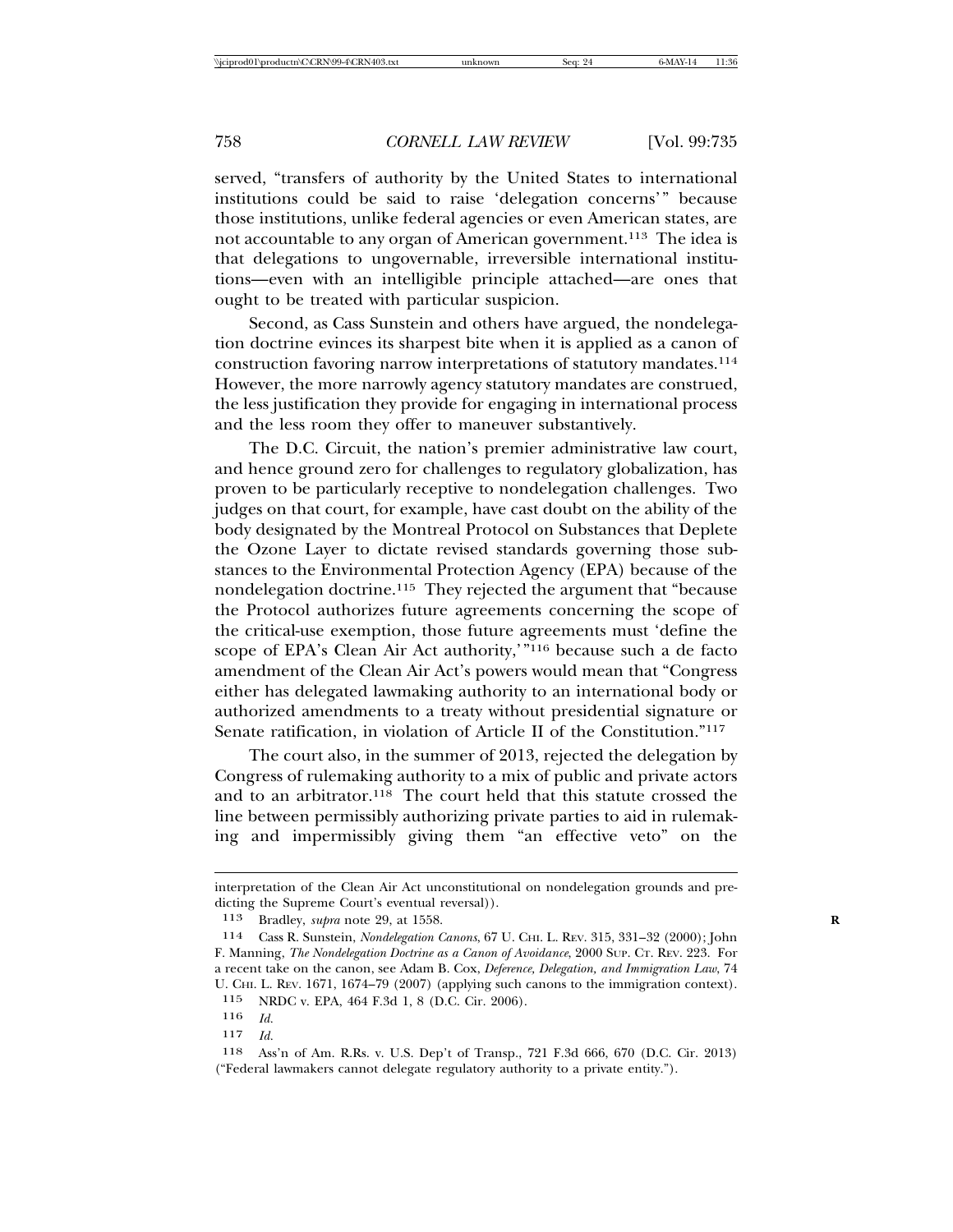served, "transfers of authority by the United States to international institutions could be said to raise 'delegation concerns'" because those institutions, unlike federal agencies or even American states, are not accountable to any organ of American government.[113] The idea is that delegations to ungovernable, irreversible international institutions—even with an intelligible principle attached—are ones that ought to be treated with particular suspicion.

Second, as Cass Sunstein and others have argued, the nondelegation doctrine evinces its sharpest bite when it is applied as a canon of construction favoring narrow interpretations of statutory mandates.[114] However, the more narrowly agency statutory mandates are construed, the less justification they provide for engaging in international process and the less room they offer to maneuver substantively.

The D.C. Circuit, the nation's premier administrative law court, and hence ground zero for challenges to regulatory globalization, has proven to be particularly receptive to nondelegation challenges. Two judges on that court, for example, have cast doubt on the ability of the body designated by the Montreal Protocol on Substances that Deplete the Ozone Layer to dictate revised standards governing those substances to the Environmental Protection Agency (EPA) because of the nondelegation doctrine.[115] They rejected the argument that "because the Protocol authorizes future agreements concerning the scope of the critical-use exemption, those future agreements must 'define the scope of EPA's Clean Air Act authority,'"[116] because such a de facto amendment of the Clean Air Act's powers would mean that "Congress either has delegated lawmaking authority to an international body or authorized amendments to a treaty without presidential signature or Senate ratification, in violation of Article II of the Constitution."[117]

The court also, in the summer of 2013, rejected the delegation by Congress of rulemaking authority to a mix of public and private actors and to an arbitrator.[118] The court held that this statute crossed the line between permissibly authorizing private parties to aid in rulemaking and impermissibly giving them "an effective veto" on the

---

interpretation of the Clean Air Act unconstitutional on nondelegation grounds and predicting the Supreme Court's eventual reversal)).

113 Bradley, *supra* note 29, at 1558.

114 Cass R. Sunstein, *Nondelegation Canons*, 67 U. CHI. L. REV. 315, 331–32 (2000); John F. Manning, *The Nondelegation Doctrine as a Canon of Avoidance*, 2000 SUP. CT. REV. 223. For a recent take on the canon, see Adam B. Cox, *Deference, Delegation, and Immigration Law*, 74 U. CHI. L. REV. 1671, 1674–79 (2007) (applying such canons to the immigration context).

115 NRDC v. EPA, 464 F.3d 1, 8 (D.C. Cir. 2006).

116 *Id.*

117 *Id.*

118 Ass'n of Am. R.Rs. v. U.S. Dep't of Transp., 721 F.3d 666, 670 (D.C. Cir. 2013) ("Federal lawmakers cannot delegate regulatory authority to a private entity.").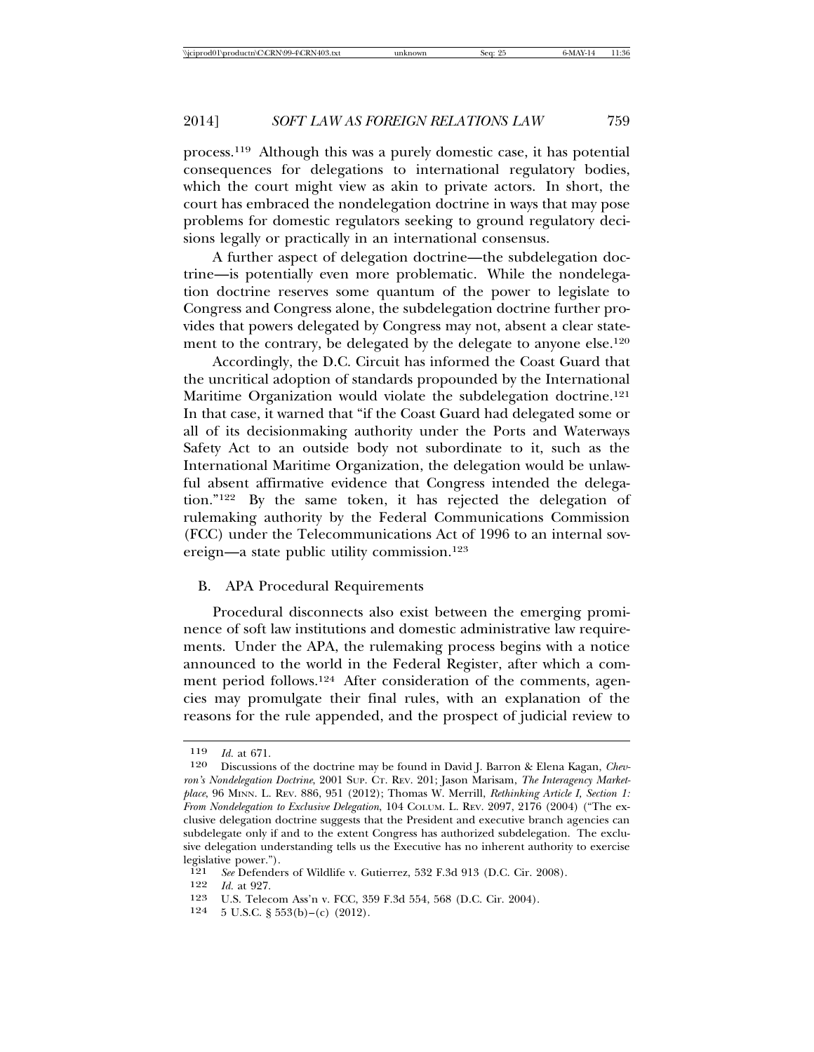process.[119] Although this was a purely domestic case, it has potential consequences for delegations to international regulatory bodies, which the court might view as akin to private actors. In short, the court has embraced the nondelegation doctrine in ways that may pose problems for domestic regulators seeking to ground regulatory decisions legally or practically in an international consensus.

A further aspect of delegation doctrine—the subdelegation doctrine—is potentially even more problematic. While the nondelegation doctrine reserves some quantum of the power to legislate to Congress and Congress alone, the subdelegation doctrine further provides that powers delegated by Congress may not, absent a clear statement to the contrary, be delegated by the delegate to anyone else.[120]

Accordingly, the D.C. Circuit has informed the Coast Guard that the uncritical adoption of standards propounded by the International Maritime Organization would violate the subdelegation doctrine.[121] In that case, it warned that "if the Coast Guard had delegated some or all of its decisionmaking authority under the Ports and Waterways Safety Act to an outside body not subordinate to it, such as the International Maritime Organization, the delegation would be unlawful absent affirmative evidence that Congress intended the delegation."[122] By the same token, it has rejected the delegation of rulemaking authority by the Federal Communications Commission (FCC) under the Telecommunications Act of 1996 to an internal sovereign—a state public utility commission.[123]

## B. APA Procedural Requirements

Procedural disconnects also exist between the emerging prominence of soft law institutions and domestic administrative law requirements. Under the APA, the rulemaking process begins with a notice announced to the world in the Federal Register, after which a comment period follows.[124] After consideration of the comments, agencies may promulgate their final rules, with an explanation of the reasons for the rule appended, and the prospect of judicial review to

---

119 *Id.* at 671.

120 Discussions of the doctrine may be found in David J. Barron & Elena Kagan, *Chevron's Nondelegation Doctrine*, 2001 SUP. CT. REV. 201; Jason Marisam, *The Interagency Marketplace*, 96 MINN. L. REV. 886, 951 (2012); Thomas W. Merrill, *Rethinking Article I, Section 1: From Nondelegation to Exclusive Delegation*, 104 COLUM. L. REV. 2097, 2176 (2004) ("The exclusive delegation doctrine suggests that the President and executive branch agencies can subdelegate only if and to the extent Congress has authorized subdelegation. The exclusive delegation understanding tells us the Executive has no inherent authority to exercise legislative power.").

121 *See* Defenders of Wildlife v. Gutierrez, 532 F.3d 913 (D.C. Cir. 2008).

122 *Id.* at 927.

123 U.S. Telecom Ass'n v. FCC, 359 F.3d 554, 568 (D.C. Cir. 2004).

124 5 U.S.C. § 553(b)–(c) (2012).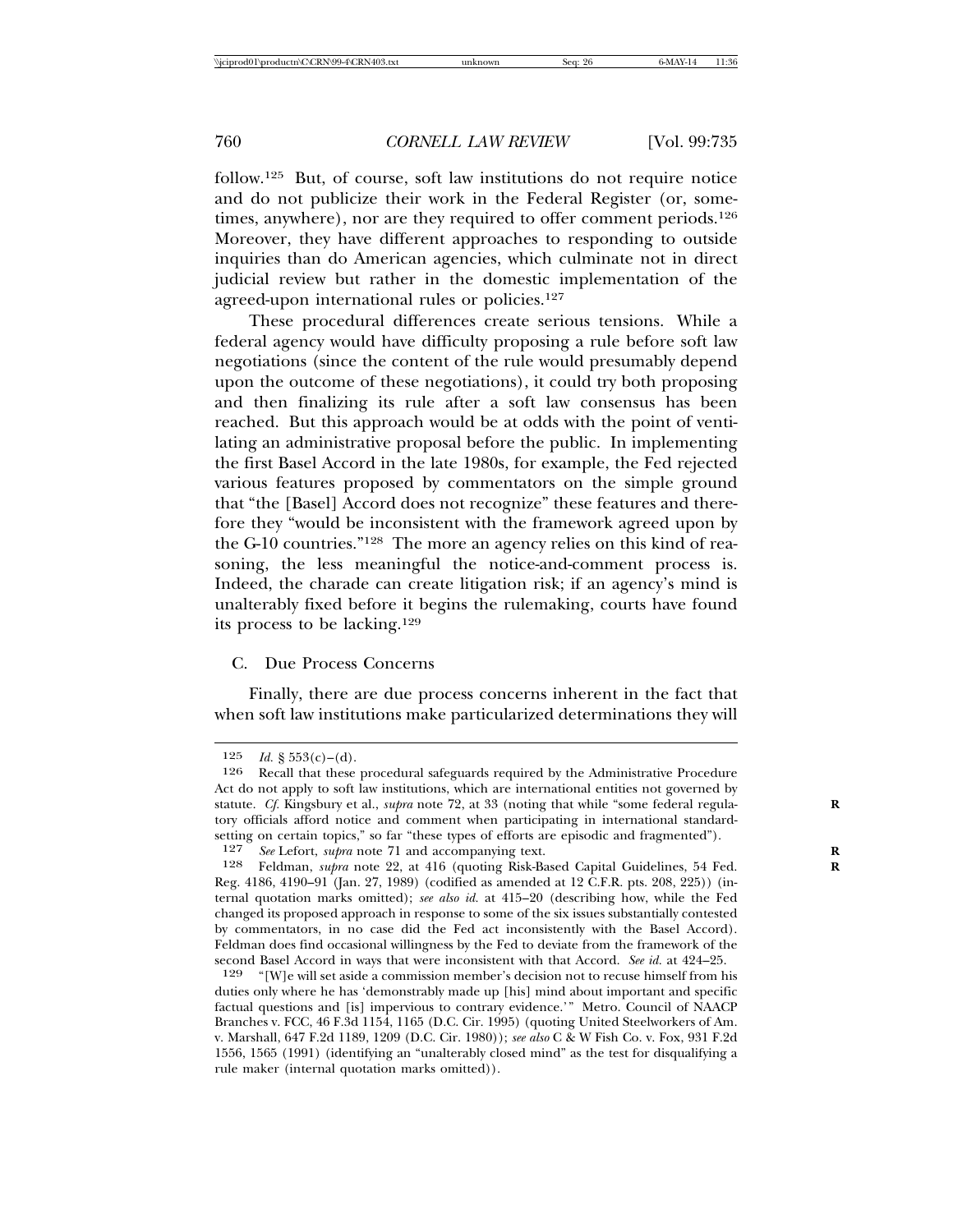follow.[125] But, of course, soft law institutions do not require notice and do not publicize their work in the Federal Register (or, sometimes, anywhere), nor are they required to offer comment periods.[126] Moreover, they have different approaches to responding to outside inquiries than do American agencies, which culminate not in direct judicial review but rather in the domestic implementation of the agreed-upon international rules or policies.[127]

These procedural differences create serious tensions. While a federal agency would have difficulty proposing a rule before soft law negotiations (since the content of the rule would presumably depend upon the outcome of these negotiations), it could try both proposing and then finalizing its rule after a soft law consensus has been reached. But this approach would be at odds with the point of ventilating an administrative proposal before the public. In implementing the first Basel Accord in the late 1980s, for example, the Fed rejected various features proposed by commentators on the simple ground that "the [Basel] Accord does not recognize" these features and therefore they "would be inconsistent with the framework agreed upon by the G-10 countries."[128] The more an agency relies on this kind of reasoning, the less meaningful the notice-and-comment process is. Indeed, the charade can create litigation risk; if an agency's mind is unalterably fixed before it begins the rulemaking, courts have found its process to be lacking.[129]

### C. Due Process Concerns

Finally, there are due process concerns inherent in the fact that when soft law institutions make particularized determinations they will

---

[125] *Id.* § 553(c)–(d).

[126] Recall that these procedural safeguards required by the Administrative Procedure Act do not apply to soft law institutions, which are international entities not governed by statute. *Cf.* Kingsbury et al., *supra* note 72, at 33 (noting that while "some federal regulatory officials afford notice and comment when participating in international standard-setting on certain topics," so far "these types of efforts are episodic and fragmented").

[127] *See* Lefort, *supra* note 71 and accompanying text.

[128] Feldman, *supra* note 22, at 416 (quoting Risk-Based Capital Guidelines, 54 Fed. Reg. 4186, 4190–91 (Jan. 27, 1989) (codified as amended at 12 C.F.R. pts. 208, 225)) (internal quotation marks omitted); *see also id.* at 415–20 (describing how, while the Fed changed its proposed approach in response to some of the six issues substantially contested by commentators, in no case did the Fed act inconsistently with the Basel Accord). Feldman does find occasional willingness by the Fed to deviate from the framework of the second Basel Accord in ways that were inconsistent with that Accord. *See id.* at 424–25.

[129] "[W]e will set aside a commission member's decision not to recuse himself from his duties only where he has 'demonstrably made up [his] mind about important and specific factual questions and [is] impervious to contrary evidence.'" Metro. Council of NAACP Branches v. FCC, 46 F.3d 1154, 1165 (D.C. Cir. 1995) (quoting United Steelworkers of Am. v. Marshall, 647 F.2d 1189, 1209 (D.C. Cir. 1980)); *see also* C & W Fish Co. v. Fox, 931 F.2d 1556, 1565 (1991) (identifying an "unalterably closed mind" as the test for disqualifying a rule maker (internal quotation marks omitted)).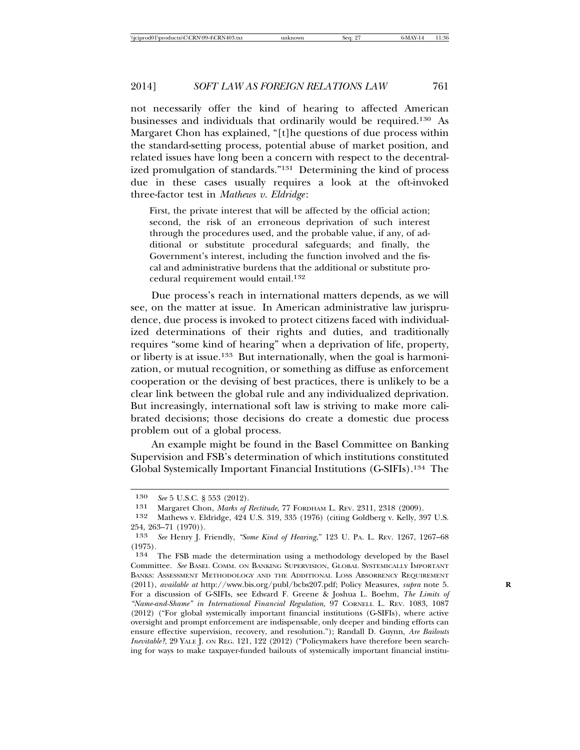not necessarily offer the kind of hearing to affected American businesses and individuals that ordinarily would be required.[130] As Margaret Chon has explained, "[t]he questions of due process within the standard-setting process, potential abuse of market position, and related issues have long been a concern with respect to the decentralized promulgation of standards."[131] Determining the kind of process due in these cases usually requires a look at the oft-invoked three-factor test in *Mathews v. Eldridge*:

> First, the private interest that will be affected by the official action; second, the risk of an erroneous deprivation of such interest through the procedures used, and the probable value, if any, of additional or substitute procedural safeguards; and finally, the Government's interest, including the function involved and the fiscal and administrative burdens that the additional or substitute procedural requirement would entail.[132]

Due process's reach in international matters depends, as we will see, on the matter at issue. In American administrative law jurisprudence, due process is invoked to protect citizens faced with individualized determinations of their rights and duties, and traditionally requires "some kind of hearing" when a deprivation of life, property, or liberty is at issue.[133] But internationally, when the goal is harmonization, or mutual recognition, or something as diffuse as enforcement cooperation or the devising of best practices, there is unlikely to be a clear link between the global rule and any individualized deprivation. But increasingly, international soft law is striving to make more calibrated decisions; those decisions do create a domestic due process problem out of a global process.

An example might be found in the Basel Committee on Banking Supervision and FSB's determination of which institutions constituted Global Systemically Important Financial Institutions (G-SIFIs).[134] The

---

130 *See* 5 U.S.C. § 553 (2012).

131 Margaret Chon, *Marks of Rectitude*, 77 FORDHAM L. REV. 2311, 2318 (2009).

132 Mathews v. Eldridge, 424 U.S. 319, 335 (1976) (citing Goldberg v. Kelly, 397 U.S. 254, 263–71 (1970)).

133 *See* Henry J. Friendly, *"Some Kind of Hearing*," 123 U. PA. L. REV. 1267, 1267–68 (1975).

134 The FSB made the determination using a methodology developed by the Basel Committee. *See* BASEL COMM. ON BANKING SUPERVISION, GLOBAL SYSTEMICALLY IMPORTANT BANKS: ASSESSMENT METHODOLOGY AND THE ADDITIONAL LOSS ABSORBENCY REQUIREMENT (2011), *available at* http://www.bis.org/publ/bcbs207.pdf; Policy Measures, *supra* note 5. For a discussion of G-SIFIs, see Edward F. Greene & Joshua L. Boehm, *The Limits of "Name-and-Shame" in International Financial Regulation*, 97 CORNELL L. REV. 1083, 1087 (2012) ("For global systemically important financial institutions (G-SIFIs), where active oversight and prompt enforcement are indispensable, only deeper and binding efforts can ensure effective supervision, recovery, and resolution."); Randall D. Guynn, *Are Bailouts Inevitable?*, 29 YALE J. ON REG. 121, 122 (2012) ("Policymakers have therefore been searching for ways to make taxpayer-funded bailouts of systemically important financial institu-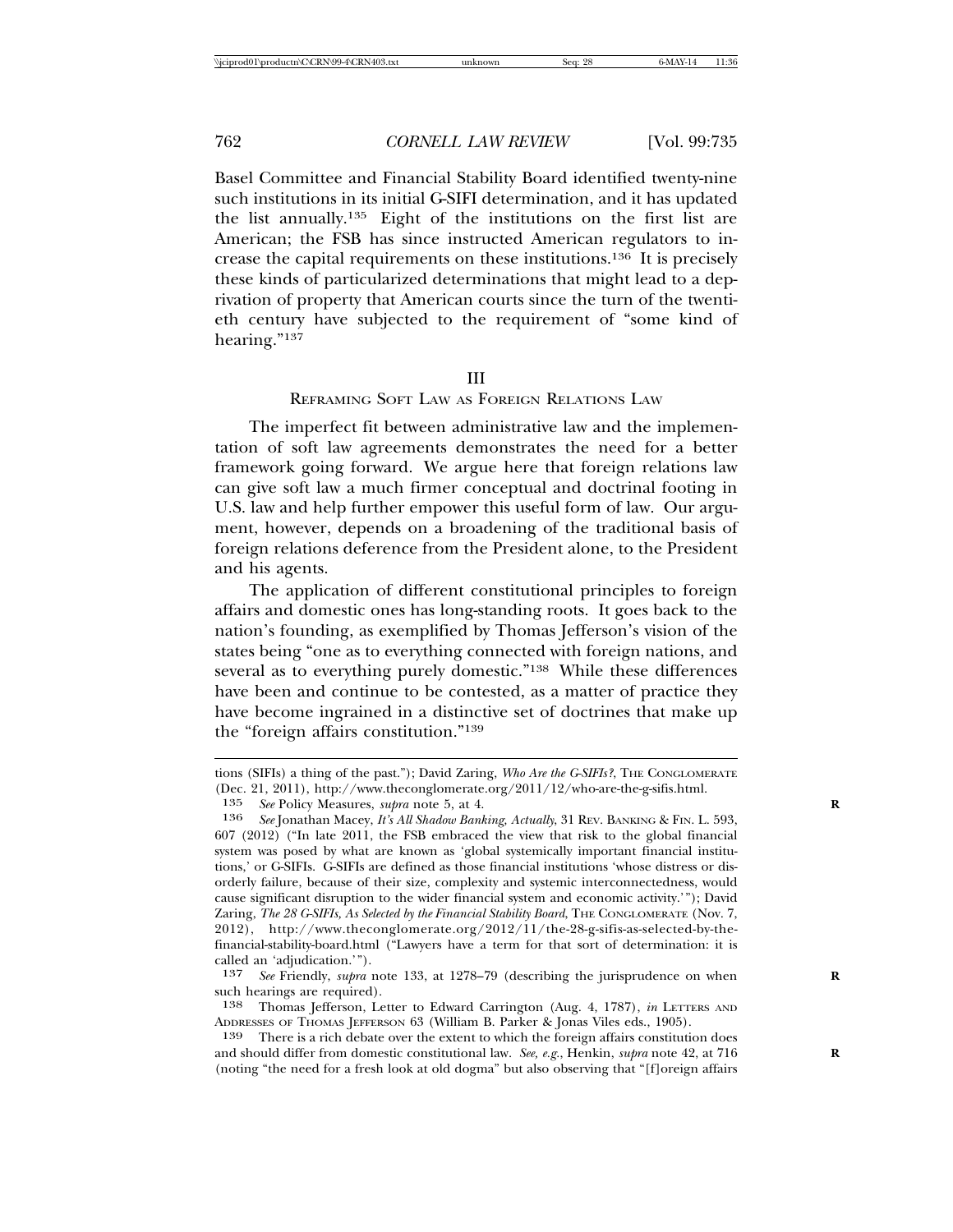Basel Committee and Financial Stability Board identified twenty-nine such institutions in its initial G-SIFI determination, and it has updated the list annually.[135] Eight of the institutions on the first list are American; the FSB has since instructed American regulators to increase the capital requirements on these institutions.[136] It is precisely these kinds of particularized determinations that might lead to a deprivation of property that American courts since the turn of the twentieth century have subjected to the requirement of "some kind of hearing."[137]

## III
## REFRAMING SOFT LAW AS FOREIGN RELATIONS LAW

The imperfect fit between administrative law and the implementation of soft law agreements demonstrates the need for a better framework going forward. We argue here that foreign relations law can give soft law a much firmer conceptual and doctrinal footing in U.S. law and help further empower this useful form of law. Our argument, however, depends on a broadening of the traditional basis of foreign relations deference from the President alone, to the President and his agents.

The application of different constitutional principles to foreign affairs and domestic ones has long-standing roots. It goes back to the nation's founding, as exemplified by Thomas Jefferson's vision of the states being "one as to everything connected with foreign nations, and several as to everything purely domestic."[138] While these differences have been and continue to be contested, as a matter of practice they have become ingrained in a distinctive set of doctrines that make up the "foreign affairs constitution."[139]

---

tions (SIFIs) a thing of the past."); David Zaring, *Who Are the G-SIFIs?*, THE CONGLOMERATE (Dec. 21, 2011), http://www.theconglomerate.org/2011/12/who-are-the-g-sifis.html.

[135] *See* Policy Measures, *supra* note 5, at 4.

[136] *See* Jonathan Macey, *It's All Shadow Banking, Actually*, 31 REV. BANKING & FIN. L. 593, 607 (2012) ("In late 2011, the FSB embraced the view that risk to the global financial system was posed by what are known as 'global systemically important financial institutions,' or G-SIFIs. G-SIFIs are defined as those financial institutions 'whose distress or disorderly failure, because of their size, complexity and systemic interconnectedness, would cause significant disruption to the wider financial system and economic activity.'"); David Zaring, *The 28 G-SIFIs, As Selected by the Financial Stability Board*, THE CONGLOMERATE (Nov. 7, 2012), http://www.theconglomerate.org/2012/11/the-28-g-sifis-as-selected-by-the-financial-stability-board.html ("Lawyers have a term for that sort of determination: it is called an 'adjudication.'").

[137] *See* Friendly, *supra* note 133, at 1278–79 (describing the jurisprudence on when such hearings are required).

[138] Thomas Jefferson, Letter to Edward Carrington (Aug. 4, 1787), *in* LETTERS AND ADDRESSES OF THOMAS JEFFERSON 63 (William B. Parker & Jonas Viles eds., 1905).

[139] There is a rich debate over the extent to which the foreign affairs constitution does and should differ from domestic constitutional law. *See, e.g.*, Henkin, *supra* note 42, at 716 (noting "the need for a fresh look at old dogma" but also observing that "[f]oreign affairs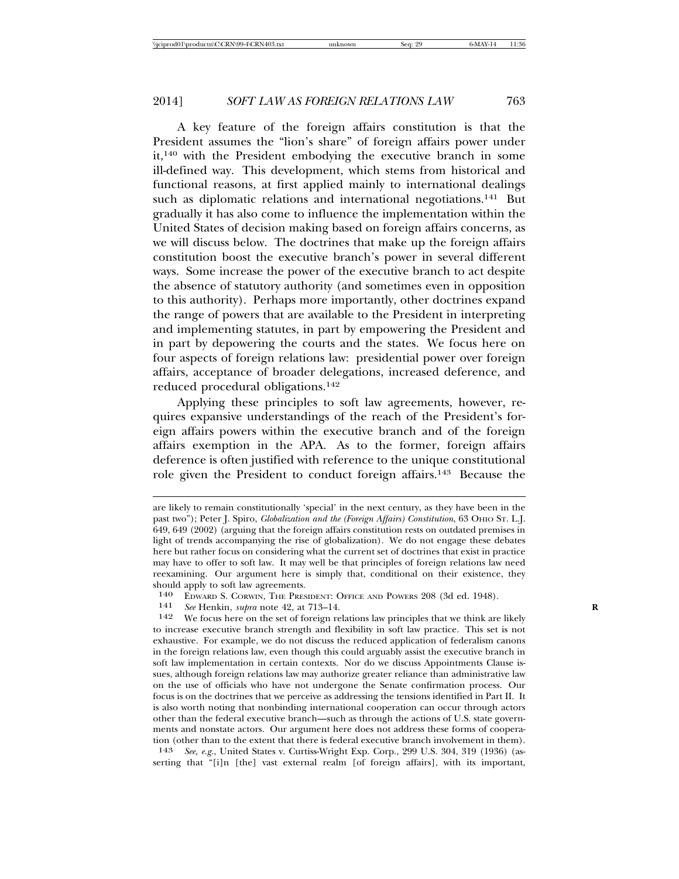A key feature of the foreign affairs constitution is that the President assumes the "lion's share" of foreign affairs power under it,[140] with the President embodying the executive branch in some ill-defined way. This development, which stems from historical and functional reasons, at first applied mainly to international dealings such as diplomatic relations and international negotiations.[141] But gradually it has also come to influence the implementation within the United States of decision making based on foreign affairs concerns, as we will discuss below. The doctrines that make up the foreign affairs constitution boost the executive branch's power in several different ways. Some increase the power of the executive branch to act despite the absence of statutory authority (and sometimes even in opposition to this authority). Perhaps more importantly, other doctrines expand the range of powers that are available to the President in interpreting and implementing statutes, in part by empowering the President and in part by depowering the courts and the states. We focus here on four aspects of foreign relations law: presidential power over foreign affairs, acceptance of broader delegations, increased deference, and reduced procedural obligations.[142]

Applying these principles to soft law agreements, however, requires expansive understandings of the reach of the President's foreign affairs powers within the executive branch and of the foreign affairs exemption in the APA. As to the former, foreign affairs deference is often justified with reference to the unique constitutional role given the President to conduct foreign affairs.[143] Because the

---

are likely to remain constitutionally 'special' in the next century, as they have been in the past two"); Peter J. Spiro, *Globalization and the (Foreign Affairs) Constitution*, 63 OHIO ST. L.J. 649, 649 (2002) (arguing that the foreign affairs constitution rests on outdated premises in light of trends accompanying the rise of globalization). We do not engage these debates here but rather focus on considering what the current set of doctrines that exist in practice may have to offer to soft law. It may well be that principles of foreign relations law need reexamining. Our argument here is simply that, conditional on their existence, they should apply to soft law agreements.

140 EDWARD S. CORWIN, THE PRESIDENT: OFFICE AND POWERS 208 (3d ed. 1948).

141 *See* Henkin, *supra* note 42, at 713–14.

142 We focus here on the set of foreign relations law principles that we think are likely to increase executive branch strength and flexibility in soft law practice. This set is not exhaustive. For example, we do not discuss the reduced application of federalism canons in the foreign relations law, even though this could arguably assist the executive branch in soft law implementation in certain contexts. Nor do we discuss Appointments Clause issues, although foreign relations law may authorize greater reliance than administrative law on the use of officials who have not undergone the Senate confirmation process. Our focus is on the doctrines that we perceive as addressing the tensions identified in Part II. It is also worth noting that nonbinding international cooperation can occur through actors other than the federal executive branch—such as through the actions of U.S. state governments and nonstate actors. Our argument here does not address these forms of cooperation (other than to the extent that there is federal executive branch involvement in them).

143 *See, e.g.*, United States v. Curtiss-Wright Exp. Corp., 299 U.S. 304, 319 (1936) (asserting that "[i]n [the] vast external realm [of foreign affairs], with its important,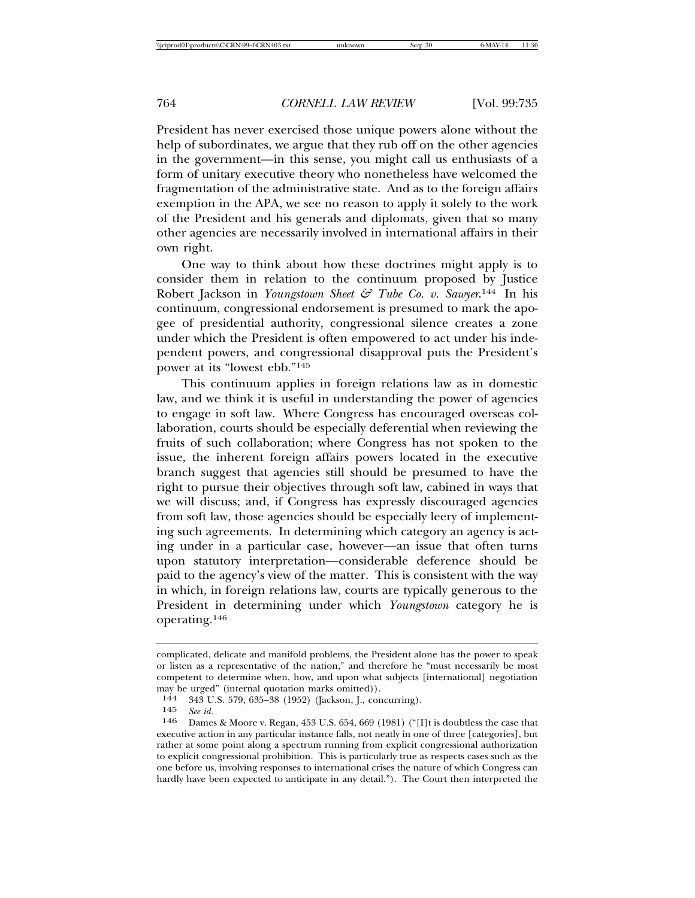President has never exercised those unique powers alone without the help of subordinates, we argue that they rub off on the other agencies in the government—in this sense, you might call us enthusiasts of a form of unitary executive theory who nonetheless have welcomed the fragmentation of the administrative state. And as to the foreign affairs exemption in the APA, we see no reason to apply it solely to the work of the President and his generals and diplomats, given that so many other agencies are necessarily involved in international affairs in their own right.

One way to think about how these doctrines might apply is to consider them in relation to the continuum proposed by Justice Robert Jackson in *Youngstown Sheet & Tube Co. v. Sawyer*.[144] In his continuum, congressional endorsement is presumed to mark the apogee of presidential authority, congressional silence creates a zone under which the President is often empowered to act under his independent powers, and congressional disapproval puts the President's power at its "lowest ebb."[145]

This continuum applies in foreign relations law as in domestic law, and we think it is useful in understanding the power of agencies to engage in soft law. Where Congress has encouraged overseas collaboration, courts should be especially deferential when reviewing the fruits of such collaboration; where Congress has not spoken to the issue, the inherent foreign affairs powers located in the executive branch suggest that agencies still should be presumed to have the right to pursue their objectives through soft law, cabined in ways that we will discuss; and, if Congress has expressly discouraged agencies from soft law, those agencies should be especially leery of implementing such agreements. In determining which category an agency is acting under in a particular case, however—an issue that often turns upon statutory interpretation—considerable deference should be paid to the agency's view of the matter. This is consistent with the way in which, in foreign relations law, courts are typically generous to the President in determining under which *Youngstown* category he is operating.[146]

---

complicated, delicate and manifold problems, the President alone has the power to speak or listen as a representative of the nation," and therefore he "must necessarily be most competent to determine when, how, and upon what subjects [international] negotiation may be urged" (internal quotation marks omitted)).

144 343 U.S. 579, 635–38 (1952) (Jackson, J., concurring).

145 *See id.*

146 Dames & Moore v. Regan, 453 U.S. 654, 669 (1981) ("[I]t is doubtless the case that executive action in any particular instance falls, not neatly in one of three [categories], but rather at some point along a spectrum running from explicit congressional authorization to explicit congressional prohibition. This is particularly true as respects cases such as the one before us, involving responses to international crises the nature of which Congress can hardly have been expected to anticipate in any detail."). The Court then interpreted the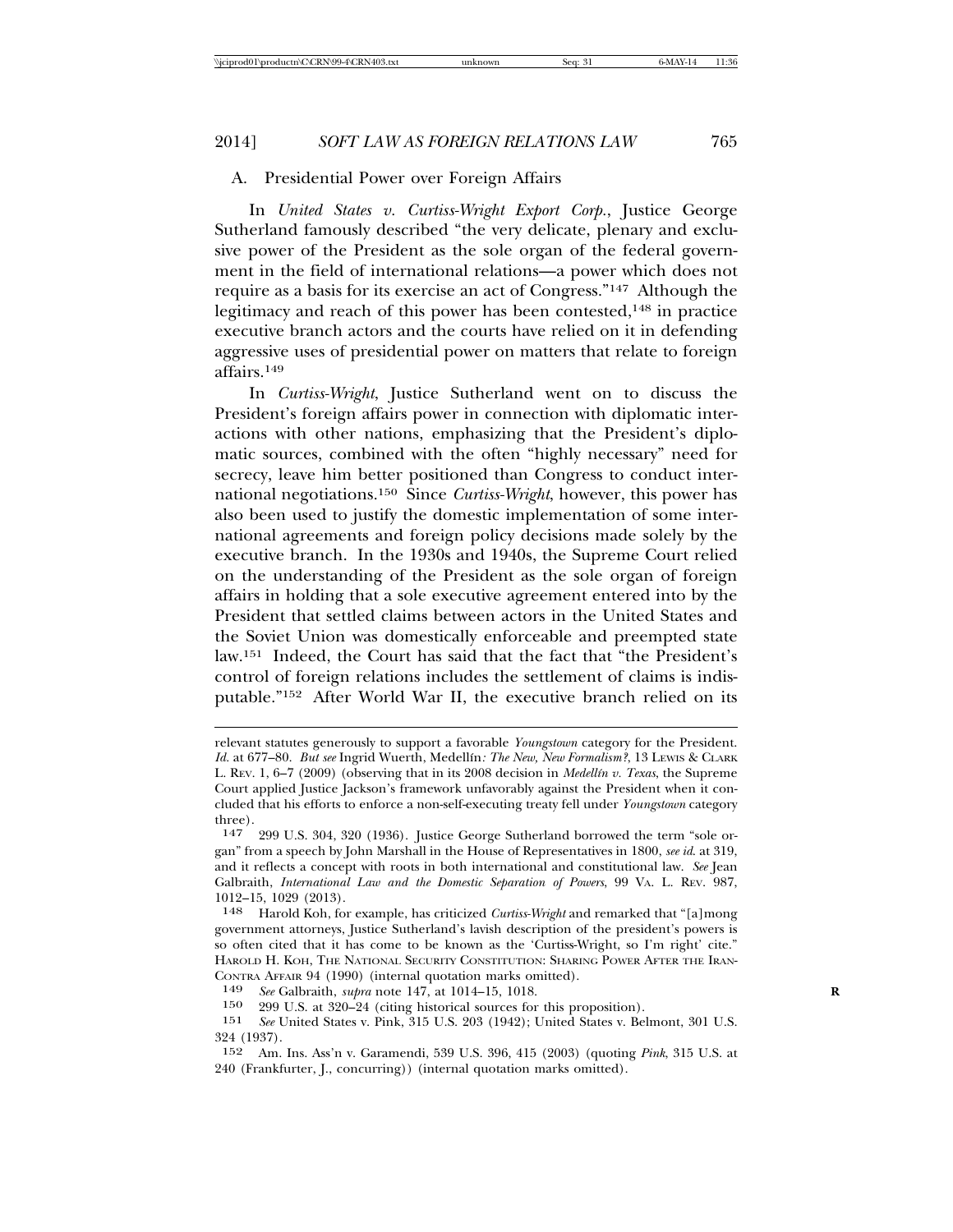## A. Presidential Power over Foreign Affairs

In *United States v. Curtiss-Wright Export Corp.*, Justice George Sutherland famously described "the very delicate, plenary and exclusive power of the President as the sole organ of the federal government in the field of international relations—a power which does not require as a basis for its exercise an act of Congress."[147] Although the legitimacy and reach of this power has been contested,[148] in practice executive branch actors and the courts have relied on it in defending aggressive uses of presidential power on matters that relate to foreign affairs.[149]

In *Curtiss-Wright*, Justice Sutherland went on to discuss the President's foreign affairs power in connection with diplomatic interactions with other nations, emphasizing that the President's diplomatic sources, combined with the often "highly necessary" need for secrecy, leave him better positioned than Congress to conduct international negotiations.[150] Since *Curtiss-Wright*, however, this power has also been used to justify the domestic implementation of some international agreements and foreign policy decisions made solely by the executive branch. In the 1930s and 1940s, the Supreme Court relied on the understanding of the President as the sole organ of foreign affairs in holding that a sole executive agreement entered into by the President that settled claims between actors in the United States and the Soviet Union was domestically enforceable and preempted state law.[151] Indeed, the Court has said that the fact that "the President's control of foreign relations includes the settlement of claims is indisputable."[152] After World War II, the executive branch relied on its

---

relevant statutes generously to support a favorable *Youngstown* category for the President. *Id.* at 677–80. *But see* Ingrid Wuerth, Medellín*: The New, New Formalism?*, 13 LEWIS & CLARK L. REV. 1, 6–7 (2009) (observing that in its 2008 decision in *Medellín v. Texas*, the Supreme Court applied Justice Jackson's framework unfavorably against the President when it concluded that his efforts to enforce a non-self-executing treaty fell under *Youngstown* category three).

147 299 U.S. 304, 320 (1936). Justice George Sutherland borrowed the term "sole organ" from a speech by John Marshall in the House of Representatives in 1800, *see id.* at 319, and it reflects a concept with roots in both international and constitutional law. *See* Jean Galbraith, *International Law and the Domestic Separation of Powers*, 99 VA. L. REV. 987, 1012–15, 1029 (2013).

148 Harold Koh, for example, has criticized *Curtiss-Wright* and remarked that "[a]mong government attorneys, Justice Sutherland's lavish description of the president's powers is so often cited that it has come to be known as the 'Curtiss-Wright, so I'm right' cite." HAROLD H. KOH, THE NATIONAL SECURITY CONSTITUTION: SHARING POWER AFTER THE IRAN-CONTRA AFFAIR 94 (1990) (internal quotation marks omitted).

149 *See* Galbraith, *supra* note 147, at 1014–15, 1018.

150 299 U.S. at 320–24 (citing historical sources for this proposition).

151 *See* United States v. Pink, 315 U.S. 203 (1942); United States v. Belmont, 301 U.S. 324 (1937).

152 Am. Ins. Ass'n v. Garamendi, 539 U.S. 396, 415 (2003) (quoting *Pink*, 315 U.S. at 240 (Frankfurter, J., concurring)) (internal quotation marks omitted).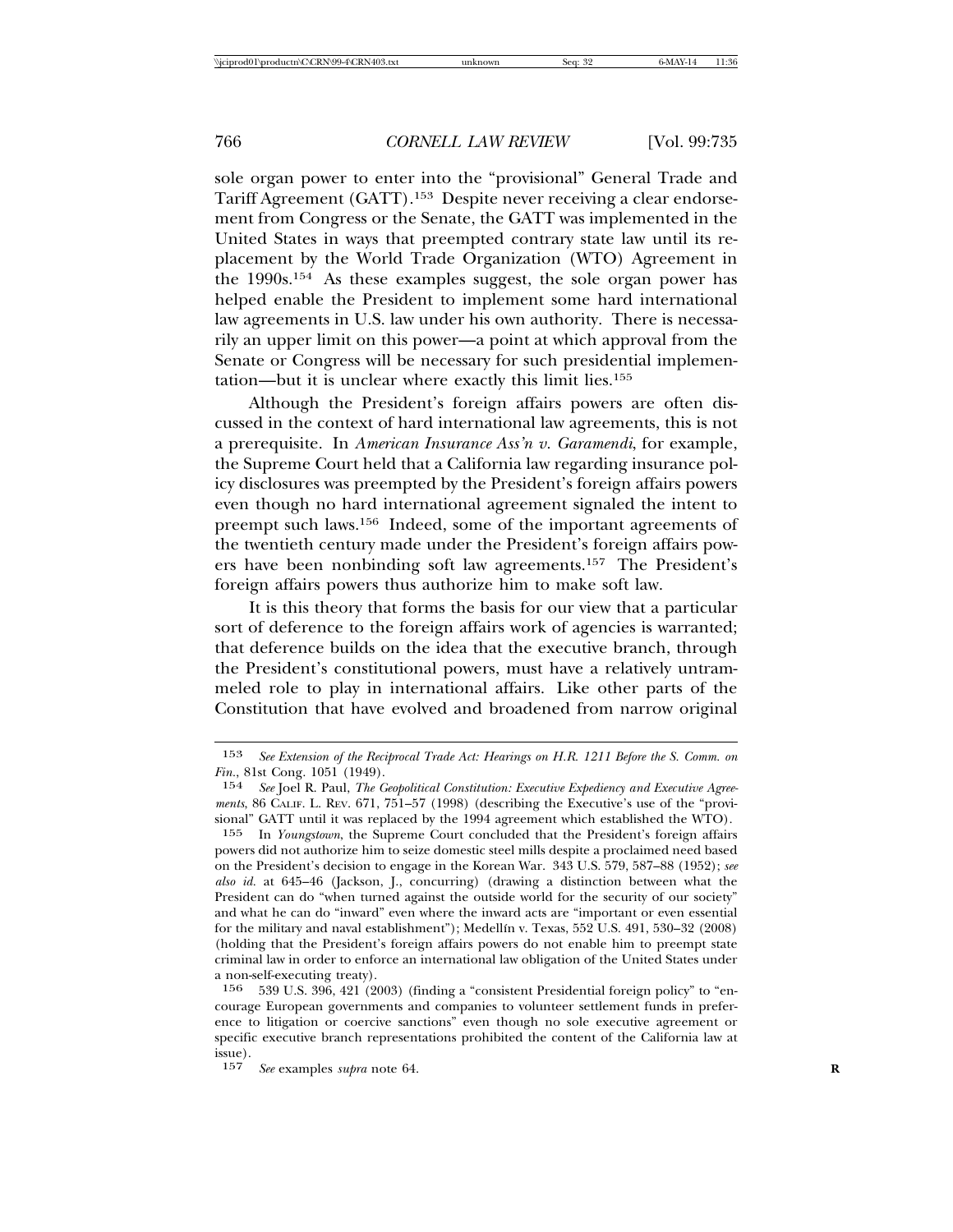sole organ power to enter into the "provisional" General Trade and Tariff Agreement (GATT).[153] Despite never receiving a clear endorsement from Congress or the Senate, the GATT was implemented in the United States in ways that preempted contrary state law until its replacement by the World Trade Organization (WTO) Agreement in the 1990s.[154] As these examples suggest, the sole organ power has helped enable the President to implement some hard international law agreements in U.S. law under his own authority. There is necessarily an upper limit on this power—a point at which approval from the Senate or Congress will be necessary for such presidential implementation—but it is unclear where exactly this limit lies.[155]

Although the President's foreign affairs powers are often discussed in the context of hard international law agreements, this is not a prerequisite. In *American Insurance Ass'n v. Garamendi*, for example, the Supreme Court held that a California law regarding insurance policy disclosures was preempted by the President's foreign affairs powers even though no hard international agreement signaled the intent to preempt such laws.[156] Indeed, some of the important agreements of the twentieth century made under the President's foreign affairs powers have been nonbinding soft law agreements.[157] The President's foreign affairs powers thus authorize him to make soft law.

It is this theory that forms the basis for our view that a particular sort of deference to the foreign affairs work of agencies is warranted; that deference builds on the idea that the executive branch, through the President's constitutional powers, must have a relatively untrammeled role to play in international affairs. Like other parts of the Constitution that have evolved and broadened from narrow original

---

153 *See Extension of the Reciprocal Trade Act: Hearings on H.R. 1211 Before the S. Comm. on Fin.*, 81st Cong. 1051 (1949).

154 *See* Joel R. Paul, *The Geopolitical Constitution: Executive Expediency and Executive Agreements*, 86 CALIF. L. REV. 671, 751–57 (1998) (describing the Executive's use of the "provisional" GATT until it was replaced by the 1994 agreement which established the WTO).

155 In *Youngstown*, the Supreme Court concluded that the President's foreign affairs powers did not authorize him to seize domestic steel mills despite a proclaimed need based on the President's decision to engage in the Korean War. 343 U.S. 579, 587–88 (1952); *see also id.* at 645–46 (Jackson, J., concurring) (drawing a distinction between what the President can do "when turned against the outside world for the security of our society" and what he can do "inward" even where the inward acts are "important or even essential for the military and naval establishment"); Medellín v. Texas, 552 U.S. 491, 530–32 (2008) (holding that the President's foreign affairs powers do not enable him to preempt state criminal law in order to enforce an international law obligation of the United States under a non-self-executing treaty).

156 539 U.S. 396, 421 (2003) (finding a "consistent Presidential foreign policy" to "encourage European governments and companies to volunteer settlement funds in preference to litigation or coercive sanctions" even though no sole executive agreement or specific executive branch representations prohibited the content of the California law at issue).

157 *See* examples *supra* note 64.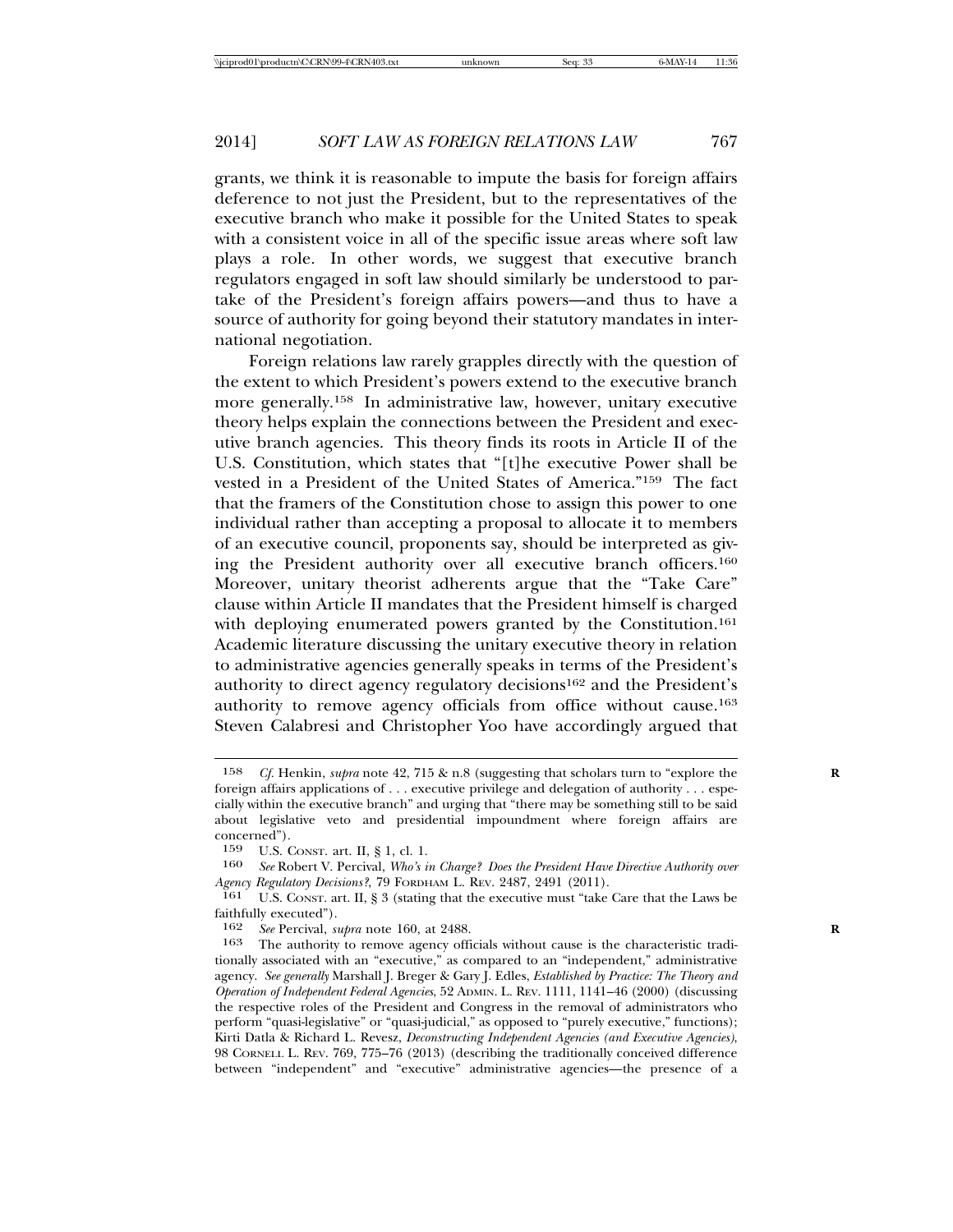grants, we think it is reasonable to impute the basis for foreign affairs deference to not just the President, but to the representatives of the executive branch who make it possible for the United States to speak with a consistent voice in all of the specific issue areas where soft law plays a role. In other words, we suggest that executive branch regulators engaged in soft law should similarly be understood to partake of the President's foreign affairs powers—and thus to have a source of authority for going beyond their statutory mandates in international negotiation.

Foreign relations law rarely grapples directly with the question of the extent to which President's powers extend to the executive branch more generally.[158] In administrative law, however, unitary executive theory helps explain the connections between the President and executive branch agencies. This theory finds its roots in Article II of the U.S. Constitution, which states that "[t]he executive Power shall be vested in a President of the United States of America."[159] The fact that the framers of the Constitution chose to assign this power to one individual rather than accepting a proposal to allocate it to members of an executive council, proponents say, should be interpreted as giving the President authority over all executive branch officers.[160] Moreover, unitary theorist adherents argue that the "Take Care" clause within Article II mandates that the President himself is charged with deploying enumerated powers granted by the Constitution.[161] Academic literature discussing the unitary executive theory in relation to administrative agencies generally speaks in terms of the President's authority to direct agency regulatory decisions[162] and the President's authority to remove agency officials from office without cause.[163] Steven Calabresi and Christopher Yoo have accordingly argued that

---

158 *Cf.* Henkin, *supra* note 42, 715 & n.8 (suggesting that scholars turn to "explore the foreign affairs applications of . . . executive privilege and delegation of authority . . . especially within the executive branch" and urging that "there may be something still to be said about legislative veto and presidential impoundment where foreign affairs are concerned").

159 U.S. CONST. art. II, § 1, cl. 1.

160 *See* Robert V. Percival, *Who's in Charge? Does the President Have Directive Authority over Agency Regulatory Decisions?*, 79 FORDHAM L. REV. 2487, 2491 (2011).

161 U.S. CONST. art. II, § 3 (stating that the executive must "take Care that the Laws be faithfully executed").

162 *See* Percival, *supra* note 160, at 2488.

163 The authority to remove agency officials without cause is the characteristic traditionally associated with an "executive," as compared to an "independent," administrative agency. *See generally* Marshall J. Breger & Gary J. Edles, *Established by Practice: The Theory and Operation of Independent Federal Agencies*, 52 ADMIN. L. REV. 1111, 1141–46 (2000) (discussing the respective roles of the President and Congress in the removal of administrators who perform "quasi-legislative" or "quasi-judicial," as opposed to "purely executive," functions); Kirti Datla & Richard L. Revesz, *Deconstructing Independent Agencies (and Executive Agencies)*, 98 CORNELL L. REV. 769, 775–76 (2013) (describing the traditionally conceived difference between "independent" and "executive" administrative agencies—the presence of a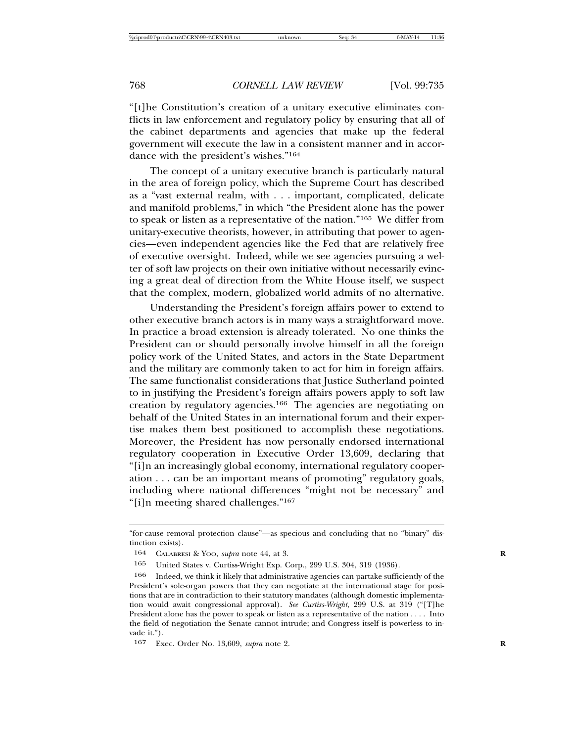"[t]he Constitution's creation of a unitary executive eliminates conflicts in law enforcement and regulatory policy by ensuring that all of the cabinet departments and agencies that make up the federal government will execute the law in a consistent manner and in accordance with the president's wishes."[164]

The concept of a unitary executive branch is particularly natural in the area of foreign policy, which the Supreme Court has described as a "vast external realm, with . . . important, complicated, delicate and manifold problems," in which "the President alone has the power to speak or listen as a representative of the nation."[165] We differ from unitary-executive theorists, however, in attributing that power to agencies—even independent agencies like the Fed that are relatively free of executive oversight. Indeed, while we see agencies pursuing a welter of soft law projects on their own initiative without necessarily evincing a great deal of direction from the White House itself, we suspect that the complex, modern, globalized world admits of no alternative.

Understanding the President's foreign affairs power to extend to other executive branch actors is in many ways a straightforward move. In practice a broad extension is already tolerated. No one thinks the President can or should personally involve himself in all the foreign policy work of the United States, and actors in the State Department and the military are commonly taken to act for him in foreign affairs. The same functionalist considerations that Justice Sutherland pointed to in justifying the President's foreign affairs powers apply to soft law creation by regulatory agencies.[166] The agencies are negotiating on behalf of the United States in an international forum and their expertise makes them best positioned to accomplish these negotiations. Moreover, the President has now personally endorsed international regulatory cooperation in Executive Order 13,609, declaring that "[i]n an increasingly global economy, international regulatory cooperation . . . can be an important means of promoting" regulatory goals, including where national differences "might not be necessary" and "[i]n meeting shared challenges."[167]

---

"for-cause removal protection clause"—as specious and concluding that no "binary" distinction exists).

164 CALABRESI & YOO, *supra* note 44, at 3.

165 United States v. Curtiss-Wright Exp. Corp., 299 U.S. 304, 319 (1936).

166 Indeed, we think it likely that administrative agencies can partake sufficiently of the President's sole-organ powers that they can negotiate at the international stage for positions that are in contradiction to their statutory mandates (although domestic implementation would await congressional approval). *See Curtiss-Wright*, 299 U.S. at 319 ("[T]he President alone has the power to speak or listen as a representative of the nation . . . . Into the field of negotiation the Senate cannot intrude; and Congress itself is powerless to invade it.").

167 Exec. Order No. 13,609, *supra* note 2.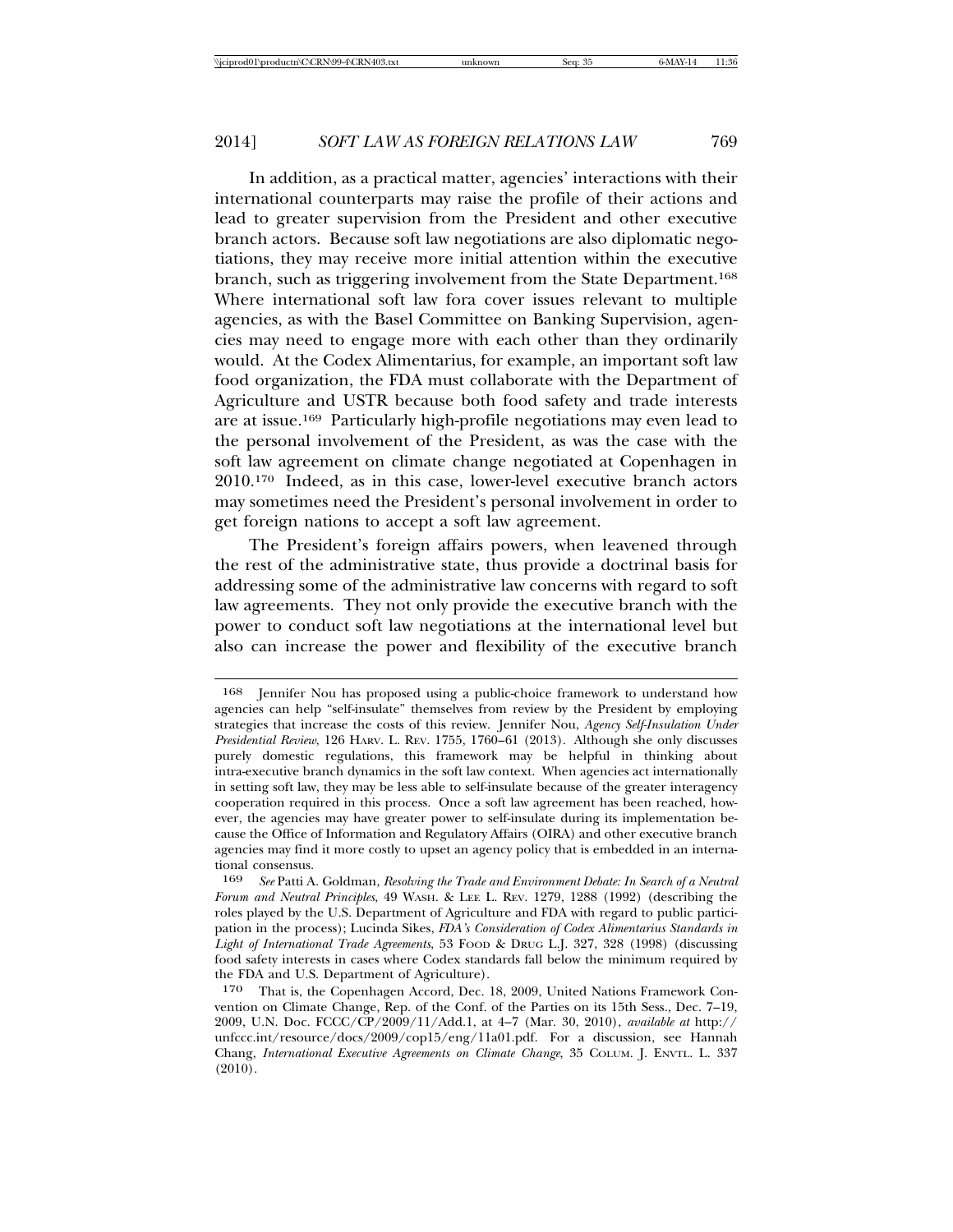In addition, as a practical matter, agencies' interactions with their international counterparts may raise the profile of their actions and lead to greater supervision from the President and other executive branch actors. Because soft law negotiations are also diplomatic negotiations, they may receive more initial attention within the executive branch, such as triggering involvement from the State Department.[168] Where international soft law fora cover issues relevant to multiple agencies, as with the Basel Committee on Banking Supervision, agencies may need to engage more with each other than they ordinarily would. At the Codex Alimentarius, for example, an important soft law food organization, the FDA must collaborate with the Department of Agriculture and USTR because both food safety and trade interests are at issue.[169] Particularly high-profile negotiations may even lead to the personal involvement of the President, as was the case with the soft law agreement on climate change negotiated at Copenhagen in 2010.[170] Indeed, as in this case, lower-level executive branch actors may sometimes need the President's personal involvement in order to get foreign nations to accept a soft law agreement.

The President's foreign affairs powers, when leavened through the rest of the administrative state, thus provide a doctrinal basis for addressing some of the administrative law concerns with regard to soft law agreements. They not only provide the executive branch with the power to conduct soft law negotiations at the international level but also can increase the power and flexibility of the executive branch

---

168 Jennifer Nou has proposed using a public-choice framework to understand how agencies can help "self-insulate" themselves from review by the President by employing strategies that increase the costs of this review. Jennifer Nou, *Agency Self-Insulation Under Presidential Review*, 126 HARV. L. REV. 1755, 1760–61 (2013). Although she only discusses purely domestic regulations, this framework may be helpful in thinking about intra-executive branch dynamics in the soft law context. When agencies act internationally in setting soft law, they may be less able to self-insulate because of the greater interagency cooperation required in this process. Once a soft law agreement has been reached, however, the agencies may have greater power to self-insulate during its implementation because the Office of Information and Regulatory Affairs (OIRA) and other executive branch agencies may find it more costly to upset an agency policy that is embedded in an international consensus.

169 *See* Patti A. Goldman, *Resolving the Trade and Environment Debate: In Search of a Neutral Forum and Neutral Principles*, 49 WASH. & LEE L. REV. 1279, 1288 (1992) (describing the roles played by the U.S. Department of Agriculture and FDA with regard to public participation in the process); Lucinda Sikes, *FDA's Consideration of Codex Alimentarius Standards in Light of International Trade Agreements*, 53 FOOD & DRUG L.J. 327, 328 (1998) (discussing food safety interests in cases where Codex standards fall below the minimum required by the FDA and U.S. Department of Agriculture).

170 That is, the Copenhagen Accord, Dec. 18, 2009, United Nations Framework Convention on Climate Change, Rep. of the Conf. of the Parties on its 15th Sess., Dec. 7–19, 2009, U.N. Doc. FCCC/CP/2009/11/Add.1, at 4–7 (Mar. 30, 2010), *available at* http://unfccc.int/resource/docs/2009/cop15/eng/11a01.pdf. For a discussion, see Hannah Chang, *International Executive Agreements on Climate Change*, 35 COLUM. J. ENVTL. L. 337 (2010).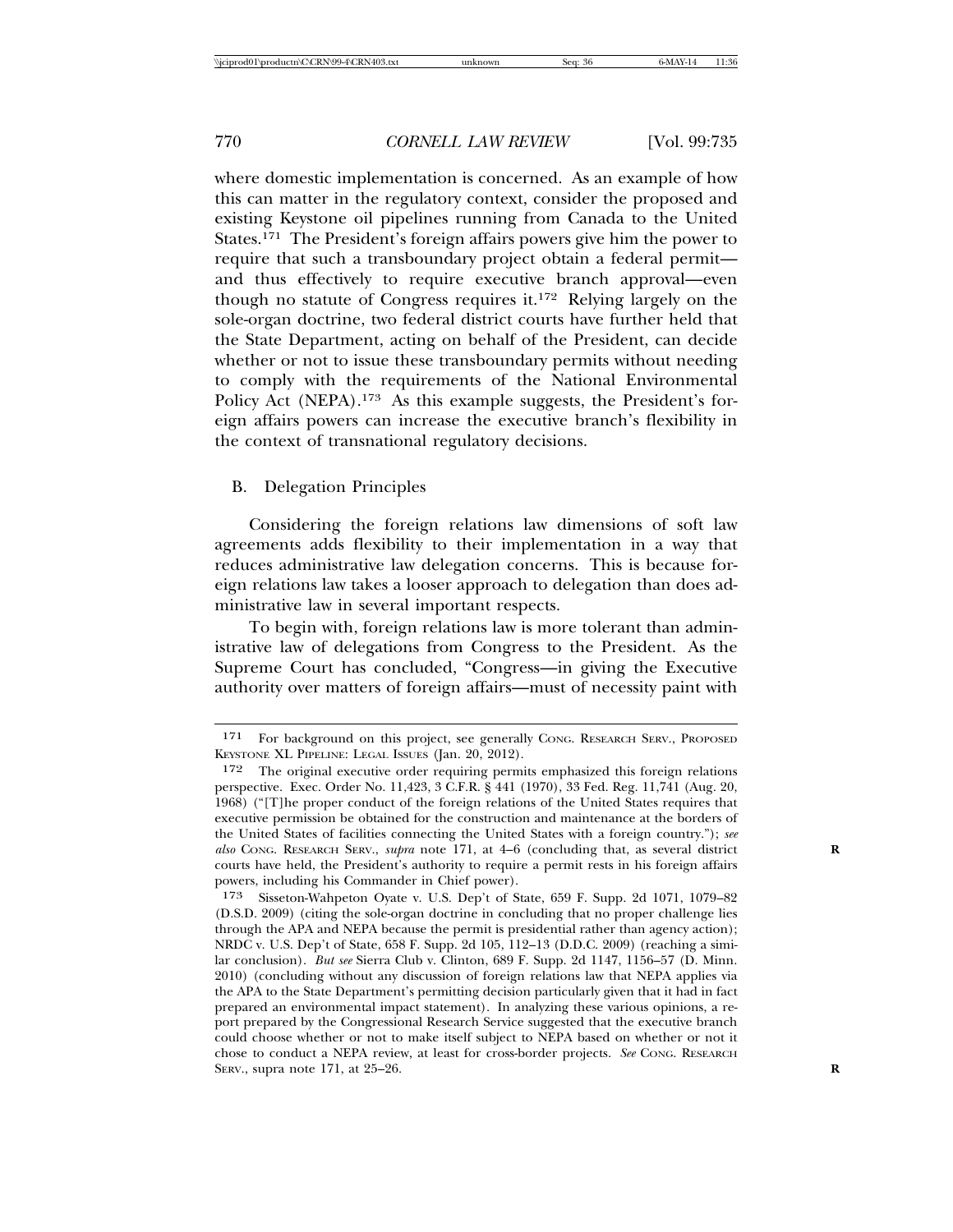where domestic implementation is concerned. As an example of how this can matter in the regulatory context, consider the proposed and existing Keystone oil pipelines running from Canada to the United States.[171] The President's foreign affairs powers give him the power to require that such a transboundary project obtain a federal permit—and thus effectively to require executive branch approval—even though no statute of Congress requires it.[172] Relying largely on the sole-organ doctrine, two federal district courts have further held that the State Department, acting on behalf of the President, can decide whether or not to issue these transboundary permits without needing to comply with the requirements of the National Environmental Policy Act (NEPA).[173] As this example suggests, the President's foreign affairs powers can increase the executive branch's flexibility in the context of transnational regulatory decisions.

## B. Delegation Principles

Considering the foreign relations law dimensions of soft law agreements adds flexibility to their implementation in a way that reduces administrative law delegation concerns. This is because foreign relations law takes a looser approach to delegation than does administrative law in several important respects.

To begin with, foreign relations law is more tolerant than administrative law of delegations from Congress to the President. As the Supreme Court has concluded, "Congress—in giving the Executive authority over matters of foreign affairs—must of necessity paint with

---

[171] For background on this project, see generally CONG. RESEARCH SERV., PROPOSED KEYSTONE XL PIPELINE: LEGAL ISSUES (Jan. 20, 2012).

[172] The original executive order requiring permits emphasized this foreign relations perspective. Exec. Order No. 11,423, 3 C.F.R. § 441 (1970), 33 Fed. Reg. 11,741 (Aug. 20, 1968) ("[T]he proper conduct of the foreign relations of the United States requires that executive permission be obtained for the construction and maintenance at the borders of the United States of facilities connecting the United States with a foreign country."); *see also* CONG. RESEARCH SERV., *supra* note 171, at 4–6 (concluding that, as several district courts have held, the President's authority to require a permit rests in his foreign affairs powers, including his Commander in Chief power).

[173] Sisseton-Wahpeton Oyate v. U.S. Dep't of State, 659 F. Supp. 2d 1071, 1079–82 (D.S.D. 2009) (citing the sole-organ doctrine in concluding that no proper challenge lies through the APA and NEPA because the permit is presidential rather than agency action); NRDC v. U.S. Dep't of State, 658 F. Supp. 2d 105, 112–13 (D.D.C. 2009) (reaching a similar conclusion). *But see* Sierra Club v. Clinton, 689 F. Supp. 2d 1147, 1156–57 (D. Minn. 2010) (concluding without any discussion of foreign relations law that NEPA applies via the APA to the State Department's permitting decision particularly given that it had in fact prepared an environmental impact statement). In analyzing these various opinions, a report prepared by the Congressional Research Service suggested that the executive branch could choose whether or not to make itself subject to NEPA based on whether or not it chose to conduct a NEPA review, at least for cross-border projects. *See* CONG. RESEARCH SERV., supra note 171, at 25–26.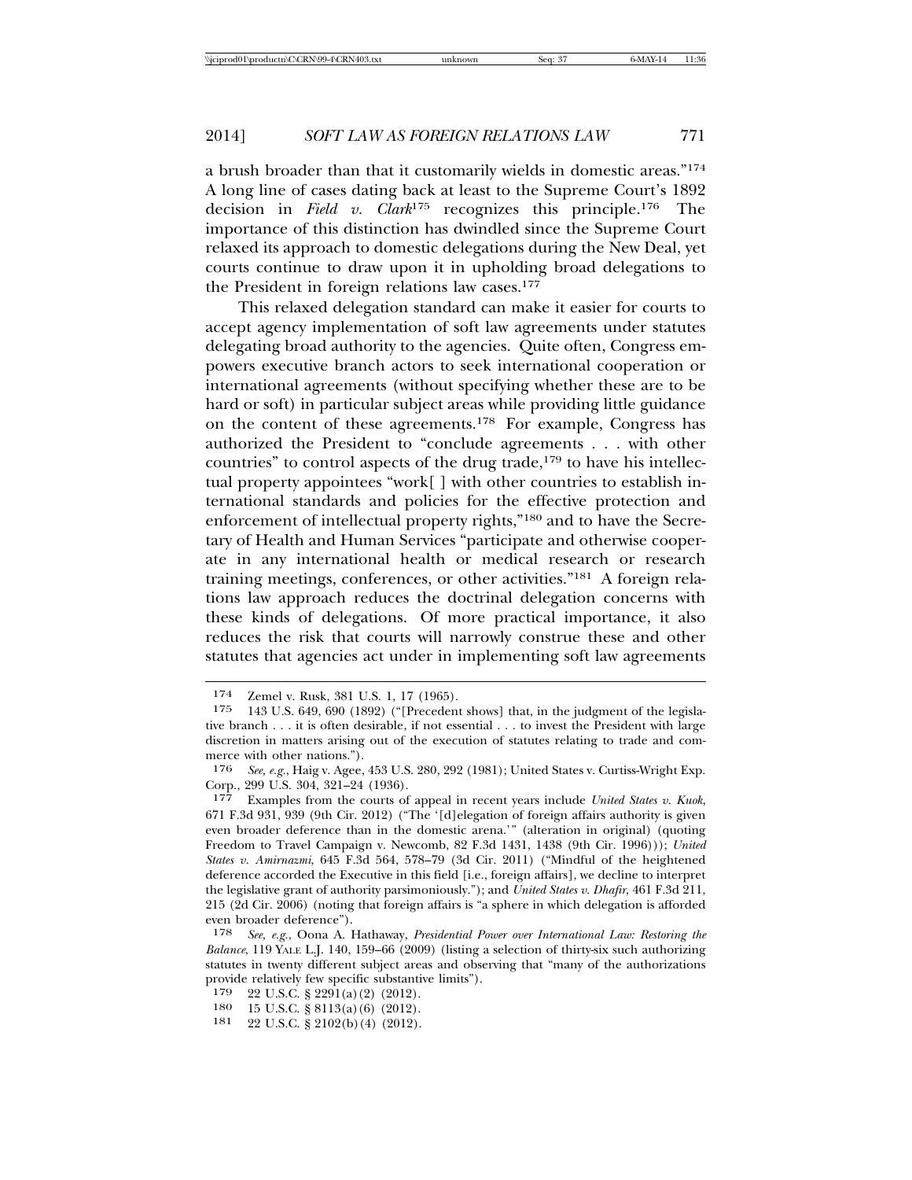a brush broader than that it customarily wields in domestic areas."[174] A long line of cases dating back at least to the Supreme Court's 1892 decision in *Field v. Clark*[175] recognizes this principle.[176] The importance of this distinction has dwindled since the Supreme Court relaxed its approach to domestic delegations during the New Deal, yet courts continue to draw upon it in upholding broad delegations to the President in foreign relations law cases.[177]

This relaxed delegation standard can make it easier for courts to accept agency implementation of soft law agreements under statutes delegating broad authority to the agencies. Quite often, Congress empowers executive branch actors to seek international cooperation or international agreements (without specifying whether these are to be hard or soft) in particular subject areas while providing little guidance on the content of these agreements.[178] For example, Congress has authorized the President to "conclude agreements . . . with other countries" to control aspects of the drug trade,[179] to have his intellectual property appointees "work[ ] with other countries to establish international standards and policies for the effective protection and enforcement of intellectual property rights,"[180] and to have the Secretary of Health and Human Services "participate and otherwise cooperate in any international health or medical research or research training meetings, conferences, or other activities."[181] A foreign relations law approach reduces the doctrinal delegation concerns with these kinds of delegations. Of more practical importance, it also reduces the risk that courts will narrowly construe these and other statutes that agencies act under in implementing soft law agreements

---

174 Zemel v. Rusk, 381 U.S. 1, 17 (1965).

175 143 U.S. 649, 690 (1892) ("[Precedent shows] that, in the judgment of the legislative branch . . . it is often desirable, if not essential . . . to invest the President with large discretion in matters arising out of the execution of statutes relating to trade and commerce with other nations.").

176 *See, e.g.*, Haig v. Agee, 453 U.S. 280, 292 (1981); United States v. Curtiss-Wright Exp. Corp., 299 U.S. 304, 321–24 (1936).

177 Examples from the courts of appeal in recent years include *United States v. Kuok*, 671 F.3d 931, 939 (9th Cir. 2012) ("The '[d]elegation of foreign affairs authority is given even broader deference than in the domestic arena.'" (alteration in original) (quoting Freedom to Travel Campaign v. Newcomb, 82 F.3d 1431, 1438 (9th Cir. 1996))); *United States v. Amirnazmi*, 645 F.3d 564, 578–79 (3d Cir. 2011) ("Mindful of the heightened deference accorded the Executive in this field [i.e., foreign affairs], we decline to interpret the legislative grant of authority parsimoniously."); and *United States v. Dhafir*, 461 F.3d 211, 215 (2d Cir. 2006) (noting that foreign affairs is "a sphere in which delegation is afforded even broader deference").

178 *See, e.g.*, Oona A. Hathaway, *Presidential Power over International Law: Restoring the Balance*, 119 YALE L.J. 140, 159–66 (2009) (listing a selection of thirty-six such authorizing statutes in twenty different subject areas and observing that "many of the authorizations provide relatively few specific substantive limits").

179 22 U.S.C. § 2291(a)(2) (2012).

180 15 U.S.C. § 8113(a)(6) (2012).

181 22 U.S.C. § 2102(b)(4) (2012).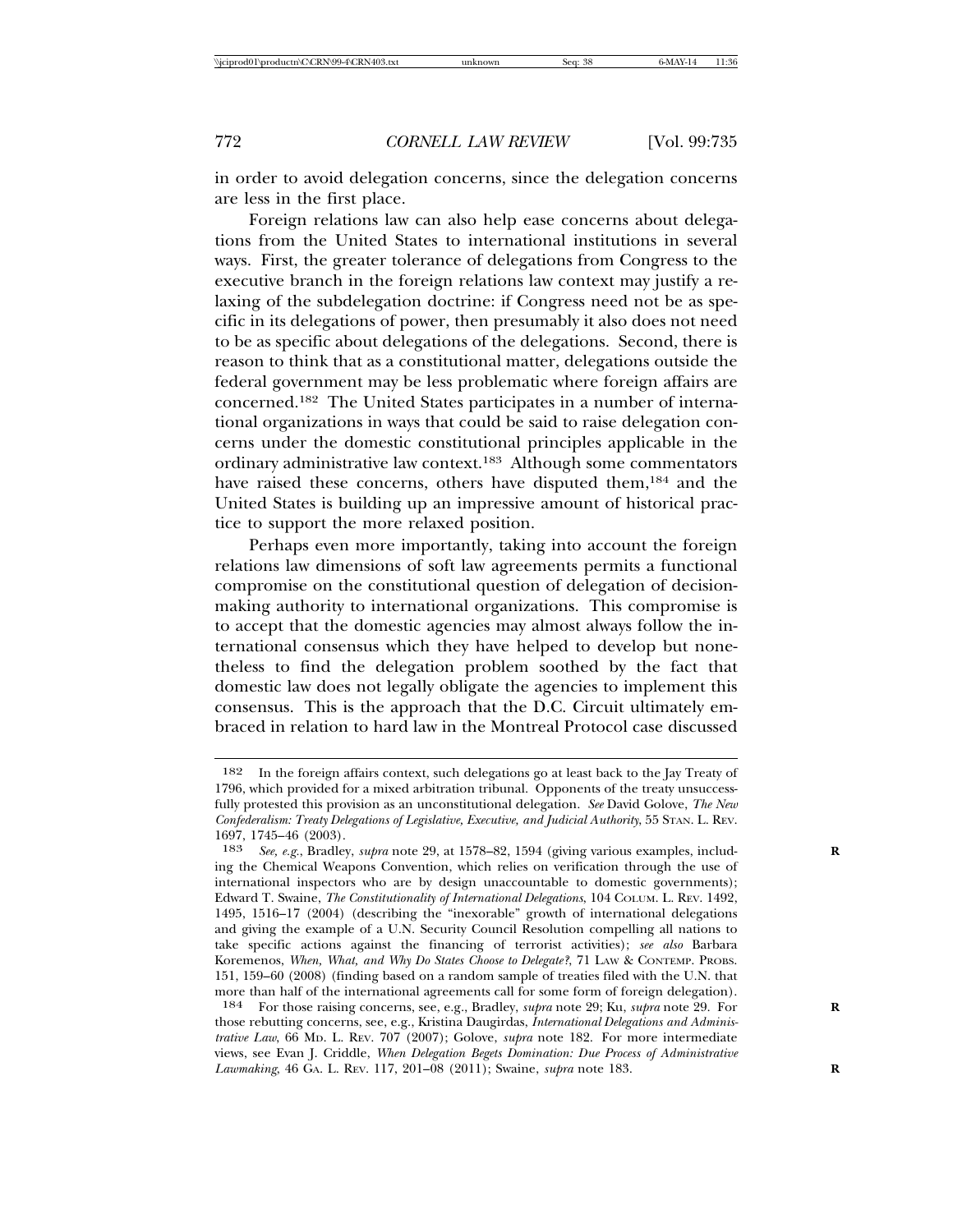in order to avoid delegation concerns, since the delegation concerns are less in the first place.

Foreign relations law can also help ease concerns about delegations from the United States to international institutions in several ways. First, the greater tolerance of delegations from Congress to the executive branch in the foreign relations law context may justify a relaxing of the subdelegation doctrine: if Congress need not be as specific in its delegations of power, then presumably it also does not need to be as specific about delegations of the delegations. Second, there is reason to think that as a constitutional matter, delegations outside the federal government may be less problematic where foreign affairs are concerned.[182] The United States participates in a number of international organizations in ways that could be said to raise delegation concerns under the domestic constitutional principles applicable in the ordinary administrative law context.[183] Although some commentators have raised these concerns, others have disputed them,[184] and the United States is building up an impressive amount of historical practice to support the more relaxed position.

Perhaps even more importantly, taking into account the foreign relations law dimensions of soft law agreements permits a functional compromise on the constitutional question of delegation of decision-making authority to international organizations. This compromise is to accept that the domestic agencies may almost always follow the international consensus which they have helped to develop but nonetheless to find the delegation problem soothed by the fact that domestic law does not legally obligate the agencies to implement this consensus. This is the approach that the D.C. Circuit ultimately embraced in relation to hard law in the Montreal Protocol case discussed

---

[182] In the foreign affairs context, such delegations go at least back to the Jay Treaty of 1796, which provided for a mixed arbitration tribunal. Opponents of the treaty unsuccessfully protested this provision as an unconstitutional delegation. *See* David Golove, *The New Confederalism: Treaty Delegations of Legislative, Executive, and Judicial Authority*, 55 STAN. L. REV. 1697, 1745–46 (2003).

[183] *See, e.g.*, Bradley, *supra* note 29, at 1578–82, 1594 (giving various examples, including the Chemical Weapons Convention, which relies on verification through the use of international inspectors who are by design unaccountable to domestic governments); Edward T. Swaine, *The Constitutionality of International Delegations*, 104 COLUM. L. REV. 1492, 1495, 1516–17 (2004) (describing the "inexorable" growth of international delegations and giving the example of a U.N. Security Council Resolution compelling all nations to take specific actions against the financing of terrorist activities); *see also* Barbara Koremenos, *When, What, and Why Do States Choose to Delegate?*, 71 LAW & CONTEMP. PROBS. 151, 159–60 (2008) (finding based on a random sample of treaties filed with the U.N. that more than half of the international agreements call for some form of foreign delegation).

[184] For those raising concerns, see, e.g., Bradley, *supra* note 29; Ku, *supra* note 29. For those rebutting concerns, see, e.g., Kristina Daugirdas, *International Delegations and Administrative Law*, 66 MD. L. REV. 707 (2007); Golove, *supra* note 182. For more intermediate views, see Evan J. Criddle, *When Delegation Begets Domination: Due Process of Administrative Lawmaking*, 46 GA. L. REV. 117, 201–08 (2011); Swaine, *supra* note 183.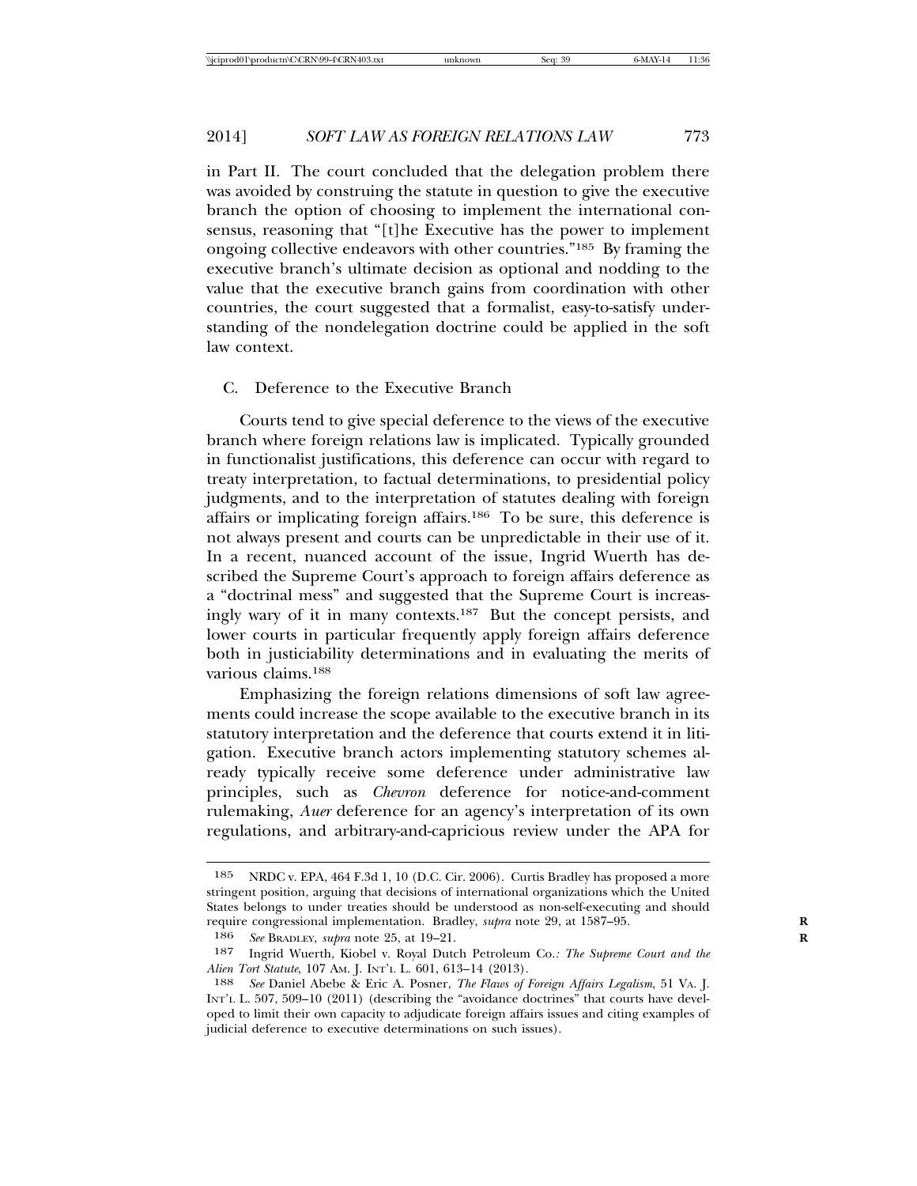in Part II. The court concluded that the delegation problem there was avoided by construing the statute in question to give the executive branch the option of choosing to implement the international consensus, reasoning that "[t]he Executive has the power to implement ongoing collective endeavors with other countries."[185] By framing the executive branch's ultimate decision as optional and nodding to the value that the executive branch gains from coordination with other countries, the court suggested that a formalist, easy-to-satisfy understanding of the nondelegation doctrine could be applied in the soft law context.

### C. Deference to the Executive Branch

Courts tend to give special deference to the views of the executive branch where foreign relations law is implicated. Typically grounded in functionalist justifications, this deference can occur with regard to treaty interpretation, to factual determinations, to presidential policy judgments, and to the interpretation of statutes dealing with foreign affairs or implicating foreign affairs.[186] To be sure, this deference is not always present and courts can be unpredictable in their use of it. In a recent, nuanced account of the issue, Ingrid Wuerth has described the Supreme Court's approach to foreign affairs deference as a "doctrinal mess" and suggested that the Supreme Court is increasingly wary of it in many contexts.[187] But the concept persists, and lower courts in particular frequently apply foreign affairs deference both in justiciability determinations and in evaluating the merits of various claims.[188]

Emphasizing the foreign relations dimensions of soft law agreements could increase the scope available to the executive branch in its statutory interpretation and the deference that courts extend it in litigation. Executive branch actors implementing statutory schemes already typically receive some deference under administrative law principles, such as *Chevron* deference for notice-and-comment rulemaking, *Auer* deference for an agency's interpretation of its own regulations, and arbitrary-and-capricious review under the APA for

---

185 NRDC v. EPA, 464 F.3d 1, 10 (D.C. Cir. 2006). Curtis Bradley has proposed a more stringent position, arguing that decisions of international organizations which the United States belongs to under treaties should be understood as non-self-executing and should require congressional implementation. Bradley, *supra* note 29, at 1587–95.

186 *See* BRADLEY, *supra* note 25, at 19–21.

187 Ingrid Wuerth, Kiobel v. Royal Dutch Petroleum Co.*: The Supreme Court and the Alien Tort Statute*, 107 AM. J. INT'L L. 601, 613–14 (2013).

188 *See* Daniel Abebe & Eric A. Posner, *The Flaws of Foreign Affairs Legalism*, 51 VA. J. INT'L L. 507, 509–10 (2011) (describing the "avoidance doctrines" that courts have developed to limit their own capacity to adjudicate foreign affairs issues and citing examples of judicial deference to executive determinations on such issues).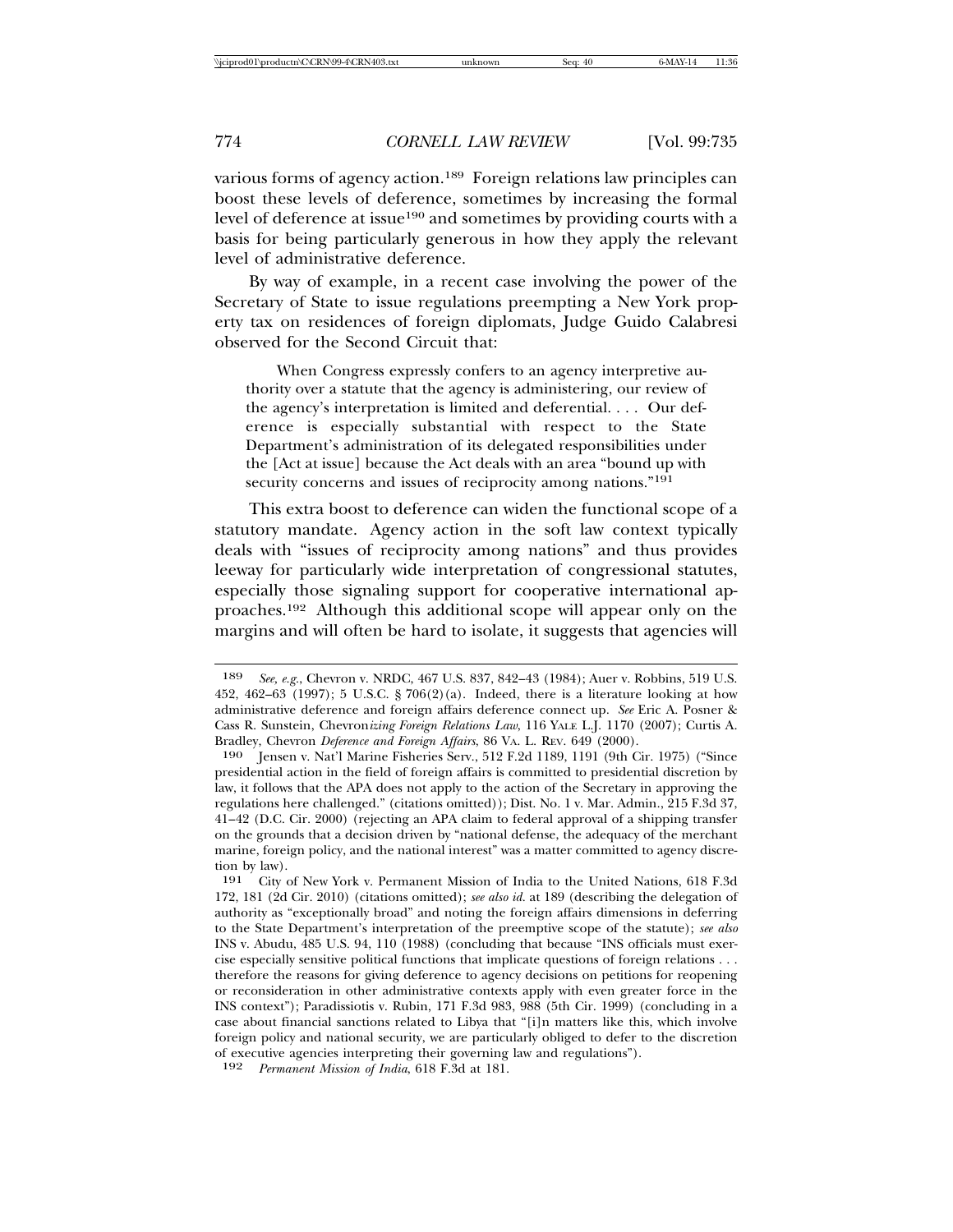various forms of agency action.[189] Foreign relations law principles can boost these levels of deference, sometimes by increasing the formal level of deference at issue[190] and sometimes by providing courts with a basis for being particularly generous in how they apply the relevant level of administrative deference.

By way of example, in a recent case involving the power of the Secretary of State to issue regulations preempting a New York property tax on residences of foreign diplomats, Judge Guido Calabresi observed for the Second Circuit that:

> When Congress expressly confers to an agency interpretive authority over a statute that the agency is administering, our review of the agency's interpretation is limited and deferential. . . . Our deference is especially substantial with respect to the State Department's administration of its delegated responsibilities under the [Act at issue] because the Act deals with an area "bound up with security concerns and issues of reciprocity among nations."[191]

This extra boost to deference can widen the functional scope of a statutory mandate. Agency action in the soft law context typically deals with "issues of reciprocity among nations" and thus provides leeway for particularly wide interpretation of congressional statutes, especially those signaling support for cooperative international approaches.[192] Although this additional scope will appear only on the margins and will often be hard to isolate, it suggests that agencies will

---

189 *See, e.g.*, Chevron v. NRDC, 467 U.S. 837, 842–43 (1984); Auer v. Robbins, 519 U.S. 452, 462–63 (1997); 5 U.S.C. § 706(2)(a). Indeed, there is a literature looking at how administrative deference and foreign affairs deference connect up. *See* Eric A. Posner & Cass R. Sunstein, Chevron*izing Foreign Relations Law*, 116 YALE L.J. 1170 (2007); Curtis A. Bradley, Chevron *Deference and Foreign Affairs*, 86 VA. L. REV. 649 (2000).

190 Jensen v. Nat'l Marine Fisheries Serv., 512 F.2d 1189, 1191 (9th Cir. 1975) ("Since presidential action in the field of foreign affairs is committed to presidential discretion by law, it follows that the APA does not apply to the action of the Secretary in approving the regulations here challenged." (citations omitted)); Dist. No. 1 v. Mar. Admin., 215 F.3d 37, 41–42 (D.C. Cir. 2000) (rejecting an APA claim to federal approval of a shipping transfer on the grounds that a decision driven by "national defense, the adequacy of the merchant marine, foreign policy, and the national interest" was a matter committed to agency discretion by law).

191 City of New York v. Permanent Mission of India to the United Nations, 618 F.3d 172, 181 (2d Cir. 2010) (citations omitted); *see also id.* at 189 (describing the delegation of authority as "exceptionally broad" and noting the foreign affairs dimensions in deferring to the State Department's interpretation of the preemptive scope of the statute); *see also* INS v. Abudu, 485 U.S. 94, 110 (1988) (concluding that because "INS officials must exercise especially sensitive political functions that implicate questions of foreign relations . . . therefore the reasons for giving deference to agency decisions on petitions for reopening or reconsideration in other administrative contexts apply with even greater force in the INS context"); Paradissiotis v. Rubin, 171 F.3d 983, 988 (5th Cir. 1999) (concluding in a case about financial sanctions related to Libya that "[i]n matters like this, which involve foreign policy and national security, we are particularly obliged to defer to the discretion of executive agencies interpreting their governing law and regulations").

192 *Permanent Mission of India*, 618 F.3d at 181.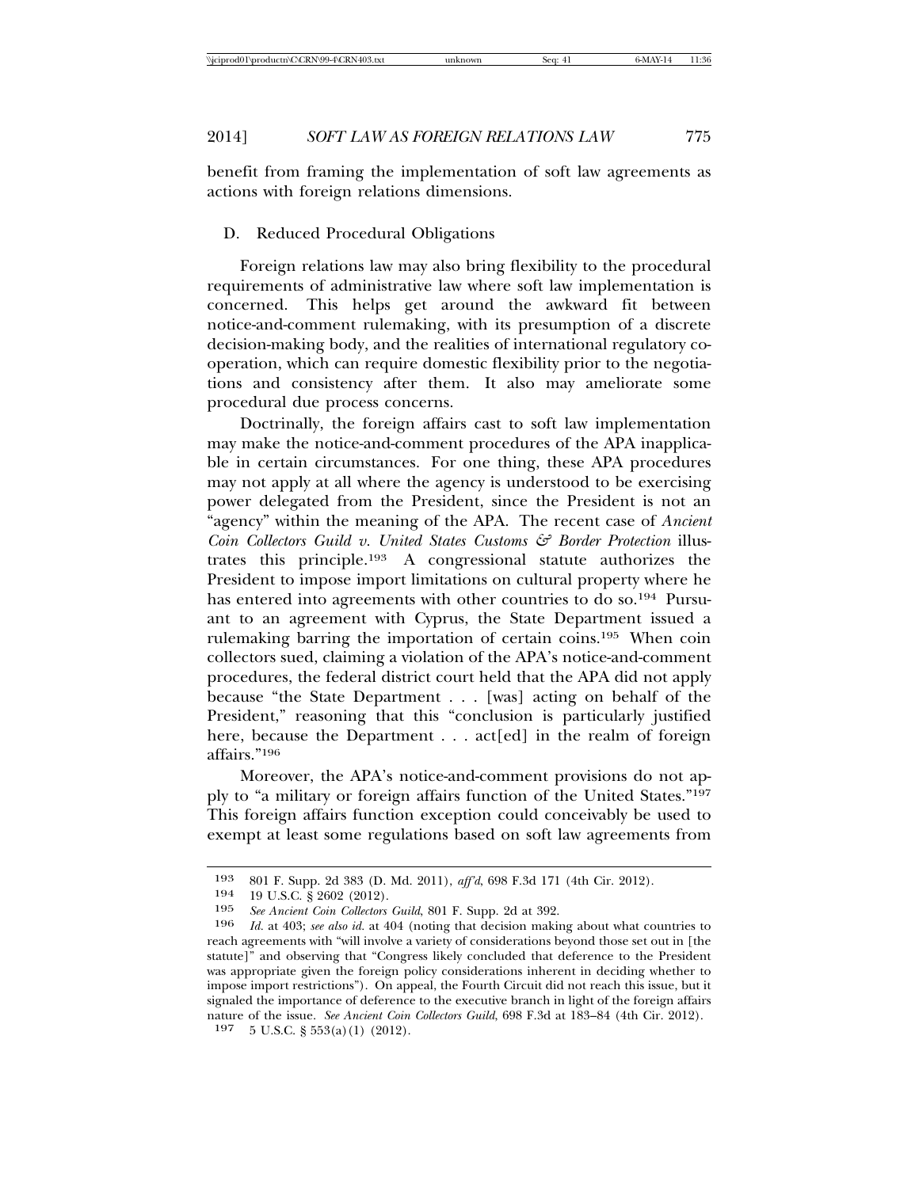benefit from framing the implementation of soft law agreements as actions with foreign relations dimensions.

### D. Reduced Procedural Obligations

Foreign relations law may also bring flexibility to the procedural requirements of administrative law where soft law implementation is concerned. This helps get around the awkward fit between notice-and-comment rulemaking, with its presumption of a discrete decision-making body, and the realities of international regulatory co-operation, which can require domestic flexibility prior to the negotiations and consistency after them. It also may ameliorate some procedural due process concerns.

Doctrinally, the foreign affairs cast to soft law implementation may make the notice-and-comment procedures of the APA inapplicable in certain circumstances. For one thing, these APA procedures may not apply at all where the agency is understood to be exercising power delegated from the President, since the President is not an "agency" within the meaning of the APA. The recent case of *Ancient Coin Collectors Guild v. United States Customs & Border Protection* illustrates this principle.[193] A congressional statute authorizes the President to impose import limitations on cultural property where he has entered into agreements with other countries to do so.[194] Pursuant to an agreement with Cyprus, the State Department issued a rulemaking barring the importation of certain coins.[195] When coin collectors sued, claiming a violation of the APA's notice-and-comment procedures, the federal district court held that the APA did not apply because "the State Department . . . [was] acting on behalf of the President," reasoning that this "conclusion is particularly justified here, because the Department . . . act[ed] in the realm of foreign affairs."[196]

Moreover, the APA's notice-and-comment provisions do not apply to "a military or foreign affairs function of the United States."[197] This foreign affairs function exception could conceivably be used to exempt at least some regulations based on soft law agreements from

---

[193] 801 F. Supp. 2d 383 (D. Md. 2011), *aff'd*, 698 F.3d 171 (4th Cir. 2012).

[194] 19 U.S.C. § 2602 (2012).

[195] *See Ancient Coin Collectors Guild*, 801 F. Supp. 2d at 392.

[196] *Id.* at 403; *see also id.* at 404 (noting that decision making about what countries to reach agreements with "will involve a variety of considerations beyond those set out in [the statute]" and observing that "Congress likely concluded that deference to the President was appropriate given the foreign policy considerations inherent in deciding whether to impose import restrictions"). On appeal, the Fourth Circuit did not reach this issue, but it signaled the importance of deference to the executive branch in light of the foreign affairs nature of the issue. *See Ancient Coin Collectors Guild*, 698 F.3d at 183–84 (4th Cir. 2012).

[197] 5 U.S.C. § 553(a)(1) (2012).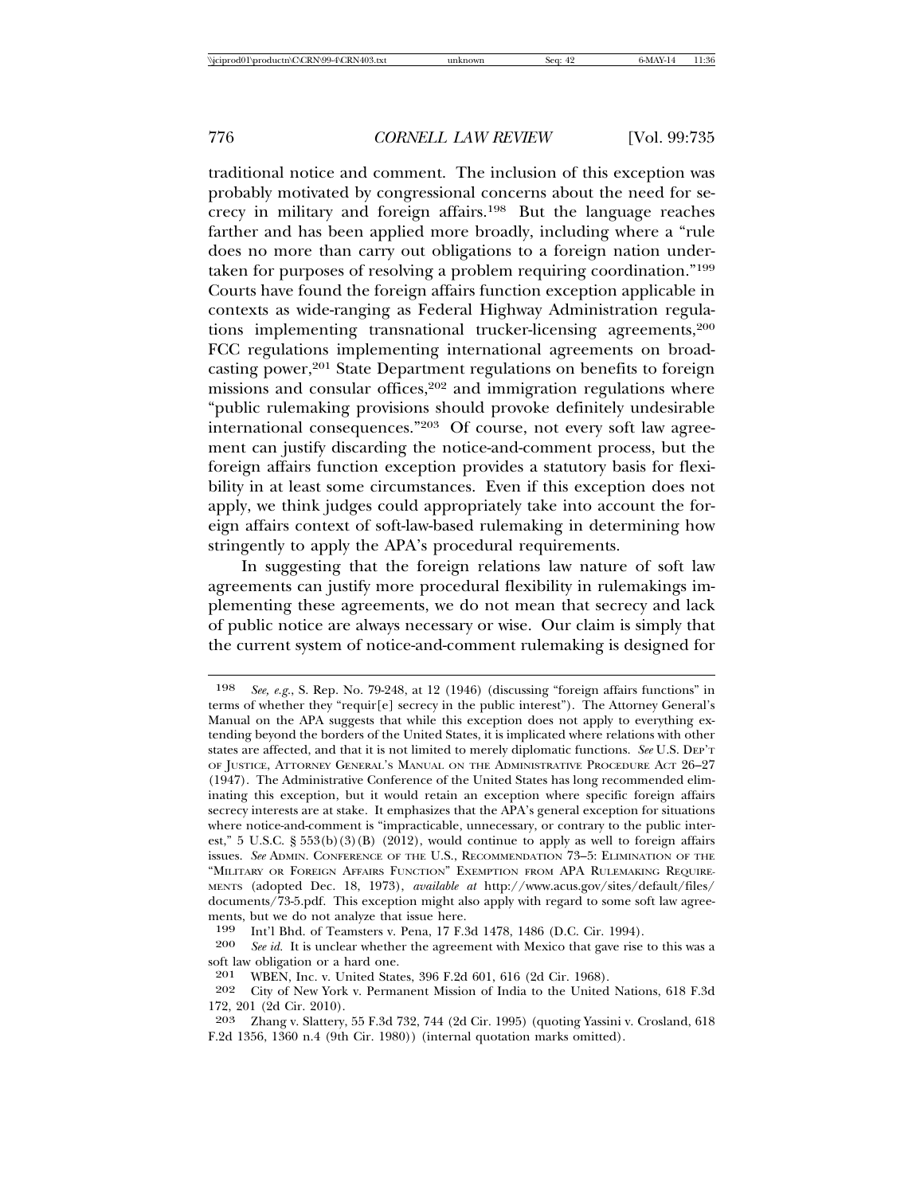traditional notice and comment. The inclusion of this exception was probably motivated by congressional concerns about the need for secrecy in military and foreign affairs.[198] But the language reaches farther and has been applied more broadly, including where a "rule does no more than carry out obligations to a foreign nation undertaken for purposes of resolving a problem requiring coordination."[199] Courts have found the foreign affairs function exception applicable in contexts as wide-ranging as Federal Highway Administration regulations implementing transnational trucker-licensing agreements,[200] FCC regulations implementing international agreements on broadcasting power,[201] State Department regulations on benefits to foreign missions and consular offices,[202] and immigration regulations where "public rulemaking provisions should provoke definitely undesirable international consequences."[203] Of course, not every soft law agreement can justify discarding the notice-and-comment process, but the foreign affairs function exception provides a statutory basis for flexibility in at least some circumstances. Even if this exception does not apply, we think judges could appropriately take into account the foreign affairs context of soft-law-based rulemaking in determining how stringently to apply the APA's procedural requirements.

In suggesting that the foreign relations law nature of soft law agreements can justify more procedural flexibility in rulemakings implementing these agreements, we do not mean that secrecy and lack of public notice are always necessary or wise. Our claim is simply that the current system of notice-and-comment rulemaking is designed for

---

198 *See, e.g.*, S. Rep. No. 79-248, at 12 (1946) (discussing "foreign affairs functions" in terms of whether they "requir[e] secrecy in the public interest"). The Attorney General's Manual on the APA suggests that while this exception does not apply to everything extending beyond the borders of the United States, it is implicated where relations with other states are affected, and that it is not limited to merely diplomatic functions. *See* U.S. DEP'T OF JUSTICE, ATTORNEY GENERAL'S MANUAL ON THE ADMINISTRATIVE PROCEDURE ACT 26–27 (1947). The Administrative Conference of the United States has long recommended eliminating this exception, but it would retain an exception where specific foreign affairs secrecy interests are at stake. It emphasizes that the APA's general exception for situations where notice-and-comment is "impracticable, unnecessary, or contrary to the public interest," 5 U.S.C. § 553(b)(3)(B) (2012), would continue to apply as well to foreign affairs issues. *See* ADMIN. CONFERENCE OF THE U.S., RECOMMENDATION 73–5: ELIMINATION OF THE "MILITARY OR FOREIGN AFFAIRS FUNCTION" EXEMPTION FROM APA RULEMAKING REQUIREMENTS (adopted Dec. 18, 1973), *available at* http://www.acus.gov/sites/default/files/documents/73-5.pdf. This exception might also apply with regard to some soft law agreements, but we do not analyze that issue here.

199 Int'l Bhd. of Teamsters v. Pena, 17 F.3d 1478, 1486 (D.C. Cir. 1994).

200 *See id.* It is unclear whether the agreement with Mexico that gave rise to this was a soft law obligation or a hard one.

201 WBEN, Inc. v. United States, 396 F.2d 601, 616 (2d Cir. 1968).

202 City of New York v. Permanent Mission of India to the United Nations, 618 F.3d 172, 201 (2d Cir. 2010).

203 Zhang v. Slattery, 55 F.3d 732, 744 (2d Cir. 1995) (quoting Yassini v. Crosland, 618 F.2d 1356, 1360 n.4 (9th Cir. 1980)) (internal quotation marks omitted).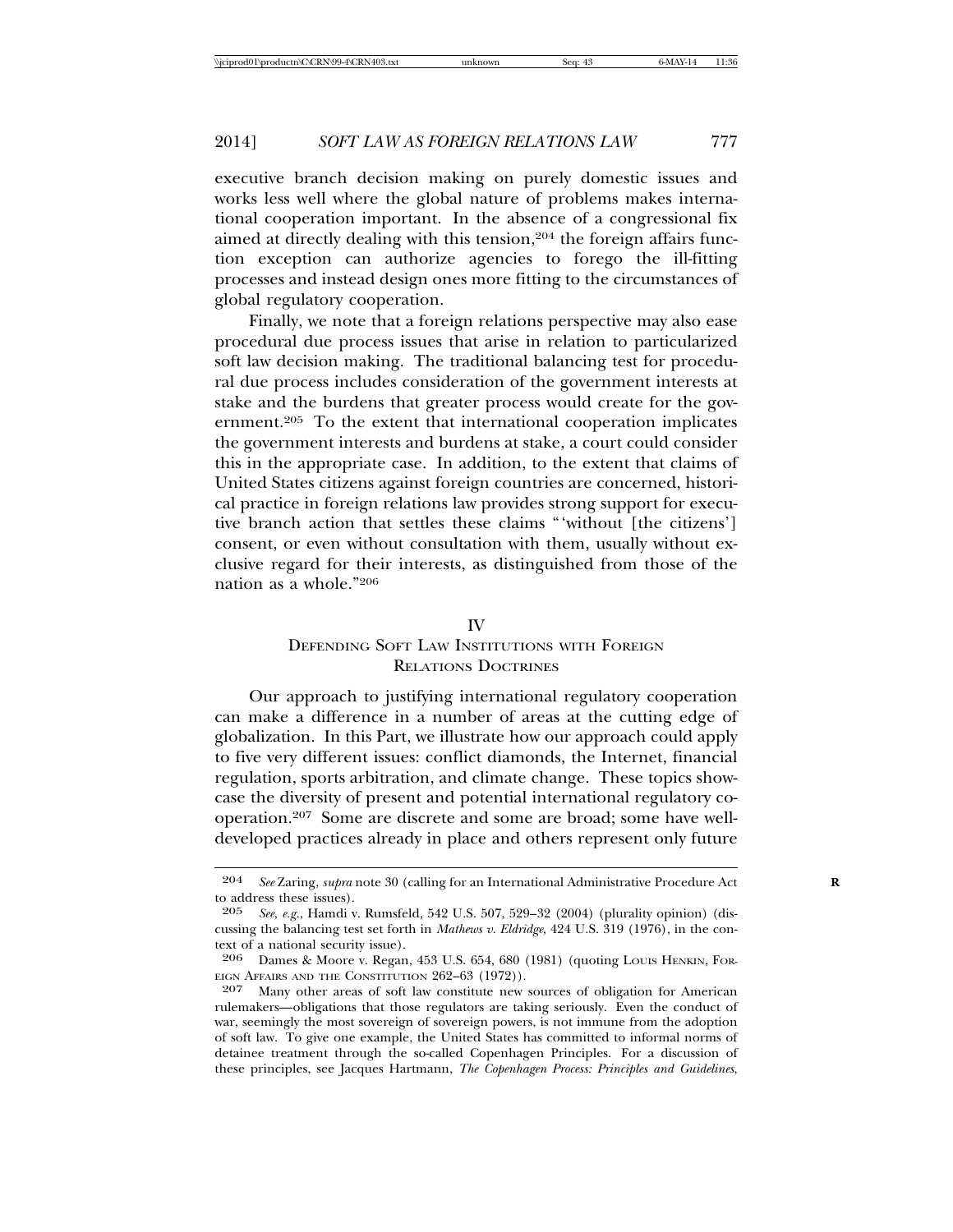executive branch decision making on purely domestic issues and works less well where the global nature of problems makes international cooperation important. In the absence of a congressional fix aimed at directly dealing with this tension,[204] the foreign affairs function exception can authorize agencies to forego the ill-fitting processes and instead design ones more fitting to the circumstances of global regulatory cooperation.

Finally, we note that a foreign relations perspective may also ease procedural due process issues that arise in relation to particularized soft law decision making. The traditional balancing test for procedural due process includes consideration of the government interests at stake and the burdens that greater process would create for the government.[205] To the extent that international cooperation implicates the government interests and burdens at stake, a court could consider this in the appropriate case. In addition, to the extent that claims of United States citizens against foreign countries are concerned, historical practice in foreign relations law provides strong support for executive branch action that settles these claims "'without [the citizens'] consent, or even without consultation with them, usually without exclusive regard for their interests, as distinguished from those of the nation as a whole."[206]

## IV
## DEFENDING SOFT LAW INSTITUTIONS WITH FOREIGN RELATIONS DOCTRINES

Our approach to justifying international regulatory cooperation can make a difference in a number of areas at the cutting edge of globalization. In this Part, we illustrate how our approach could apply to five very different issues: conflict diamonds, the Internet, financial regulation, sports arbitration, and climate change. These topics showcase the diversity of present and potential international regulatory cooperation.[207] Some are discrete and some are broad; some have well-developed practices already in place and others represent only future

---

204 *See* Zaring, *supra* note 30 (calling for an International Administrative Procedure Act to address these issues).

205 *See, e.g.*, Hamdi v. Rumsfeld, 542 U.S. 507, 529–32 (2004) (plurality opinion) (discussing the balancing test set forth in *Mathews v. Eldridge*, 424 U.S. 319 (1976), in the context of a national security issue).

206 Dames & Moore v. Regan, 453 U.S. 654, 680 (1981) (quoting LOUIS HENKIN, FOREIGN AFFAIRS AND THE CONSTITUTION 262–63 (1972)).

207 Many other areas of soft law constitute new sources of obligation for American rulemakers—obligations that those regulators are taking seriously. Even the conduct of war, seemingly the most sovereign of sovereign powers, is not immune from the adoption of soft law. To give one example, the United States has committed to informal norms of detainee treatment through the so-called Copenhagen Principles. For a discussion of these principles, see Jacques Hartmann, *The Copenhagen Process: Principles and Guidelines*,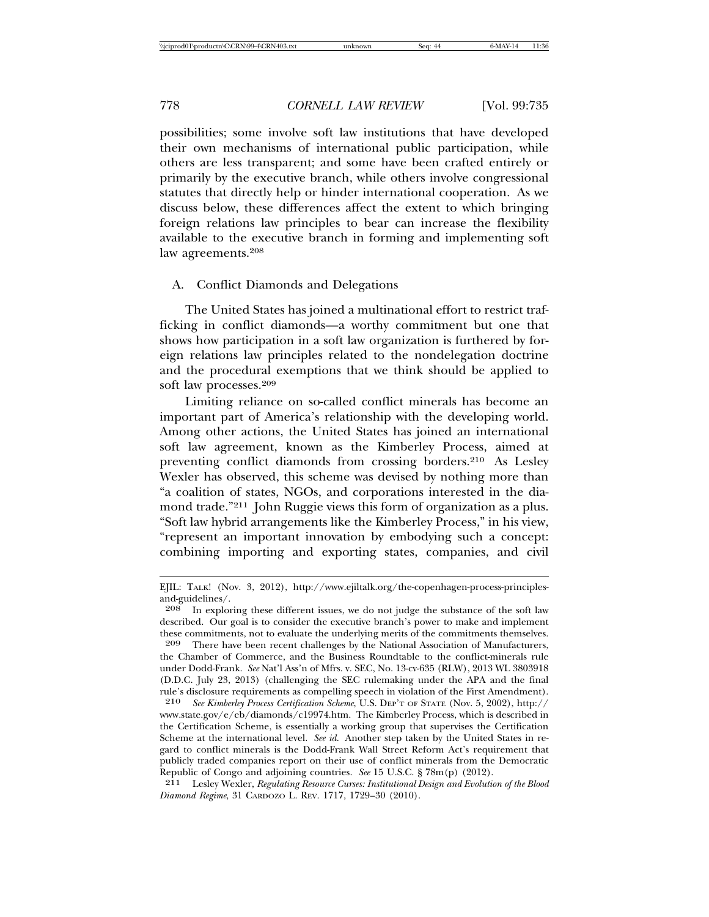possibilities; some involve soft law institutions that have developed their own mechanisms of international public participation, while others are less transparent; and some have been crafted entirely or primarily by the executive branch, while others involve congressional statutes that directly help or hinder international cooperation. As we discuss below, these differences affect the extent to which bringing foreign relations law principles to bear can increase the flexibility available to the executive branch in forming and implementing soft law agreements.[208]

## A. Conflict Diamonds and Delegations

The United States has joined a multinational effort to restrict trafficking in conflict diamonds—a worthy commitment but one that shows how participation in a soft law organization is furthered by foreign relations law principles related to the nondelegation doctrine and the procedural exemptions that we think should be applied to soft law processes.[209]

Limiting reliance on so-called conflict minerals has become an important part of America's relationship with the developing world. Among other actions, the United States has joined an international soft law agreement, known as the Kimberley Process, aimed at preventing conflict diamonds from crossing borders.[210] As Lesley Wexler has observed, this scheme was devised by nothing more than "a coalition of states, NGOs, and corporations interested in the diamond trade."[211] John Ruggie views this form of organization as a plus. "Soft law hybrid arrangements like the Kimberley Process," in his view, "represent an important innovation by embodying such a concept: combining importing and exporting states, companies, and civil

---

EJIL: TALK! (Nov. 3, 2012), http://www.ejiltalk.org/the-copenhagen-process-principles-and-guidelines/.

[208] In exploring these different issues, we do not judge the substance of the soft law described. Our goal is to consider the executive branch's power to make and implement these commitments, not to evaluate the underlying merits of the commitments themselves.

[209] There have been recent challenges by the National Association of Manufacturers, the Chamber of Commerce, and the Business Roundtable to the conflict-minerals rule under Dodd-Frank. *See* Nat'l Ass'n of Mfrs. v. SEC, No. 13-cv-635 (RLW), 2013 WL 3803918 (D.D.C. July 23, 2013) (challenging the SEC rulemaking under the APA and the final rule's disclosure requirements as compelling speech in violation of the First Amendment).

[210] *See Kimberley Process Certification Scheme*, U.S. DEP'T OF STATE (Nov. 5, 2002), http://www.state.gov/e/eb/diamonds/c19974.htm. The Kimberley Process, which is described in the Certification Scheme, is essentially a working group that supervises the Certification Scheme at the international level. *See id.* Another step taken by the United States in regard to conflict minerals is the Dodd-Frank Wall Street Reform Act's requirement that publicly traded companies report on their use of conflict minerals from the Democratic Republic of Congo and adjoining countries. *See* 15 U.S.C. § 78m(p) (2012).

[211] Lesley Wexler, *Regulating Resource Curses: Institutional Design and Evolution of the Blood Diamond Regime*, 31 CARDOZO L. REV. 1717, 1729–30 (2010).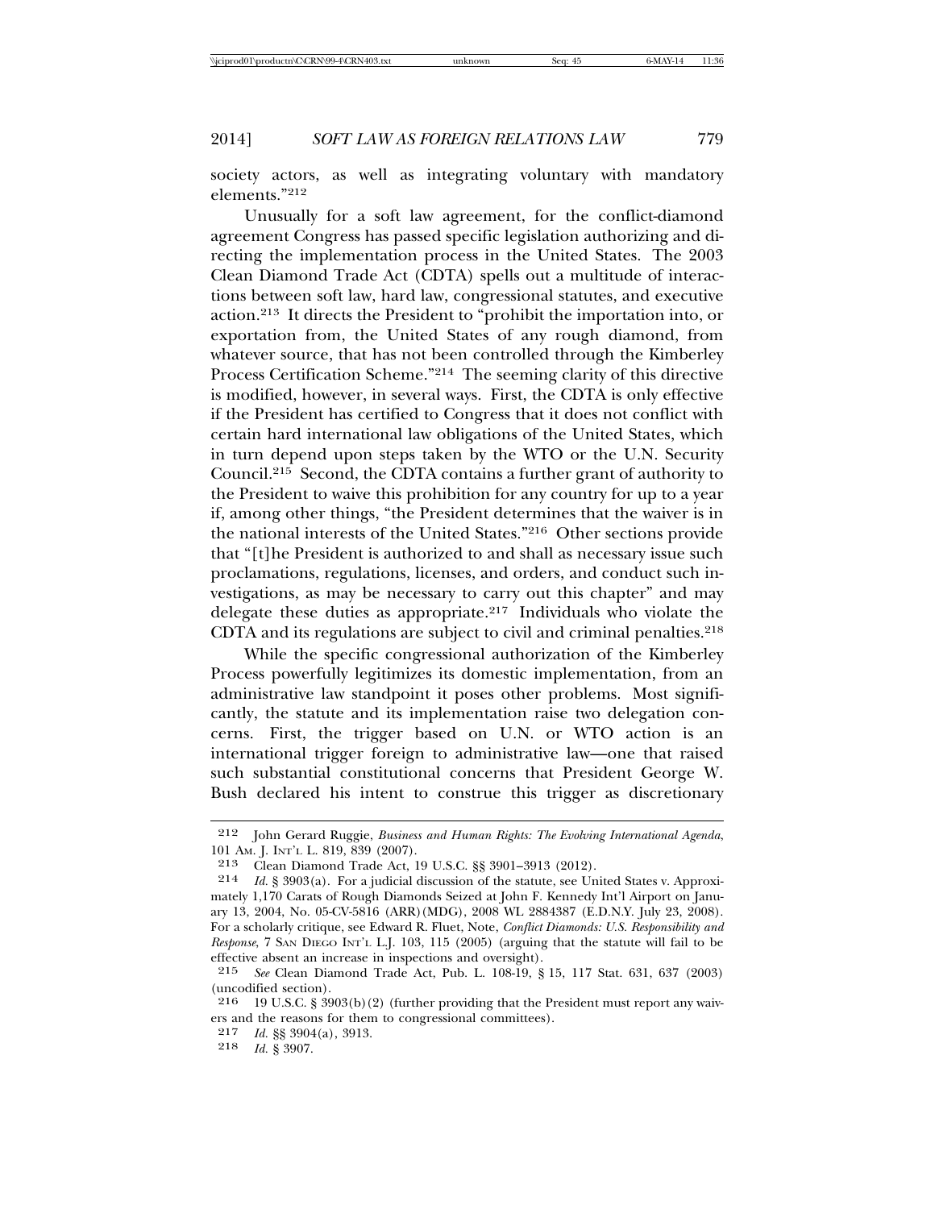society actors, as well as integrating voluntary with mandatory elements."[212]

Unusually for a soft law agreement, for the conflict-diamond agreement Congress has passed specific legislation authorizing and directing the implementation process in the United States. The 2003 Clean Diamond Trade Act (CDTA) spells out a multitude of interactions between soft law, hard law, congressional statutes, and executive action.[213] It directs the President to "prohibit the importation into, or exportation from, the United States of any rough diamond, from whatever source, that has not been controlled through the Kimberley Process Certification Scheme."[214] The seeming clarity of this directive is modified, however, in several ways. First, the CDTA is only effective if the President has certified to Congress that it does not conflict with certain hard international law obligations of the United States, which in turn depend upon steps taken by the WTO or the U.N. Security Council.[215] Second, the CDTA contains a further grant of authority to the President to waive this prohibition for any country for up to a year if, among other things, "the President determines that the waiver is in the national interests of the United States."[216] Other sections provide that "[t]he President is authorized to and shall as necessary issue such proclamations, regulations, licenses, and orders, and conduct such investigations, as may be necessary to carry out this chapter" and may delegate these duties as appropriate.[217] Individuals who violate the CDTA and its regulations are subject to civil and criminal penalties.[218]

While the specific congressional authorization of the Kimberley Process powerfully legitimizes its domestic implementation, from an administrative law standpoint it poses other problems. Most significantly, the statute and its implementation raise two delegation concerns. First, the trigger based on U.N. or WTO action is an international trigger foreign to administrative law—one that raised such substantial constitutional concerns that President George W. Bush declared his intent to construe this trigger as discretionary

---

212 John Gerard Ruggie, *Business and Human Rights: The Evolving International Agenda*, 101 AM. J. INT'L L. 819, 839 (2007).

213 Clean Diamond Trade Act, 19 U.S.C. §§ 3901–3913 (2012).

214 *Id.* § 3903(a). For a judicial discussion of the statute, see United States v. Approximately 1,170 Carats of Rough Diamonds Seized at John F. Kennedy Int'l Airport on January 13, 2004, No. 05-CV-5816 (ARR)(MDG), 2008 WL 2884387 (E.D.N.Y. July 23, 2008). For a scholarly critique, see Edward R. Fluet, Note, *Conflict Diamonds: U.S. Responsibility and Response*, 7 SAN DIEGO INT'L L.J. 103, 115 (2005) (arguing that the statute will fail to be effective absent an increase in inspections and oversight).

215 *See* Clean Diamond Trade Act, Pub. L. 108-19, § 15, 117 Stat. 631, 637 (2003) (uncodified section).

216 19 U.S.C. § 3903(b)(2) (further providing that the President must report any waivers and the reasons for them to congressional committees).

217 *Id.* §§ 3904(a), 3913.

218 *Id.* § 3907.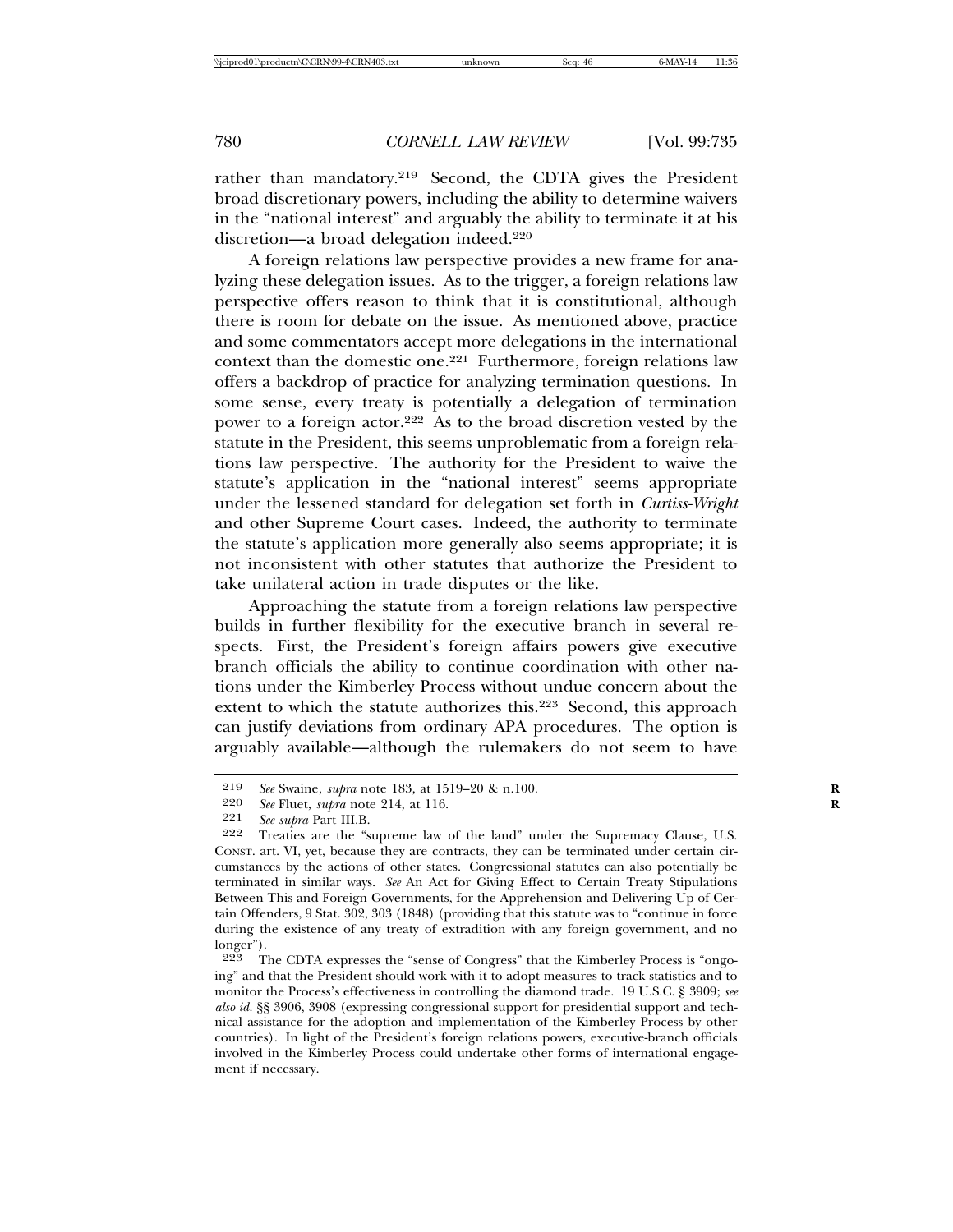rather than mandatory.[219] Second, the CDTA gives the President broad discretionary powers, including the ability to determine waivers in the "national interest" and arguably the ability to terminate it at his discretion—a broad delegation indeed.[220]

A foreign relations law perspective provides a new frame for analyzing these delegation issues. As to the trigger, a foreign relations law perspective offers reason to think that it is constitutional, although there is room for debate on the issue. As mentioned above, practice and some commentators accept more delegations in the international context than the domestic one.[221] Furthermore, foreign relations law offers a backdrop of practice for analyzing termination questions. In some sense, every treaty is potentially a delegation of termination power to a foreign actor.[222] As to the broad discretion vested by the statute in the President, this seems unproblematic from a foreign relations law perspective. The authority for the President to waive the statute's application in the "national interest" seems appropriate under the lessened standard for delegation set forth in *Curtiss-Wright* and other Supreme Court cases. Indeed, the authority to terminate the statute's application more generally also seems appropriate; it is not inconsistent with other statutes that authorize the President to take unilateral action in trade disputes or the like.

Approaching the statute from a foreign relations law perspective builds in further flexibility for the executive branch in several respects. First, the President's foreign affairs powers give executive branch officials the ability to continue coordination with other nations under the Kimberley Process without undue concern about the extent to which the statute authorizes this.[223] Second, this approach can justify deviations from ordinary APA procedures. The option is arguably available—although the rulemakers do not seem to have

---

219 *See* Swaine, *supra* note 183, at 1519–20 & n.100.

220 *See* Fluet, *supra* note 214, at 116.

221 *See supra* Part III.B.

222 Treaties are the "supreme law of the land" under the Supremacy Clause, U.S. CONST. art. VI, yet, because they are contracts, they can be terminated under certain circumstances by the actions of other states. Congressional statutes can also potentially be terminated in similar ways. *See* An Act for Giving Effect to Certain Treaty Stipulations Between This and Foreign Governments, for the Apprehension and Delivering Up of Certain Offenders, 9 Stat. 302, 303 (1848) (providing that this statute was to "continue in force during the existence of any treaty of extradition with any foreign government, and no longer").

223 The CDTA expresses the "sense of Congress" that the Kimberley Process is "ongoing" and that the President should work with it to adopt measures to track statistics and to monitor the Process's effectiveness in controlling the diamond trade. 19 U.S.C. § 3909; *see also id.* §§ 3906, 3908 (expressing congressional support for presidential support and technical assistance for the adoption and implementation of the Kimberley Process by other countries). In light of the President's foreign relations powers, executive-branch officials involved in the Kimberley Process could undertake other forms of international engagement if necessary.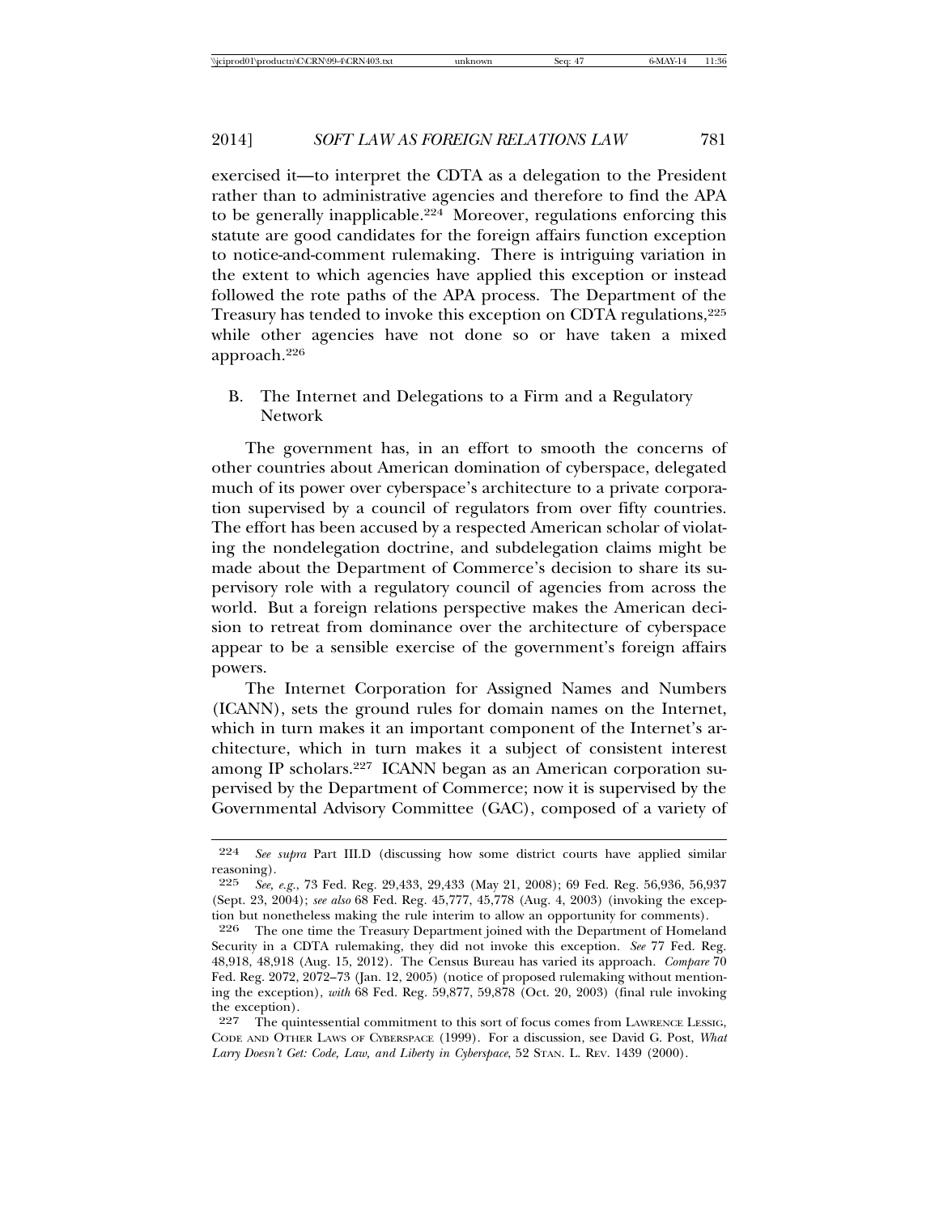exercised it—to interpret the CDTA as a delegation to the President rather than to administrative agencies and therefore to find the APA to be generally inapplicable.[224] Moreover, regulations enforcing this statute are good candidates for the foreign affairs function exception to notice-and-comment rulemaking. There is intriguing variation in the extent to which agencies have applied this exception or instead followed the rote paths of the APA process. The Department of the Treasury has tended to invoke this exception on CDTA regulations,[225] while other agencies have not done so or have taken a mixed approach.[226]

## B. The Internet and Delegations to a Firm and a Regulatory Network

The government has, in an effort to smooth the concerns of other countries about American domination of cyberspace, delegated much of its power over cyberspace's architecture to a private corporation supervised by a council of regulators from over fifty countries. The effort has been accused by a respected American scholar of violating the nondelegation doctrine, and subdelegation claims might be made about the Department of Commerce's decision to share its supervisory role with a regulatory council of agencies from across the world. But a foreign relations perspective makes the American decision to retreat from dominance over the architecture of cyberspace appear to be a sensible exercise of the government's foreign affairs powers.

The Internet Corporation for Assigned Names and Numbers (ICANN), sets the ground rules for domain names on the Internet, which in turn makes it an important component of the Internet's architecture, which in turn makes it a subject of consistent interest among IP scholars.[227] ICANN began as an American corporation supervised by the Department of Commerce; now it is supervised by the Governmental Advisory Committee (GAC), composed of a variety of

---

224 *See supra* Part III.D (discussing how some district courts have applied similar reasoning).

225 *See, e.g.*, 73 Fed. Reg. 29,433, 29,433 (May 21, 2008); 69 Fed. Reg. 56,936, 56,937 (Sept. 23, 2004); *see also* 68 Fed. Reg. 45,777, 45,778 (Aug. 4, 2003) (invoking the exception but nonetheless making the rule interim to allow an opportunity for comments).

226 The one time the Treasury Department joined with the Department of Homeland Security in a CDTA rulemaking, they did not invoke this exception. *See* 77 Fed. Reg. 48,918, 48,918 (Aug. 15, 2012). The Census Bureau has varied its approach. *Compare* 70 Fed. Reg. 2072, 2072–73 (Jan. 12, 2005) (notice of proposed rulemaking without mentioning the exception), *with* 68 Fed. Reg. 59,877, 59,878 (Oct. 20, 2003) (final rule invoking the exception).

227 The quintessential commitment to this sort of focus comes from LAWRENCE LESSIG, CODE AND OTHER LAWS OF CYBERSPACE (1999). For a discussion, see David G. Post, *What Larry Doesn't Get: Code, Law, and Liberty in Cyberspace*, 52 STAN. L. REV. 1439 (2000).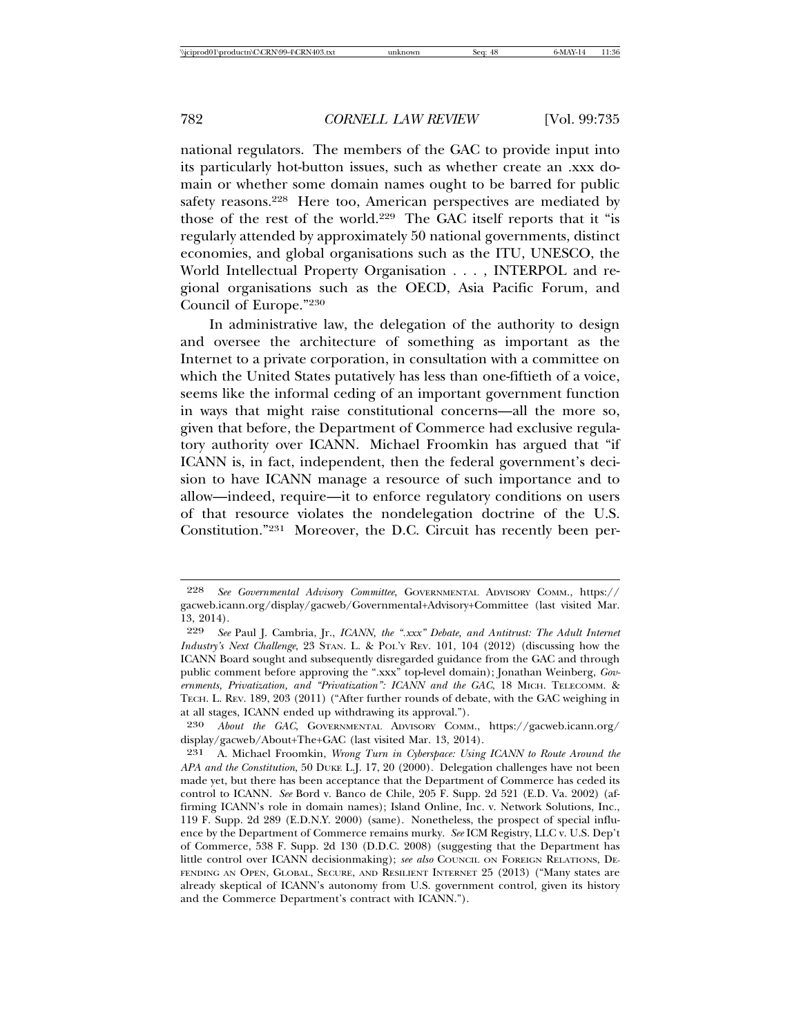national regulators. The members of the GAC to provide input into its particularly hot-button issues, such as whether create an .xxx domain or whether some domain names ought to be barred for public safety reasons.[228] Here too, American perspectives are mediated by those of the rest of the world.[229] The GAC itself reports that it "is regularly attended by approximately 50 national governments, distinct economies, and global organisations such as the ITU, UNESCO, the World Intellectual Property Organisation . . . , INTERPOL and regional organisations such as the OECD, Asia Pacific Forum, and Council of Europe."[230]

In administrative law, the delegation of the authority to design and oversee the architecture of something as important as the Internet to a private corporation, in consultation with a committee on which the United States putatively has less than one-fiftieth of a voice, seems like the informal ceding of an important government function in ways that might raise constitutional concerns—all the more so, given that before, the Department of Commerce had exclusive regulatory authority over ICANN. Michael Froomkin has argued that "if ICANN is, in fact, independent, then the federal government's decision to have ICANN manage a resource of such importance and to allow—indeed, require—it to enforce regulatory conditions on users of that resource violates the nondelegation doctrine of the U.S. Constitution."[231] Moreover, the D.C. Circuit has recently been per-

---

228 *See Governmental Advisory Committee*, GOVERNMENTAL ADVISORY COMM., https://gacweb.icann.org/display/gacweb/Governmental+Advisory+Committee (last visited Mar. 13, 2014).

229 *See* Paul J. Cambria, Jr., *ICANN, the ".xxx" Debate, and Antitrust: The Adult Internet Industry's Next Challenge*, 23 STAN. L. & POL'Y REV. 101, 104 (2012) (discussing how the ICANN Board sought and subsequently disregarded guidance from the GAC and through public comment before approving the ".xxx" top-level domain); Jonathan Weinberg, *Governments, Privatization, and "Privatization": ICANN and the GAC*, 18 MICH. TELECOMM. & TECH. L. REV. 189, 203 (2011) ("After further rounds of debate, with the GAC weighing in at all stages, ICANN ended up withdrawing its approval.").

230 *About the GAC*, GOVERNMENTAL ADVISORY COMM., https://gacweb.icann.org/display/gacweb/About+The+GAC (last visited Mar. 13, 2014).

231 A. Michael Froomkin, *Wrong Turn in Cyberspace: Using ICANN to Route Around the APA and the Constitution*, 50 DUKE L.J. 17, 20 (2000). Delegation challenges have not been made yet, but there has been acceptance that the Department of Commerce has ceded its control to ICANN. *See* Bord v. Banco de Chile, 205 F. Supp. 2d 521 (E.D. Va. 2002) (affirming ICANN's role in domain names); Island Online, Inc. v. Network Solutions, Inc., 119 F. Supp. 2d 289 (E.D.N.Y. 2000) (same). Nonetheless, the prospect of special influence by the Department of Commerce remains murky. *See* ICM Registry, LLC v. U.S. Dep't of Commerce, 538 F. Supp. 2d 130 (D.D.C. 2008) (suggesting that the Department has little control over ICANN decisionmaking); *see also* COUNCIL ON FOREIGN RELATIONS, DEFENDING AN OPEN, GLOBAL, SECURE, AND RESILIENT INTERNET 25 (2013) ("Many states are already skeptical of ICANN's autonomy from U.S. government control, given its history and the Commerce Department's contract with ICANN.").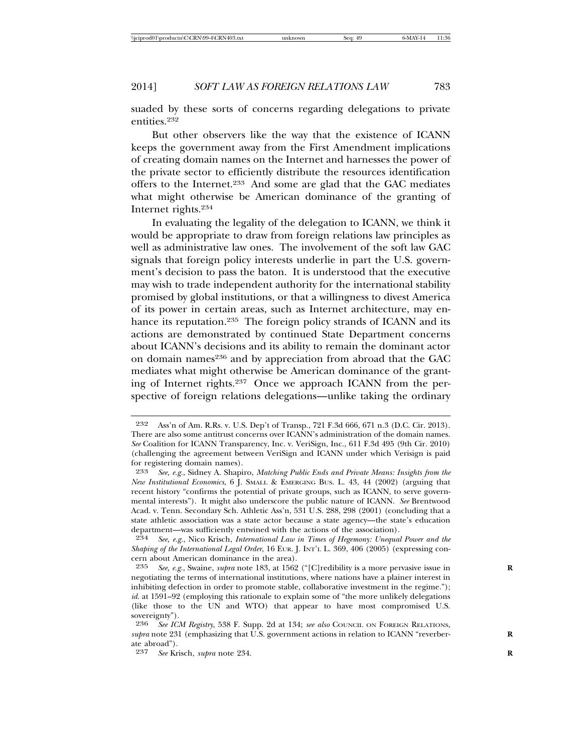suaded by these sorts of concerns regarding delegations to private entities.[232]

But other observers like the way that the existence of ICANN keeps the government away from the First Amendment implications of creating domain names on the Internet and harnesses the power of the private sector to efficiently distribute the resources identification offers to the Internet.[233] And some are glad that the GAC mediates what might otherwise be American dominance of the granting of Internet rights.[234]

In evaluating the legality of the delegation to ICANN, we think it would be appropriate to draw from foreign relations law principles as well as administrative law ones. The involvement of the soft law GAC signals that foreign policy interests underlie in part the U.S. government's decision to pass the baton. It is understood that the executive may wish to trade independent authority for the international stability promised by global institutions, or that a willingness to divest America of its power in certain areas, such as Internet architecture, may enhance its reputation.[235] The foreign policy strands of ICANN and its actions are demonstrated by continued State Department concerns about ICANN's decisions and its ability to remain the dominant actor on domain names[236] and by appreciation from abroad that the GAC mediates what might otherwise be American dominance of the granting of Internet rights.[237] Once we approach ICANN from the perspective of foreign relations delegations—unlike taking the ordinary

---

232 Ass'n of Am. R.Rs. v. U.S. Dep't of Transp., 721 F.3d 666, 671 n.3 (D.C. Cir. 2013). There are also some antitrust concerns over ICANN's administration of the domain names. *See* Coalition for ICANN Transparency, Inc. v. VeriSign, Inc., 611 F.3d 495 (9th Cir. 2010) (challenging the agreement between VeriSign and ICANN under which Verisign is paid for registering domain names).

233 *See, e.g.*, Sidney A. Shapiro, *Matching Public Ends and Private Means: Insights from the New Institutional Economics*, 6 J. SMALL & EMERGING BUS. L. 43, 44 (2002) (arguing that recent history "confirms the potential of private groups, such as ICANN, to serve governmental interests"). It might also underscore the public nature of ICANN. *See* Brentwood Acad. v. Tenn. Secondary Sch. Athletic Ass'n, 531 U.S. 288, 298 (2001) (concluding that a state athletic association was a state actor because a state agency—the state's education department—was sufficiently entwined with the actions of the association).

234 *See, e.g.*, Nico Krisch, *International Law in Times of Hegemony: Unequal Power and the Shaping of the International Legal Order*, 16 EUR. J. INT'L L. 369, 406 (2005) (expressing concern about American dominance in the area).

235 *See, e.g.*, Swaine, *supra* note 183, at 1562 ("[C]redibility is a more pervasive issue in negotiating the terms of international institutions, where nations have a plainer interest in inhibiting defection in order to promote stable, collaborative investment in the regime."); *id.* at 1591–92 (employing this rationale to explain some of "the more unlikely delegations (like those to the UN and WTO) that appear to have most compromised U.S. sovereignty").

236 *See ICM Registry*, 538 F. Supp. 2d at 134; *see also* COUNCIL ON FOREIGN RELATIONS, *supra* note 231 (emphasizing that U.S. government actions in relation to ICANN "reverberate abroad").

237 *See* Krisch, *supra* note 234.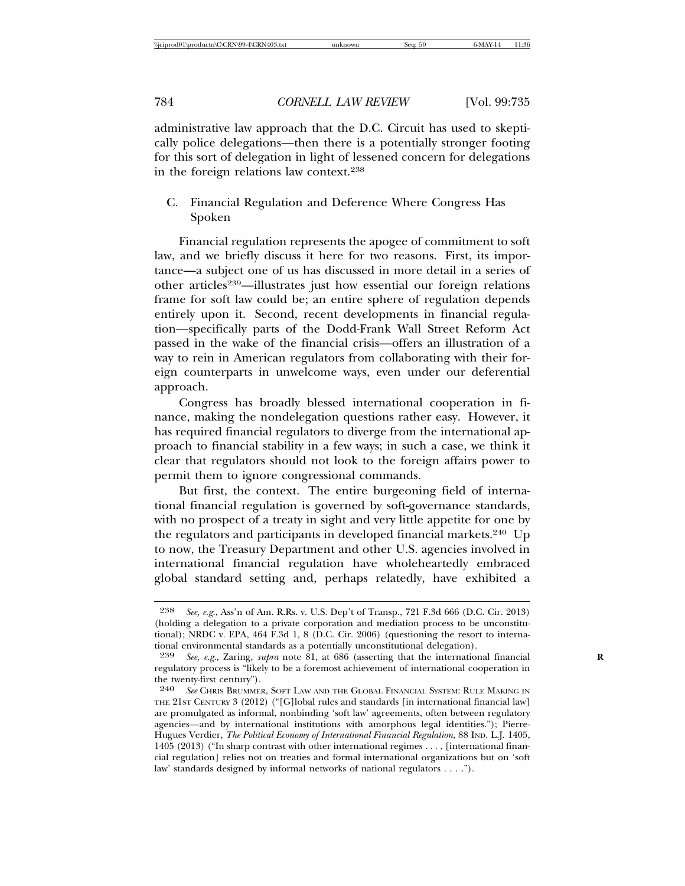administrative law approach that the D.C. Circuit has used to skeptically police delegations—then there is a potentially stronger footing for this sort of delegation in light of lessened concern for delegations in the foreign relations law context.[238]

## C. Financial Regulation and Deference Where Congress Has Spoken

Financial regulation represents the apogee of commitment to soft law, and we briefly discuss it here for two reasons. First, its importance—a subject one of us has discussed in more detail in a series of other articles[239]—illustrates just how essential our foreign relations frame for soft law could be; an entire sphere of regulation depends entirely upon it. Second, recent developments in financial regulation—specifically parts of the Dodd-Frank Wall Street Reform Act passed in the wake of the financial crisis—offers an illustration of a way to rein in American regulators from collaborating with their foreign counterparts in unwelcome ways, even under our deferential approach.

Congress has broadly blessed international cooperation in finance, making the nondelegation questions rather easy. However, it has required financial regulators to diverge from the international approach to financial stability in a few ways; in such a case, we think it clear that regulators should not look to the foreign affairs power to permit them to ignore congressional commands.

But first, the context. The entire burgeoning field of international financial regulation is governed by soft-governance standards, with no prospect of a treaty in sight and very little appetite for one by the regulators and participants in developed financial markets.[240] Up to now, the Treasury Department and other U.S. agencies involved in international financial regulation have wholeheartedly embraced global standard setting and, perhaps relatedly, have exhibited a

---

238 *See, e.g.*, Ass'n of Am. R.Rs. v. U.S. Dep't of Transp., 721 F.3d 666 (D.C. Cir. 2013) (holding a delegation to a private corporation and mediation process to be unconstitutional); NRDC v. EPA, 464 F.3d 1, 8 (D.C. Cir. 2006) (questioning the resort to international environmental standards as a potentially unconstitutional delegation).

239 *See, e.g.*, Zaring, *supra* note 81, at 686 (asserting that the international financial regulatory process is "likely to be a foremost achievement of international cooperation in the twenty-first century").

240 *See* CHRIS BRUMMER, SOFT LAW AND THE GLOBAL FINANCIAL SYSTEM: RULE MAKING IN THE 21ST CENTURY 3 (2012) ("[G]lobal rules and standards [in international financial law] are promulgated as informal, nonbinding 'soft law' agreements, often between regulatory agencies—and by international institutions with amorphous legal identities."); Pierre-Hugues Verdier, *The Political Economy of International Financial Regulation*, 88 IND. L.J. 1405, 1405 (2013) ("In sharp contrast with other international regimes . . . , [international financial regulation] relies not on treaties and formal international organizations but on 'soft law' standards designed by informal networks of national regulators . . . .").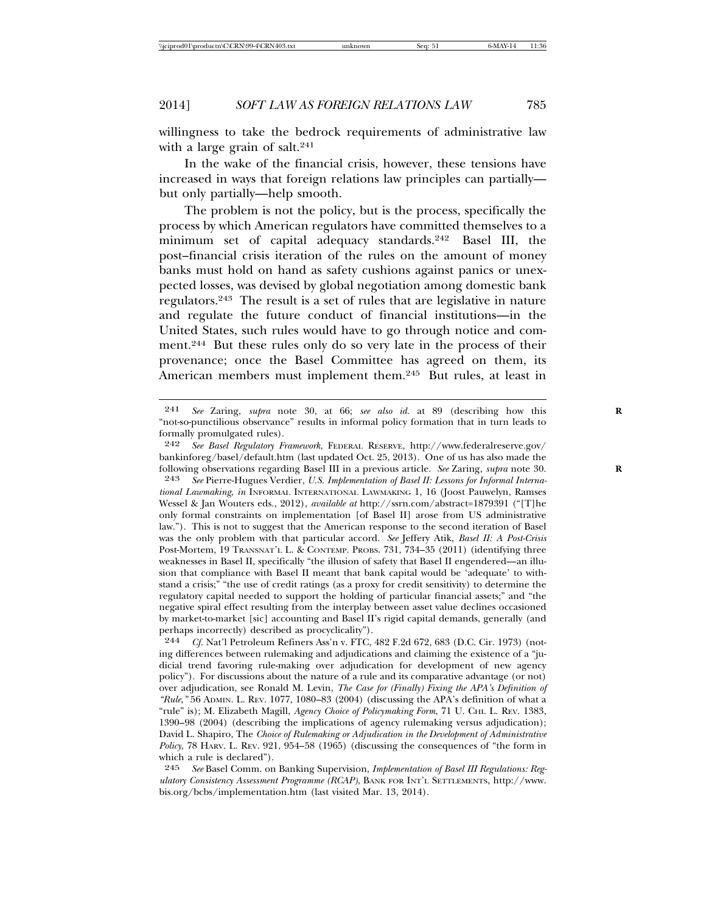willingness to take the bedrock requirements of administrative law with a large grain of salt.[241]

In the wake of the financial crisis, however, these tensions have increased in ways that foreign relations law principles can partially—but only partially—help smooth.

The problem is not the policy, but is the process, specifically the process by which American regulators have committed themselves to a minimum set of capital adequacy standards.[242] Basel III, the post–financial crisis iteration of the rules on the amount of money banks must hold on hand as safety cushions against panics or unexpected losses, was devised by global negotiation among domestic bank regulators.[243] The result is a set of rules that are legislative in nature and regulate the future conduct of financial institutions—in the United States, such rules would have to go through notice and comment.[244] But these rules only do so very late in the process of their provenance; once the Basel Committee has agreed on them, its American members must implement them.[245] But rules, at least in

---

241 *See* Zaring, *supra* note 30, at 66; *see also id.* at 89 (describing how this "not-so-punctilious observance" results in informal policy formation that in turn leads to formally promulgated rules).

242 *See Basel Regulatory Framework*, FEDERAL RESERVE, http://www.federalreserve.gov/bankinforeg/basel/default.htm (last updated Oct. 25, 2013). One of us has also made the following observations regarding Basel III in a previous article. *See* Zaring, *supra* note 30.

243 *See* Pierre-Hugues Verdier, *U.S. Implementation of Basel II: Lessons for Informal International Lawmaking*, *in* INFORMAL INTERNATIONAL LAWMAKING 1, 16 (Joost Pauwelyn, Ramses Wessel & Jan Wouters eds., 2012), *available at* http://ssrn.com/abstract=1879391 ("[T]he only formal constraints on implementation [of Basel II] arose from US administrative law."). This is not to suggest that the American response to the second iteration of Basel was the only problem with that particular accord. *See* Jeffery Atik, *Basel II: A Post-Crisis* Post-Mortem, 19 TRANSNAT'L L. & CONTEMP. PROBS. 731, 734–35 (2011) (identifying three weaknesses in Basel II, specifically "the illusion of safety that Basel II engendered—an illusion that compliance with Basel II meant that bank capital would be 'adequate' to withstand a crisis;" "the use of credit ratings (as a proxy for credit sensitivity) to determine the regulatory capital needed to support the holding of particular financial assets;" and "the negative spiral effect resulting from the interplay between asset value declines occasioned by market-to-market [sic] accounting and Basel II's rigid capital demands, generally (and perhaps incorrectly) described as procyclicality").

244 *Cf.* Nat'l Petroleum Refiners Ass'n v. FTC, 482 F.2d 672, 683 (D.C. Cir. 1973) (noting differences between rulemaking and adjudications and claiming the existence of a "judicial trend favoring rule-making over adjudication for development of new agency policy"). For discussions about the nature of a rule and its comparative advantage (or not) over adjudication, see Ronald M. Levin, *The Case for (Finally) Fixing the APA's Definition of "Rule*,*"* 56 ADMIN. L. REV. 1077, 1080–83 (2004) (discussing the APA's definition of what a "rule" is); M. Elizabeth Magill, *Agency Choice of Policymaking Form*, 71 U. CHI. L. REV. 1383, 1390–98 (2004) (describing the implications of agency rulemaking versus adjudication); David L. Shapiro, The *Choice of Rulemaking or Adjudication in the Development of Administrative Policy*, 78 HARV. L. REV. 921, 954–58 (1965) (discussing the consequences of "the form in which a rule is declared").

245 *See* Basel Comm. on Banking Supervision, *Implementation of Basel III Regulations: Regulatory Consistency Assessment Programme (RCAP)*, BANK FOR INT'L SETTLEMENTS, http://www.bis.org/bcbs/implementation.htm (last visited Mar. 13, 2014).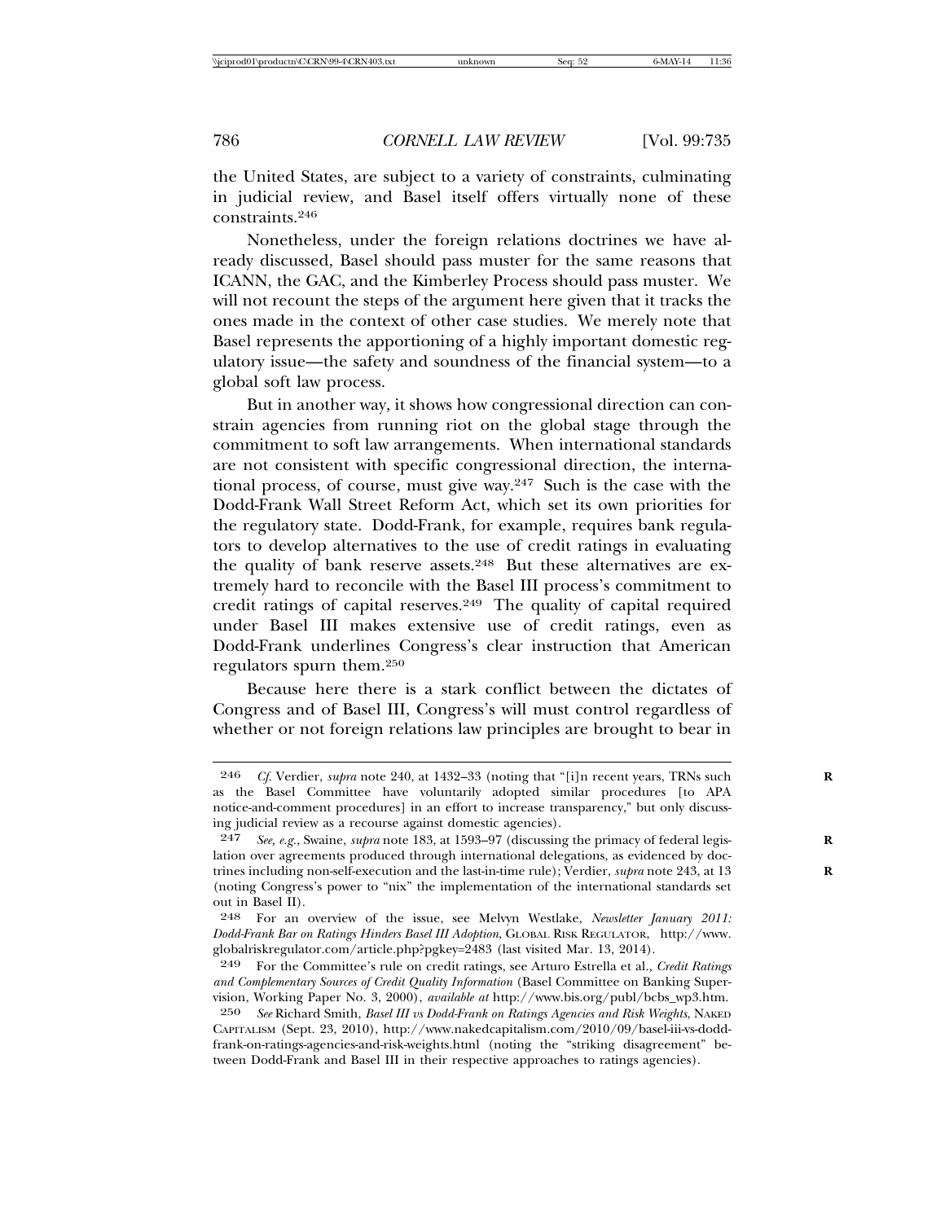the United States, are subject to a variety of constraints, culminating in judicial review, and Basel itself offers virtually none of these constraints.[246]

Nonetheless, under the foreign relations doctrines we have already discussed, Basel should pass muster for the same reasons that ICANN, the GAC, and the Kimberley Process should pass muster. We will not recount the steps of the argument here given that it tracks the ones made in the context of other case studies. We merely note that Basel represents the apportioning of a highly important domestic regulatory issue—the safety and soundness of the financial system—to a global soft law process.

But in another way, it shows how congressional direction can constrain agencies from running riot on the global stage through the commitment to soft law arrangements. When international standards are not consistent with specific congressional direction, the international process, of course, must give way.[247] Such is the case with the Dodd-Frank Wall Street Reform Act, which set its own priorities for the regulatory state. Dodd-Frank, for example, requires bank regulators to develop alternatives to the use of credit ratings in evaluating the quality of bank reserve assets.[248] But these alternatives are extremely hard to reconcile with the Basel III process's commitment to credit ratings of capital reserves.[249] The quality of capital required under Basel III makes extensive use of credit ratings, even as Dodd-Frank underlines Congress's clear instruction that American regulators spurn them.[250]

Because here there is a stark conflict between the dictates of Congress and of Basel III, Congress's will must control regardless of whether or not foreign relations law principles are brought to bear in

---

246 *Cf.* Verdier, *supra* note 240, at 1432–33 (noting that "[i]n recent years, TRNs such as the Basel Committee have voluntarily adopted similar procedures [to APA notice-and-comment procedures] in an effort to increase transparency," but only discussing judicial review as a recourse against domestic agencies).

247 *See, e.g.*, Swaine, *supra* note 183, at 1593–97 (discussing the primacy of federal legislation over agreements produced through international delegations, as evidenced by doctrines including non-self-execution and the last-in-time rule); Verdier, *supra* note 243, at 13 (noting Congress's power to "nix" the implementation of the international standards set out in Basel II).

248 For an overview of the issue, see Melvyn Westlake, *Newsletter January 2011: Dodd-Frank Bar on Ratings Hinders Basel III Adoption*, GLOBAL RISK REGULATOR, http://www.globalriskregulator.com/article.php?pgkey=2483 (last visited Mar. 13, 2014).

249 For the Committee's rule on credit ratings, see Arturo Estrella et al., *Credit Ratings and Complementary Sources of Credit Quality Information* (Basel Committee on Banking Supervision, Working Paper No. 3, 2000), *available at* http://www.bis.org/publ/bcbs_wp3.htm.

250 *See* Richard Smith, *Basel III vs Dodd-Frank on Ratings Agencies and Risk Weights*, NAKED CAPITALISM (Sept. 23, 2010), http://www.nakedcapitalism.com/2010/09/basel-iii-vs-dodd-frank-on-ratings-agencies-and-risk-weights.html (noting the "striking disagreement" between Dodd-Frank and Basel III in their respective approaches to ratings agencies).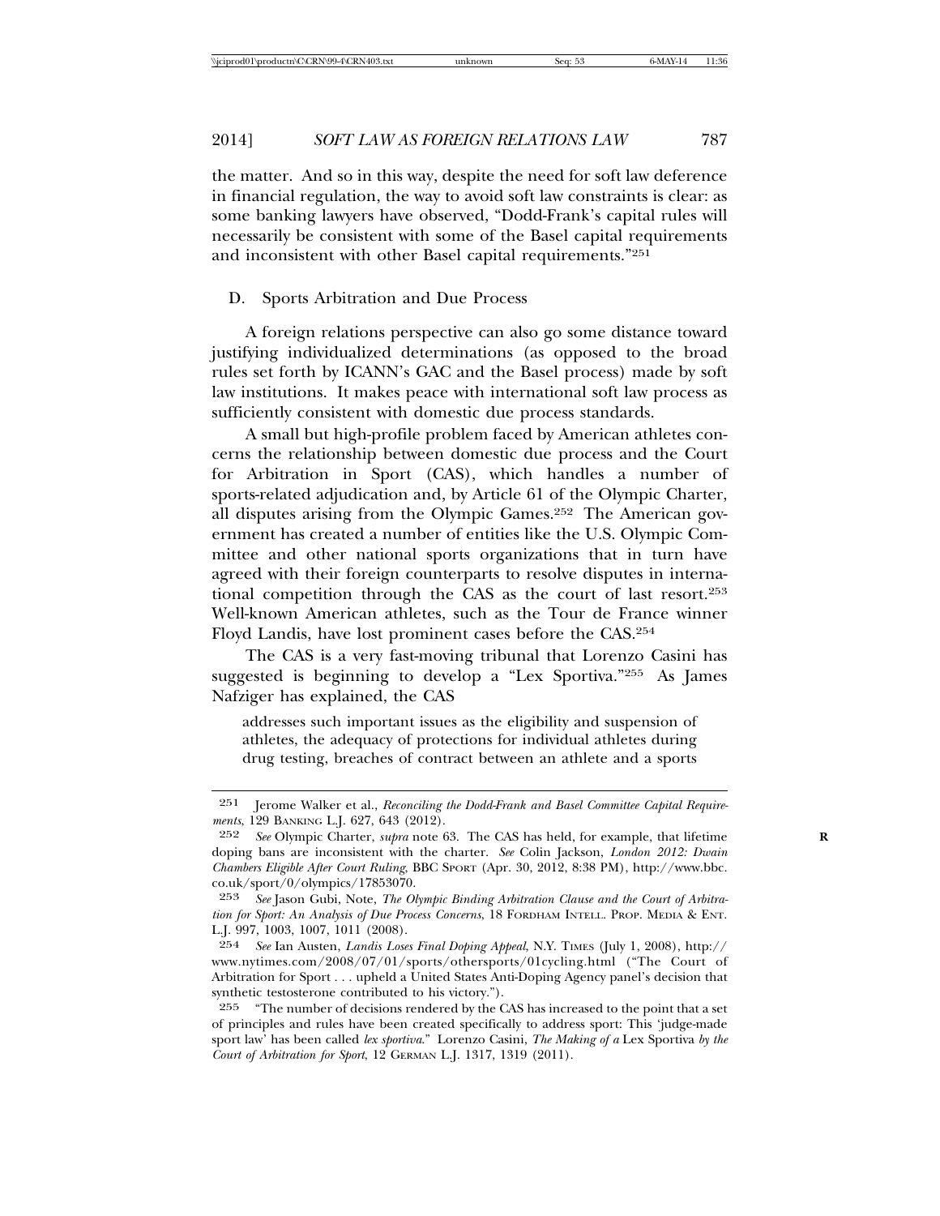the matter. And so in this way, despite the need for soft law deference in financial regulation, the way to avoid soft law constraints is clear: as some banking lawyers have observed, "Dodd-Frank's capital rules will necessarily be consistent with some of the Basel capital requirements and inconsistent with other Basel capital requirements."[251]

### D. Sports Arbitration and Due Process

A foreign relations perspective can also go some distance toward justifying individualized determinations (as opposed to the broad rules set forth by ICANN's GAC and the Basel process) made by soft law institutions. It makes peace with international soft law process as sufficiently consistent with domestic due process standards.

A small but high-profile problem faced by American athletes concerns the relationship between domestic due process and the Court for Arbitration in Sport (CAS), which handles a number of sports-related adjudication and, by Article 61 of the Olympic Charter, all disputes arising from the Olympic Games.[252] The American government has created a number of entities like the U.S. Olympic Committee and other national sports organizations that in turn have agreed with their foreign counterparts to resolve disputes in international competition through the CAS as the court of last resort.[253] Well-known American athletes, such as the Tour de France winner Floyd Landis, have lost prominent cases before the CAS.[254]

The CAS is a very fast-moving tribunal that Lorenzo Casini has suggested is beginning to develop a "Lex Sportiva."[255] As James Nafziger has explained, the CAS

> addresses such important issues as the eligibility and suspension of athletes, the adequacy of protections for individual athletes during drug testing, breaches of contract between an athlete and a sports

---

[251] Jerome Walker et al., *Reconciling the Dodd-Frank and Basel Committee Capital Requirements*, 129 BANKING L.J. 627, 643 (2012).

[252] *See* Olympic Charter, *supra* note 63. The CAS has held, for example, that lifetime doping bans are inconsistent with the charter. *See* Colin Jackson, *London 2012: Dwain Chambers Eligible After Court Ruling*, BBC SPORT (Apr. 30, 2012, 8:38 PM), http://www.bbc.co.uk/sport/0/olympics/17853070.

[253] *See* Jason Gubi, Note, *The Olympic Binding Arbitration Clause and the Court of Arbitration for Sport: An Analysis of Due Process Concerns*, 18 FORDHAM INTELL. PROP. MEDIA & ENT. L.J. 997, 1003, 1007, 1011 (2008).

[254] *See* Ian Austen, *Landis Loses Final Doping Appeal*, N.Y. TIMES (July 1, 2008), http://www.nytimes.com/2008/07/01/sports/othersports/01cycling.html ("The Court of Arbitration for Sport . . . upheld a United States Anti-Doping Agency panel's decision that synthetic testosterone contributed to his victory.").

[255] "The number of decisions rendered by the CAS has increased to the point that a set of principles and rules have been created specifically to address sport: This 'judge-made sport law' has been called *lex sportiva*." Lorenzo Casini, *The Making of a* Lex Sportiva *by the Court of Arbitration for Sport*, 12 GERMAN L.J. 1317, 1319 (2011).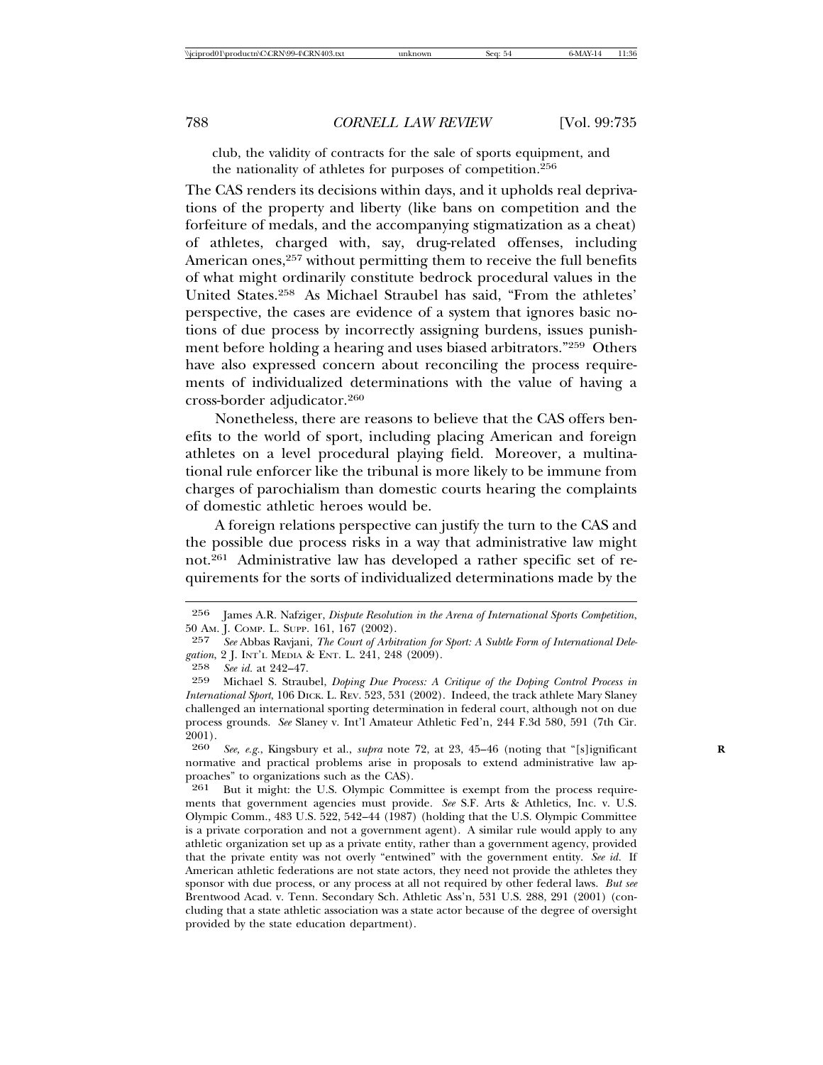club, the validity of contracts for the sale of sports equipment, and the nationality of athletes for purposes of competition.[256]

The CAS renders its decisions within days, and it upholds real deprivations of the property and liberty (like bans on competition and the forfeiture of medals, and the accompanying stigmatization as a cheat) of athletes, charged with, say, drug-related offenses, including American ones,[257] without permitting them to receive the full benefits of what might ordinarily constitute bedrock procedural values in the United States.[258] As Michael Straubel has said, "From the athletes' perspective, the cases are evidence of a system that ignores basic notions of due process by incorrectly assigning burdens, issues punishment before holding a hearing and uses biased arbitrators."[259] Others have also expressed concern about reconciling the process requirements of individualized determinations with the value of having a cross-border adjudicator.[260]

Nonetheless, there are reasons to believe that the CAS offers benefits to the world of sport, including placing American and foreign athletes on a level procedural playing field. Moreover, a multinational rule enforcer like the tribunal is more likely to be immune from charges of parochialism than domestic courts hearing the complaints of domestic athletic heroes would be.

A foreign relations perspective can justify the turn to the CAS and the possible due process risks in a way that administrative law might not.[261] Administrative law has developed a rather specific set of requirements for the sorts of individualized determinations made by the

---

256 James A.R. Nafziger, *Dispute Resolution in the Arena of International Sports Competition*, 50 AM. J. COMP. L. SUPP. 161, 167 (2002).

257 *See* Abbas Ravjani, *The Court of Arbitration for Sport: A Subtle Form of International Delegation*, 2 J. INT'L MEDIA & ENT. L. 241, 248 (2009).

258 *See id.* at 242–47.

259 Michael S. Straubel, *Doping Due Process: A Critique of the Doping Control Process in International Sport*, 106 DICK. L. REV. 523, 531 (2002). Indeed, the track athlete Mary Slaney challenged an international sporting determination in federal court, although not on due process grounds. *See* Slaney v. Int'l Amateur Athletic Fed'n, 244 F.3d 580, 591 (7th Cir. 2001).

260 *See, e.g.*, Kingsbury et al., *supra* note 72, at 23, 45–46 (noting that "[s]ignificant normative and practical problems arise in proposals to extend administrative law approaches" to organizations such as the CAS).

261 But it might: the U.S. Olympic Committee is exempt from the process requirements that government agencies must provide. *See* S.F. Arts & Athletics, Inc. v. U.S. Olympic Comm., 483 U.S. 522, 542–44 (1987) (holding that the U.S. Olympic Committee is a private corporation and not a government agent). A similar rule would apply to any athletic organization set up as a private entity, rather than a government agency, provided that the private entity was not overly "entwined" with the government entity. *See id.* If American athletic federations are not state actors, they need not provide the athletes they sponsor with due process, or any process at all not required by other federal laws. *But see* Brentwood Acad. v. Tenn. Secondary Sch. Athletic Ass'n, 531 U.S. 288, 291 (2001) (concluding that a state athletic association was a state actor because of the degree of oversight provided by the state education department).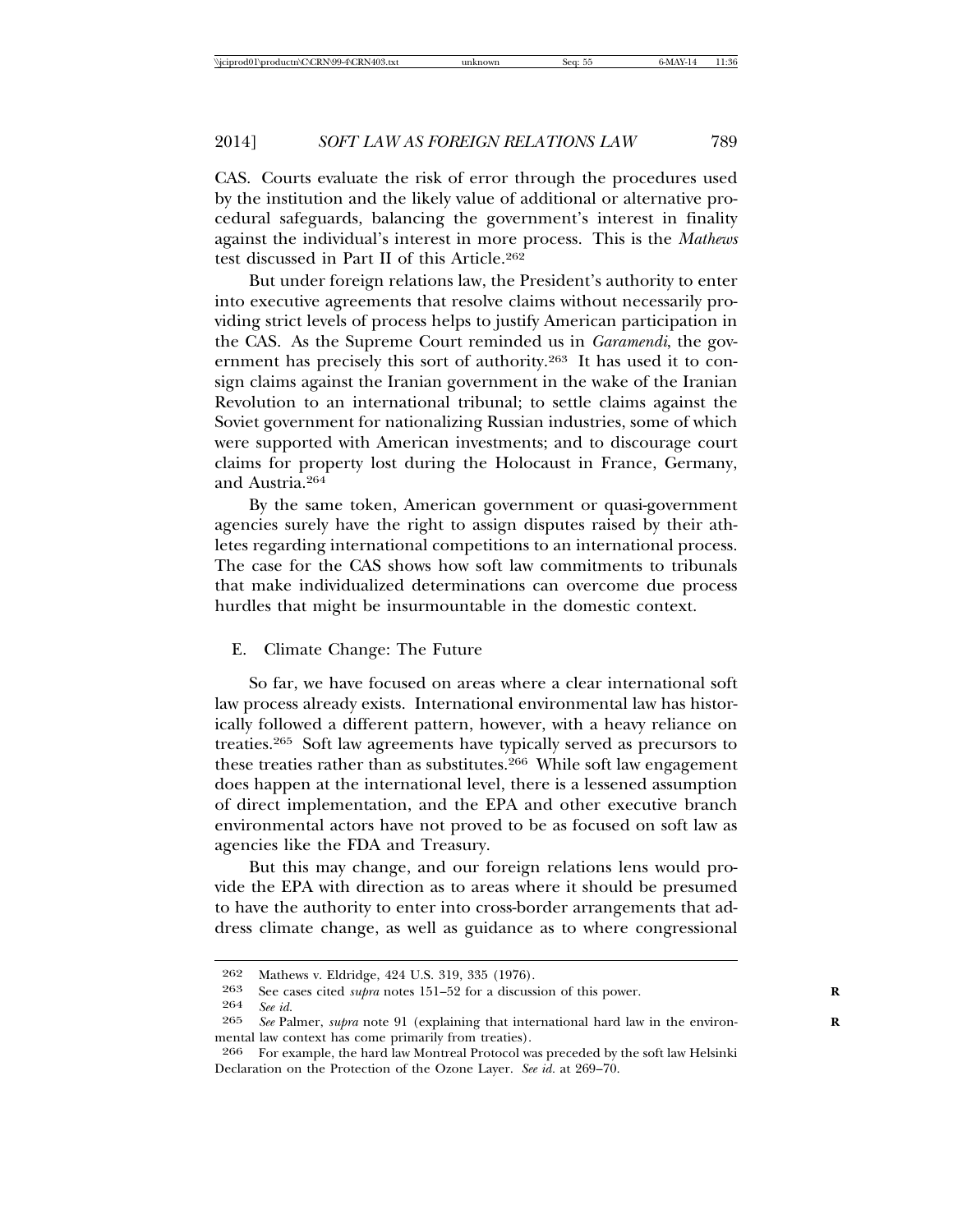CAS. Courts evaluate the risk of error through the procedures used by the institution and the likely value of additional or alternative procedural safeguards, balancing the government's interest in finality against the individual's interest in more process. This is the *Mathews* test discussed in Part II of this Article.[262]

But under foreign relations law, the President's authority to enter into executive agreements that resolve claims without necessarily providing strict levels of process helps to justify American participation in the CAS. As the Supreme Court reminded us in *Garamendi*, the government has precisely this sort of authority.[263] It has used it to consign claims against the Iranian government in the wake of the Iranian Revolution to an international tribunal; to settle claims against the Soviet government for nationalizing Russian industries, some of which were supported with American investments; and to discourage court claims for property lost during the Holocaust in France, Germany, and Austria.[264]

By the same token, American government or quasi-government agencies surely have the right to assign disputes raised by their athletes regarding international competitions to an international process. The case for the CAS shows how soft law commitments to tribunals that make individualized determinations can overcome due process hurdles that might be insurmountable in the domestic context.

### E. Climate Change: The Future

So far, we have focused on areas where a clear international soft law process already exists. International environmental law has historically followed a different pattern, however, with a heavy reliance on treaties.[265] Soft law agreements have typically served as precursors to these treaties rather than as substitutes.[266] While soft law engagement does happen at the international level, there is a lessened assumption of direct implementation, and the EPA and other executive branch environmental actors have not proved to be as focused on soft law as agencies like the FDA and Treasury.

But this may change, and our foreign relations lens would provide the EPA with direction as to areas where it should be presumed to have the authority to enter into cross-border arrangements that address climate change, as well as guidance as to where congressional

---

262 Mathews v. Eldridge, 424 U.S. 319, 335 (1976).

263 See cases cited *supra* notes 151–52 for a discussion of this power.

264 *See id.*

265 *See* Palmer, *supra* note 91 (explaining that international hard law in the environmental law context has come primarily from treaties).

266 For example, the hard law Montreal Protocol was preceded by the soft law Helsinki Declaration on the Protection of the Ozone Layer. *See id.* at 269–70.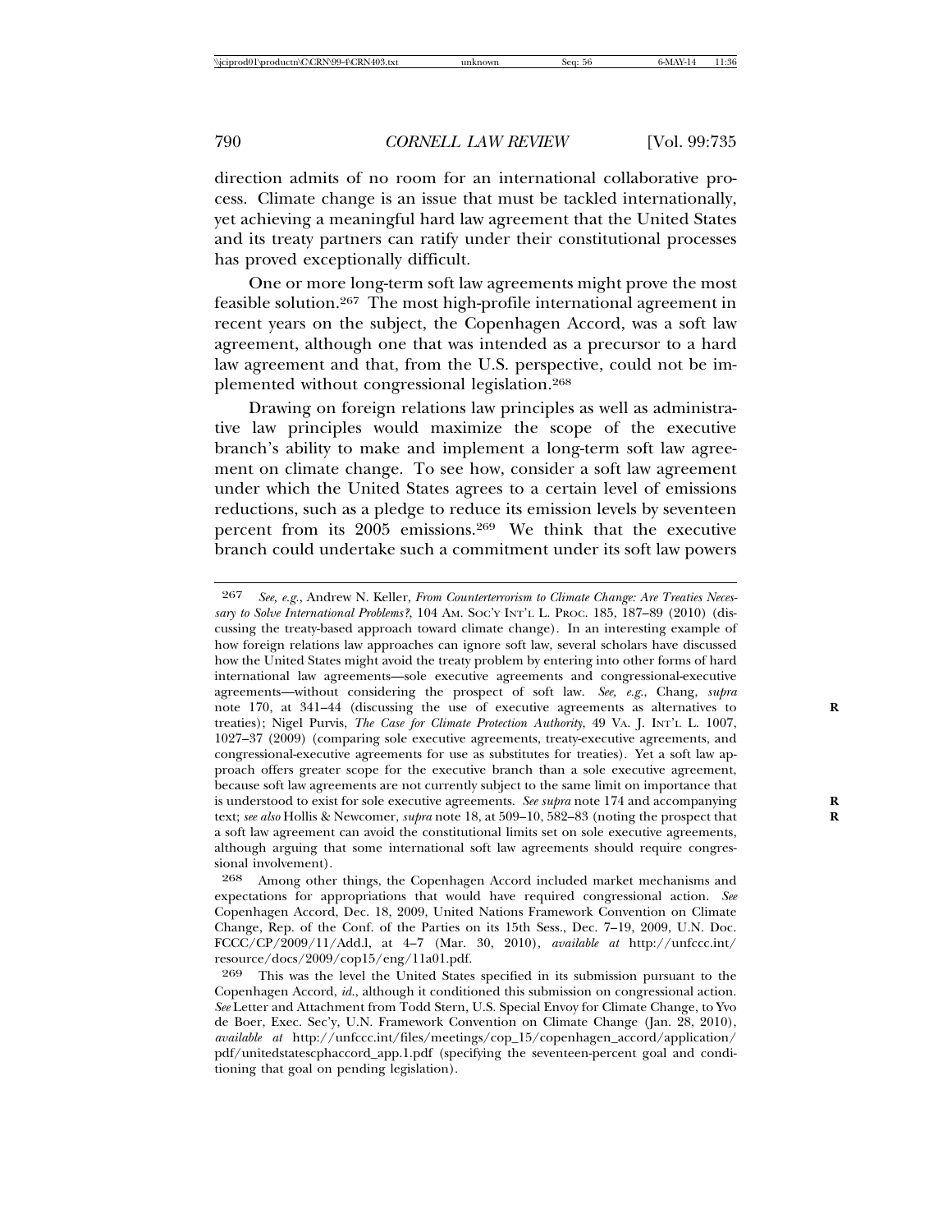direction admits of no room for an international collaborative process. Climate change is an issue that must be tackled internationally, yet achieving a meaningful hard law agreement that the United States and its treaty partners can ratify under their constitutional processes has proved exceptionally difficult.

One or more long-term soft law agreements might prove the most feasible solution.[267] The most high-profile international agreement in recent years on the subject, the Copenhagen Accord, was a soft law agreement, although one that was intended as a precursor to a hard law agreement and that, from the U.S. perspective, could not be implemented without congressional legislation.[268]

Drawing on foreign relations law principles as well as administrative law principles would maximize the scope of the executive branch's ability to make and implement a long-term soft law agreement on climate change. To see how, consider a soft law agreement under which the United States agrees to a certain level of emissions reductions, such as a pledge to reduce its emission levels by seventeen percent from its 2005 emissions.[269] We think that the executive branch could undertake such a commitment under its soft law powers

---

[267] *See, e.g.*, Andrew N. Keller, *From Counterterrorism to Climate Change: Are Treaties Necessary to Solve International Problems?*, 104 AM. SOC'Y INT'L L. PROC. 185, 187–89 (2010) (discussing the treaty-based approach toward climate change). In an interesting example of how foreign relations law approaches can ignore soft law, several scholars have discussed how the United States might avoid the treaty problem by entering into other forms of hard international law agreements—sole executive agreements and congressional-executive agreements—without considering the prospect of soft law. *See, e.g.*, Chang, *supra* note 170, at 341–44 (discussing the use of executive agreements as alternatives to treaties); Nigel Purvis, *The Case for Climate Protection Authority*, 49 VA. J. INT'L L. 1007, 1027–37 (2009) (comparing sole executive agreements, treaty-executive agreements, and congressional-executive agreements for use as substitutes for treaties). Yet a soft law approach offers greater scope for the executive branch than a sole executive agreement, because soft law agreements are not currently subject to the same limit on importance that is understood to exist for sole executive agreements. *See supra* note 174 and accompanying text; *see also* Hollis & Newcomer, *supra* note 18, at 509–10, 582–83 (noting the prospect that a soft law agreement can avoid the constitutional limits set on sole executive agreements, although arguing that some international soft law agreements should require congressional involvement).

[268] Among other things, the Copenhagen Accord included market mechanisms and expectations for appropriations that would have required congressional action. *See* Copenhagen Accord, Dec. 18, 2009, United Nations Framework Convention on Climate Change, Rep. of the Conf. of the Parties on its 15th Sess., Dec. 7–19, 2009, U.N. Doc. FCCC/CP/2009/11/Add.l, at 4–7 (Mar. 30, 2010), *available at* http://unfccc.int/resource/docs/2009/cop15/eng/11a01.pdf.

[269] This was the level the United States specified in its submission pursuant to the Copenhagen Accord, *id.*, although it conditioned this submission on congressional action. *See* Letter and Attachment from Todd Stern, U.S. Special Envoy for Climate Change, to Yvo de Boer, Exec. Sec'y, U.N. Framework Convention on Climate Change (Jan. 28, 2010), *available at* http://unfccc.int/files/meetings/cop_15/copenhagen_accord/application/pdf/unitedstatescphaccord_app.1.pdf (specifying the seventeen-percent goal and conditioning that goal on pending legislation).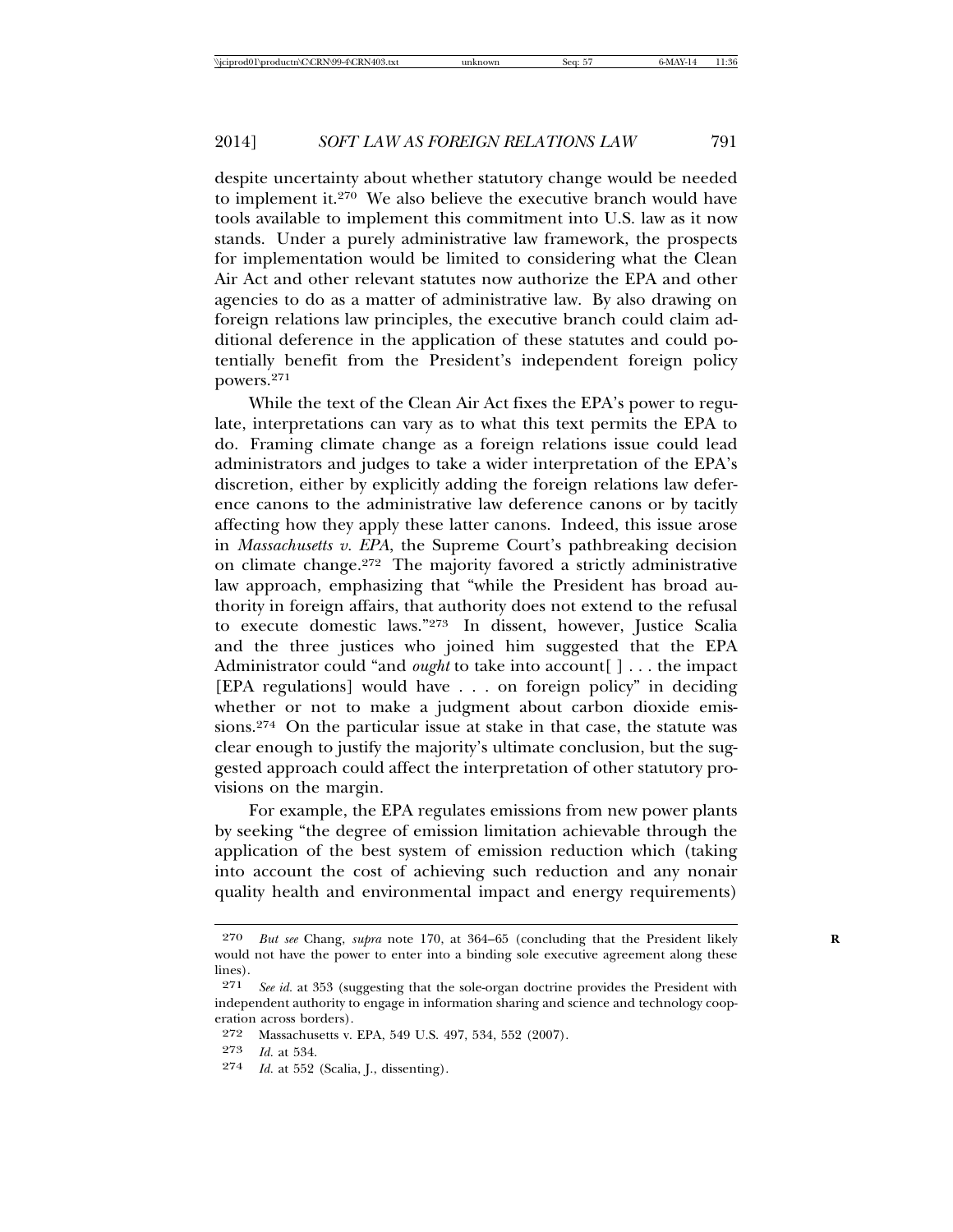despite uncertainty about whether statutory change would be needed to implement it.[270] We also believe the executive branch would have tools available to implement this commitment into U.S. law as it now stands. Under a purely administrative law framework, the prospects for implementation would be limited to considering what the Clean Air Act and other relevant statutes now authorize the EPA and other agencies to do as a matter of administrative law. By also drawing on foreign relations law principles, the executive branch could claim additional deference in the application of these statutes and could potentially benefit from the President's independent foreign policy powers.[271]

While the text of the Clean Air Act fixes the EPA's power to regulate, interpretations can vary as to what this text permits the EPA to do. Framing climate change as a foreign relations issue could lead administrators and judges to take a wider interpretation of the EPA's discretion, either by explicitly adding the foreign relations law deference canons to the administrative law deference canons or by tacitly affecting how they apply these latter canons. Indeed, this issue arose in *Massachusetts v. EPA*, the Supreme Court's pathbreaking decision on climate change.[272] The majority favored a strictly administrative law approach, emphasizing that "while the President has broad authority in foreign affairs, that authority does not extend to the refusal to execute domestic laws."[273] In dissent, however, Justice Scalia and the three justices who joined him suggested that the EPA Administrator could "and *ought* to take into account[ ] . . . the impact [EPA regulations] would have . . . on foreign policy" in deciding whether or not to make a judgment about carbon dioxide emissions.[274] On the particular issue at stake in that case, the statute was clear enough to justify the majority's ultimate conclusion, but the suggested approach could affect the interpretation of other statutory provisions on the margin.

For example, the EPA regulates emissions from new power plants by seeking "the degree of emission limitation achievable through the application of the best system of emission reduction which (taking into account the cost of achieving such reduction and any nonair quality health and environmental impact and energy requirements)

---

270 *But see* Chang, *supra* note 170, at 364–65 (concluding that the President likely would not have the power to enter into a binding sole executive agreement along these lines).

271 *See id.* at 353 (suggesting that the sole-organ doctrine provides the President with independent authority to engage in information sharing and science and technology cooperation across borders).

272 Massachusetts v. EPA, 549 U.S. 497, 534, 552 (2007).

273 *Id.* at 534.

274 *Id.* at 552 (Scalia, J., dissenting).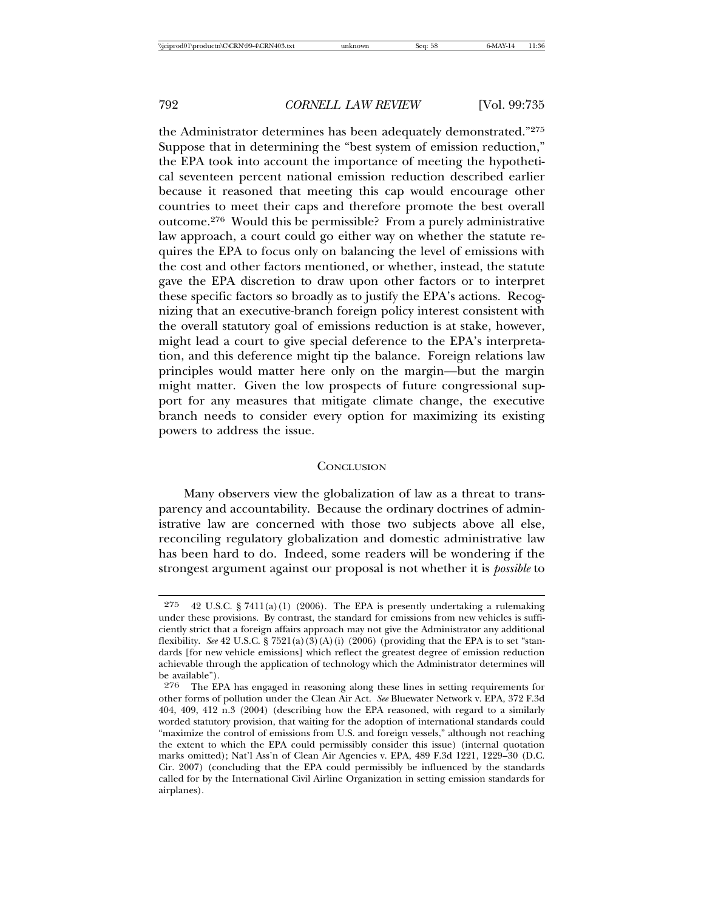the Administrator determines has been adequately demonstrated."[275] Suppose that in determining the "best system of emission reduction," the EPA took into account the importance of meeting the hypothetical seventeen percent national emission reduction described earlier because it reasoned that meeting this cap would encourage other countries to meet their caps and therefore promote the best overall outcome.[276] Would this be permissible? From a purely administrative law approach, a court could go either way on whether the statute requires the EPA to focus only on balancing the level of emissions with the cost and other factors mentioned, or whether, instead, the statute gave the EPA discretion to draw upon other factors or to interpret these specific factors so broadly as to justify the EPA's actions. Recognizing that an executive-branch foreign policy interest consistent with the overall statutory goal of emissions reduction is at stake, however, might lead a court to give special deference to the EPA's interpretation, and this deference might tip the balance. Foreign relations law principles would matter here only on the margin—but the margin might matter. Given the low prospects of future congressional support for any measures that mitigate climate change, the executive branch needs to consider every option for maximizing its existing powers to address the issue.

## CONCLUSION

Many observers view the globalization of law as a threat to transparency and accountability. Because the ordinary doctrines of administrative law are concerned with those two subjects above all else, reconciling regulatory globalization and domestic administrative law has been hard to do. Indeed, some readers will be wondering if the strongest argument against our proposal is not whether it is *possible* to

---

[275] 42 U.S.C. § 7411(a)(1) (2006). The EPA is presently undertaking a rulemaking under these provisions. By contrast, the standard for emissions from new vehicles is sufficiently strict that a foreign affairs approach may not give the Administrator any additional flexibility. *See* 42 U.S.C. § 7521(a)(3)(A)(i) (2006) (providing that the EPA is to set "standards [for new vehicle emissions] which reflect the greatest degree of emission reduction achievable through the application of technology which the Administrator determines will be available").

[276] The EPA has engaged in reasoning along these lines in setting requirements for other forms of pollution under the Clean Air Act. *See* Bluewater Network v. EPA, 372 F.3d 404, 409, 412 n.3 (2004) (describing how the EPA reasoned, with regard to a similarly worded statutory provision, that waiting for the adoption of international standards could "maximize the control of emissions from U.S. and foreign vessels," although not reaching the extent to which the EPA could permissibly consider this issue) (internal quotation marks omitted); Nat'l Ass'n of Clean Air Agencies v. EPA, 489 F.3d 1221, 1229–30 (D.C. Cir. 2007) (concluding that the EPA could permissibly be influenced by the standards called for by the International Civil Airline Organization in setting emission standards for airplanes).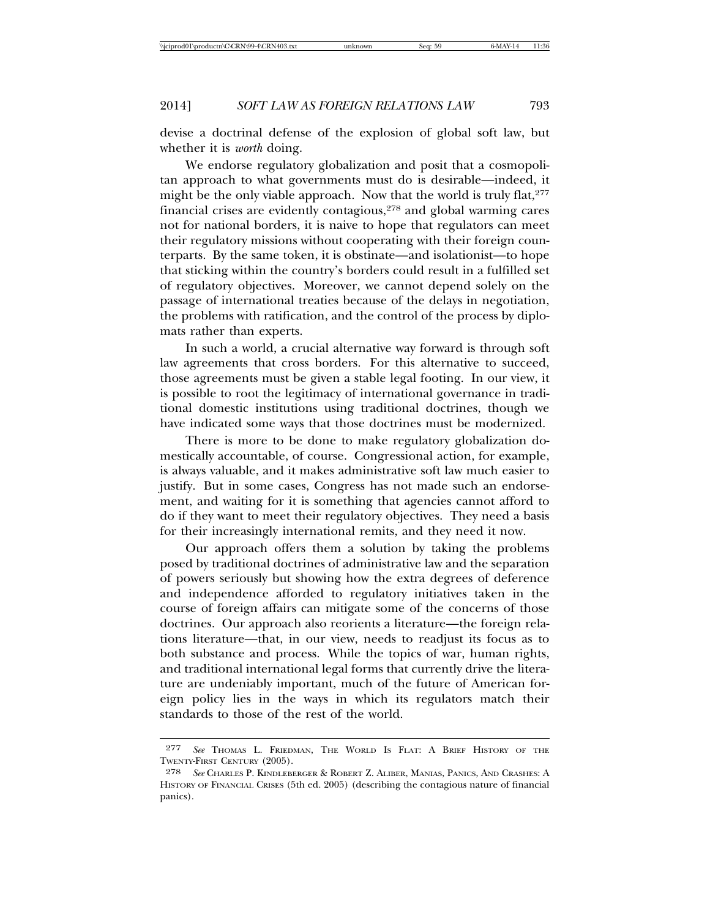devise a doctrinal defense of the explosion of global soft law, but whether it is *worth* doing.

We endorse regulatory globalization and posit that a cosmopolitan approach to what governments must do is desirable—indeed, it might be the only viable approach. Now that the world is truly flat,[277] financial crises are evidently contagious,[278] and global warming cares not for national borders, it is naive to hope that regulators can meet their regulatory missions without cooperating with their foreign counterparts. By the same token, it is obstinate—and isolationist—to hope that sticking within the country's borders could result in a fulfilled set of regulatory objectives. Moreover, we cannot depend solely on the passage of international treaties because of the delays in negotiation, the problems with ratification, and the control of the process by diplomats rather than experts.

In such a world, a crucial alternative way forward is through soft law agreements that cross borders. For this alternative to succeed, those agreements must be given a stable legal footing. In our view, it is possible to root the legitimacy of international governance in traditional domestic institutions using traditional doctrines, though we have indicated some ways that those doctrines must be modernized.

There is more to be done to make regulatory globalization domestically accountable, of course. Congressional action, for example, is always valuable, and it makes administrative soft law much easier to justify. But in some cases, Congress has not made such an endorsement, and waiting for it is something that agencies cannot afford to do if they want to meet their regulatory objectives. They need a basis for their increasingly international remits, and they need it now.

Our approach offers them a solution by taking the problems posed by traditional doctrines of administrative law and the separation of powers seriously but showing how the extra degrees of deference and independence afforded to regulatory initiatives taken in the course of foreign affairs can mitigate some of the concerns of those doctrines. Our approach also reorients a literature—the foreign relations literature—that, in our view, needs to readjust its focus as to both substance and process. While the topics of war, human rights, and traditional international legal forms that currently drive the literature are undeniably important, much of the future of American foreign policy lies in the ways in which its regulators match their standards to those of the rest of the world.

---

277 *See* THOMAS L. FRIEDMAN, THE WORLD IS FLAT: A BRIEF HISTORY OF THE TWENTY-FIRST CENTURY (2005).

278 *See* CHARLES P. KINDLEBERGER & ROBERT Z. ALIBER, MANIAS, PANICS, AND CRASHES: A HISTORY OF FINANCIAL CRISES (5th ed. 2005) (describing the contagious nature of financial panics).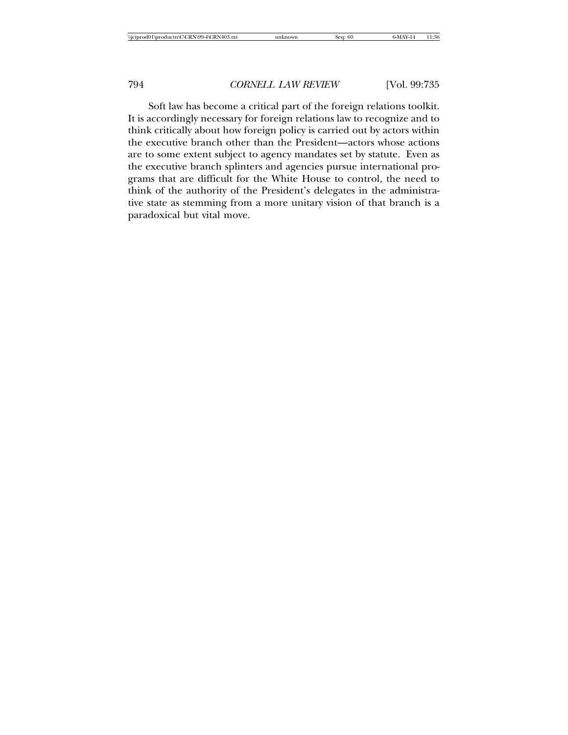Soft law has become a critical part of the foreign relations toolkit. It is accordingly necessary for foreign relations law to recognize and to think critically about how foreign policy is carried out by actors within the executive branch other than the President—actors whose actions are to some extent subject to agency mandates set by statute. Even as the executive branch splinters and agencies pursue international programs that are difficult for the White House to control, the need to think of the authority of the President's delegates in the administrative state as stemming from a more unitary vision of that branch is a paradoxical but vital move.